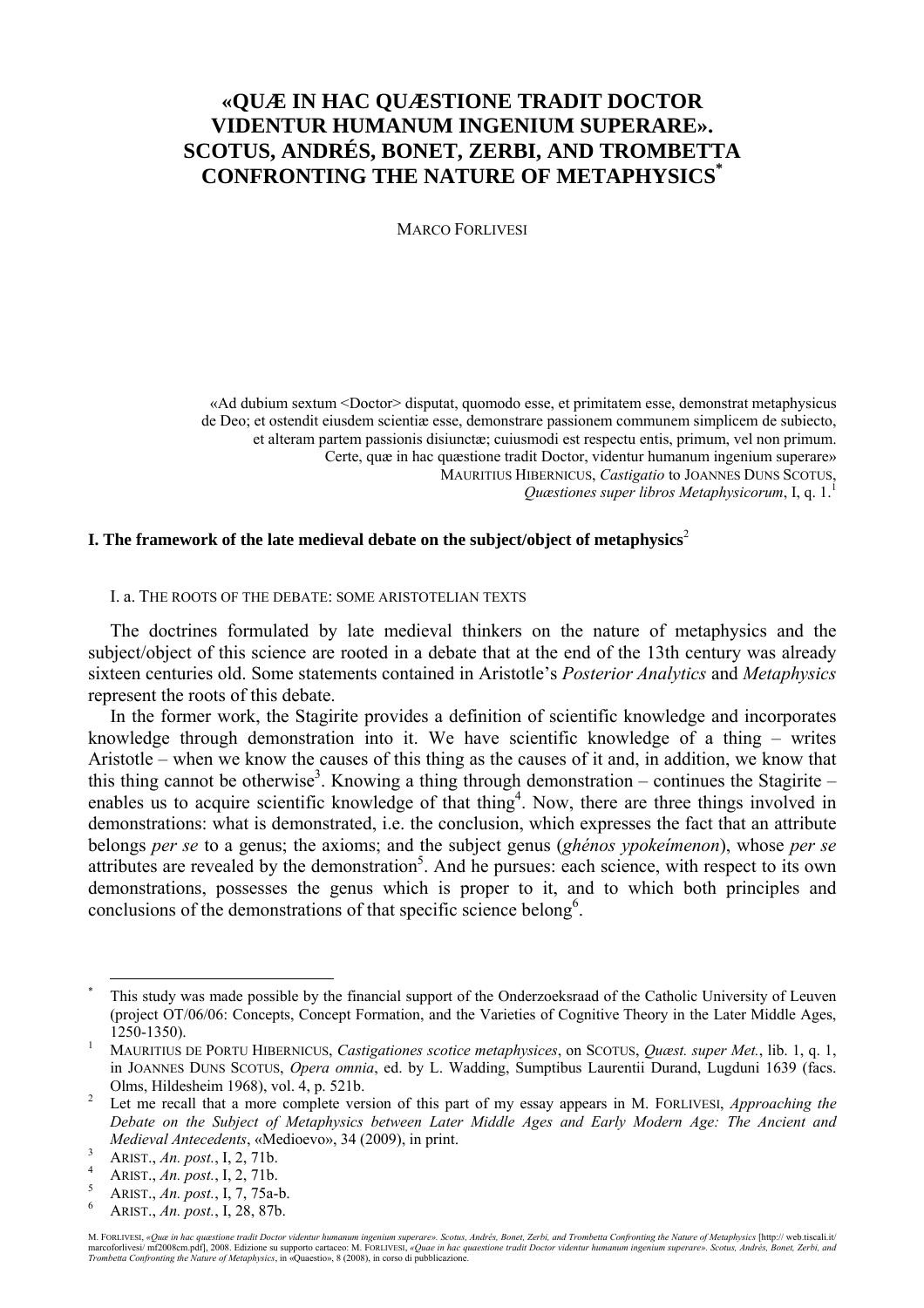# «QUÆ IN HAC QUÆSTIONE TRADIT DOCTOR VIDENTUR HUMANUM INGENIUM SUPERARE». SCOTUS, ANDRÉS, BONET, ZERBI, AND TROMBETTA CONFRONTING THE NATURE OF METAPHYSICS[*]

MARCO FORLIVESI

> «Ad dubium sextum <Doctor> disputat, quomodo esse, et primitatem esse, demonstrat metaphysicus de Deo; et ostendit eiusdem scientiæ esse, demonstrare passionem communem simplicem de subiecto, et alteram partem passionis disiunctæ; cuiusmodi est respectu entis, primum, vel non primum. Certe, quæ in hac quæstione tradit Doctor, videntur humanum ingenium superare»
>
> MAURITIUS HIBERNICUS, *Castigatio* to JOANNES DUNS SCOTUS, *Quæstiones super libros Metaphysicorum*, I, q. 1.[1]

## I. The framework of the late medieval debate on the subject/object of metaphysics[2]

### I. a. THE ROOTS OF THE DEBATE: SOME ARISTOTELIAN TEXTS

The doctrines formulated by late medieval thinkers on the nature of metaphysics and the subject/object of this science are rooted in a debate that at the end of the 13th century was already sixteen centuries old. Some statements contained in Aristotle's *Posterior Analytics* and *Metaphysics* represent the roots of this debate.

In the former work, the Stagirite provides a definition of scientific knowledge and incorporates knowledge through demonstration into it. We have scientific knowledge of a thing – writes Aristotle – when we know the causes of this thing as the causes of it and, in addition, we know that this thing cannot be otherwise[3]. Knowing a thing through demonstration – continues the Stagirite – enables us to acquire scientific knowledge of that thing[4]. Now, there are three things involved in demonstrations: what is demonstrated, i.e. the conclusion, which expresses the fact that an attribute belongs *per se* to a genus; the axioms; and the subject genus (*ghénos ypokeímenon*), whose *per se* attributes are revealed by the demonstration[5]. And he pursues: each science, with respect to its own demonstrations, possesses the genus which is proper to it, and to which both principles and conclusions of the demonstrations of that specific science belong[6].

---

[*] This study was made possible by the financial support of the Onderzoeksraad of the Catholic University of Leuven (project OT/06/06: Concepts, Concept Formation, and the Varieties of Cognitive Theory in the Later Middle Ages, 1250-1350).

[1] MAURITIUS DE PORTU HIBERNICUS, *Castigationes scotice metaphysices*, on SCOTUS, *Quæst. super Met.*, lib. 1, q. 1, in JOANNES DUNS SCOTUS, *Opera omnia*, ed. by L. Wadding, Sumptibus Laurentii Durand, Lugduni 1639 (facs. Olms, Hildesheim 1968), vol. 4, p. 521b.

[2] Let me recall that a more complete version of this part of my essay appears in M. FORLIVESI, *Approaching the Debate on the Subject of Metaphysics between Later Middle Ages and Early Modern Age: The Ancient and Medieval Antecedents*, «Medioevo», 34 (2009), in print.

[3] ARIST., *An. post.*, I, 2, 71b.

[4] ARIST., *An. post.*, I, 2, 71b.

[5] ARIST., *An. post.*, I, 7, 75a-b.

[6] ARIST., *An. post.*, I, 28, 87b.

M. FORLIVESI, *«Quæ in hac quæstione tradit Doctor videntur humanum ingenium superare». Scotus, Andrés, Bonet, Zerbi, and Trombetta Confronting the Nature of Metaphysics* [http:// web.tiscali.it/ marcoforlivesi/ mf2008cm.pdf], 2008. Edizione su supporto cartaceo: M. FORLIVESI, *«Quae in hac quaestione tradit Doctor videntur humanum ingenium superare». Scotus, Andrés, Bonet, Zerbi, and Trombetta Confronting the Nature of Metaphysics*, in «Quaestio», 8 (2008), in corso di pubblicazione.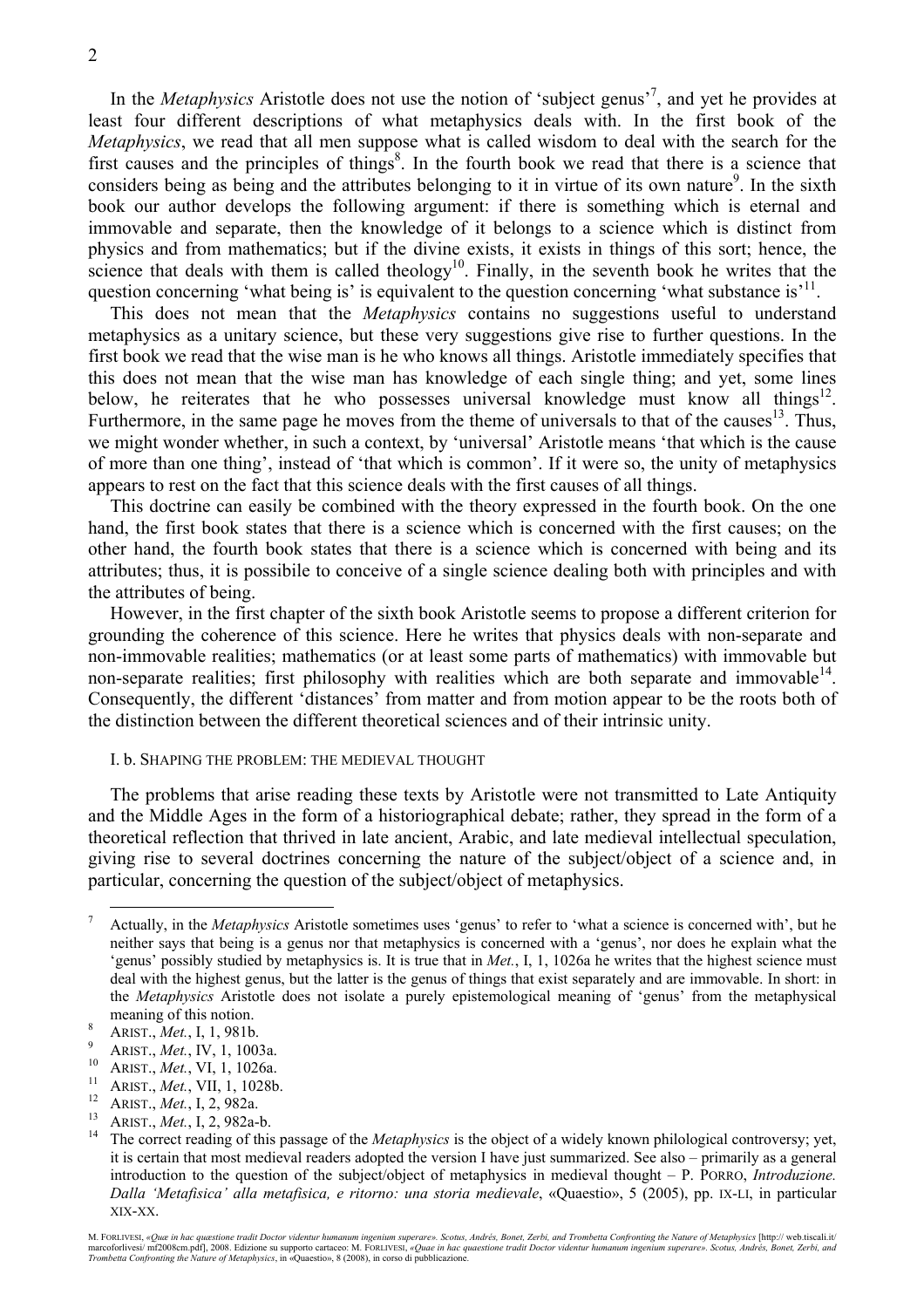In the *Metaphysics* Aristotle does not use the notion of 'subject genus'[7], and yet he provides at least four different descriptions of what metaphysics deals with. In the first book of the *Metaphysics*, we read that all men suppose what is called wisdom to deal with the search for the first causes and the principles of things[8]. In the fourth book we read that there is a science that considers being as being and the attributes belonging to it in virtue of its own nature[9]. In the sixth book our author develops the following argument: if there is something which is eternal and immovable and separate, then the knowledge of it belongs to a science which is distinct from physics and from mathematics; but if the divine exists, it exists in things of this sort; hence, the science that deals with them is called theology[10]. Finally, in the seventh book he writes that the question concerning 'what being is' is equivalent to the question concerning 'what substance is'[11].

This does not mean that the *Metaphysics* contains no suggestions useful to understand metaphysics as a unitary science, but these very suggestions give rise to further questions. In the first book we read that the wise man is he who knows all things. Aristotle immediately specifies that this does not mean that the wise man has knowledge of each single thing; and yet, some lines below, he reiterates that he who possesses universal knowledge must know all things[12]. Furthermore, in the same page he moves from the theme of universals to that of the causes[13]. Thus, we might wonder whether, in such a context, by 'universal' Aristotle means 'that which is the cause of more than one thing', instead of 'that which is common'. If it were so, the unity of metaphysics appears to rest on the fact that this science deals with the first causes of all things.

This doctrine can easily be combined with the theory expressed in the fourth book. On the one hand, the first book states that there is a science which is concerned with the first causes; on the other hand, the fourth book states that there is a science which is concerned with being and its attributes; thus, it is possibile to conceive of a single science dealing both with principles and with the attributes of being.

However, in the first chapter of the sixth book Aristotle seems to propose a different criterion for grounding the coherence of this science. Here he writes that physics deals with non-separate and non-immovable realities; mathematics (or at least some parts of mathematics) with immovable but non-separate realities; first philosophy with realities which are both separate and immovable[14]. Consequently, the different 'distances' from matter and from motion appear to be the roots both of the distinction between the different theoretical sciences and of their intrinsic unity.

### I. b. Shaping the problem: the medieval thought

The problems that arise reading these texts by Aristotle were not transmitted to Late Antiquity and the Middle Ages in the form of a historiographical debate; rather, they spread in the form of a theoretical reflection that thrived in late ancient, Arabic, and late medieval intellectual speculation, giving rise to several doctrines concerning the nature of the subject/object of a science and, in particular, concerning the question of the subject/object of metaphysics.

---

[7] Actually, in the *Metaphysics* Aristotle sometimes uses 'genus' to refer to 'what a science is concerned with', but he neither says that being is a genus nor that metaphysics is concerned with a 'genus', nor does he explain what the 'genus' possibly studied by metaphysics is. It is true that in *Met.*, I, 1, 1026a he writes that the highest science must deal with the highest genus, but the latter is the genus of things that exist separately and are immovable. In short: in the *Metaphysics* Aristotle does not isolate a purely epistemological meaning of 'genus' from the metaphysical meaning of this notion.

[8] Arist., *Met.*, I, 1, 981b.

[9] Arist., *Met.*, IV, 1, 1003a.

[10] Arist., *Met.*, VI, 1, 1026a.

[11] Arist., *Met.*, VII, 1, 1028b.

[12] Arist., *Met.*, I, 2, 982a.

[13] Arist., *Met.*, I, 2, 982a-b.

[14] The correct reading of this passage of the *Metaphysics* is the object of a widely known philological controversy; yet, it is certain that most medieval readers adopted the version I have just summarized. See also – primarily as a general introduction to the question of the subject/object of metaphysics in medieval thought – P. Porro, *Introduzione. Dalla 'Metafisica' alla metafisica, e ritorno: una storia medievale*, «Quaestio», 5 (2005), pp. IX-LI, in particular XIX-XX.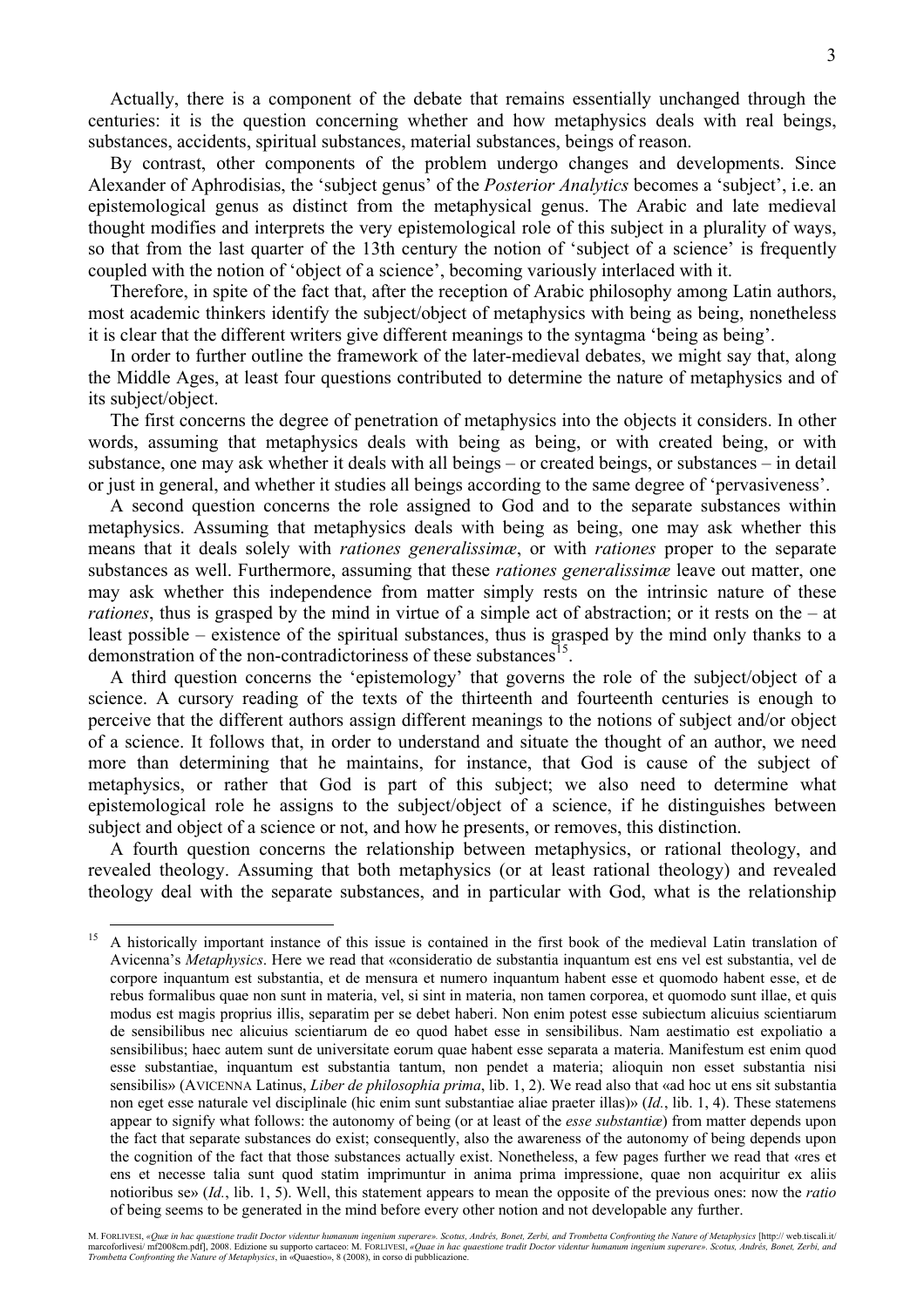Actually, there is a component of the debate that remains essentially unchanged through the centuries: it is the question concerning whether and how metaphysics deals with real beings, substances, accidents, spiritual substances, material substances, beings of reason.

By contrast, other components of the problem undergo changes and developments. Since Alexander of Aphrodisias, the 'subject genus' of the *Posterior Analytics* becomes a 'subject', i.e. an epistemological genus as distinct from the metaphysical genus. The Arabic and late medieval thought modifies and interprets the very epistemological role of this subject in a plurality of ways, so that from the last quarter of the 13th century the notion of 'subject of a science' is frequently coupled with the notion of 'object of a science', becoming variously interlaced with it.

Therefore, in spite of the fact that, after the reception of Arabic philosophy among Latin authors, most academic thinkers identify the subject/object of metaphysics with being as being, nonetheless it is clear that the different writers give different meanings to the syntagma 'being as being'.

In order to further outline the framework of the later-medieval debates, we might say that, along the Middle Ages, at least four questions contributed to determine the nature of metaphysics and of its subject/object.

The first concerns the degree of penetration of metaphysics into the objects it considers. In other words, assuming that metaphysics deals with being as being, or with created being, or with substance, one may ask whether it deals with all beings – or created beings, or substances – in detail or just in general, and whether it studies all beings according to the same degree of 'pervasiveness'.

A second question concerns the role assigned to God and to the separate substances within metaphysics. Assuming that metaphysics deals with being as being, one may ask whether this means that it deals solely with *rationes generalissimæ*, or with *rationes* proper to the separate substances as well. Furthermore, assuming that these *rationes generalissimæ* leave out matter, one may ask whether this independence from matter simply rests on the intrinsic nature of these *rationes*, thus is grasped by the mind in virtue of a simple act of abstraction; or it rests on the – at least possible – existence of the spiritual substances, thus is grasped by the mind only thanks to a demonstration of the non-contradictoriness of these substances[15].

A third question concerns the 'epistemology' that governs the role of the subject/object of a science. A cursory reading of the texts of the thirteenth and fourteenth centuries is enough to perceive that the different authors assign different meanings to the notions of subject and/or object of a science. It follows that, in order to understand and situate the thought of an author, we need more than determining that he maintains, for instance, that God is cause of the subject of metaphysics, or rather that God is part of this subject; we also need to determine what epistemological role he assigns to the subject/object of a science, if he distinguishes between subject and object of a science or not, and how he presents, or removes, this distinction.

A fourth question concerns the relationship between metaphysics, or rational theology, and revealed theology. Assuming that both metaphysics (or at least rational theology) and revealed theology deal with the separate substances, and in particular with God, what is the relationship

---

[15] A historically important instance of this issue is contained in the first book of the medieval Latin translation of Avicenna's *Metaphysics*. Here we read that «consideratio de substantia inquantum est ens vel est substantia, vel de corpore inquantum est substantia, et de mensura et numero inquantum habent esse et quomodo habent esse, et de rebus formalibus quae non sunt in materia, vel, si sint in materia, non tamen corporea, et quomodo sunt illae, et quis modus est magis proprius illis, separatim per se debet haberi. Non enim potest esse subiectum alicuius scientiarum de sensibilibus nec alicuius scientiarum de eo quod habet esse in sensibilibus. Nam aestimatio est expoliatio a sensibilibus; haec autem sunt de universitate eorum quae habent esse separata a materia. Manifestum est enim quod esse substantiae, inquantum est substantia tantum, non pendet a materia; alioquin non esset substantia nisi sensibilis» (AVICENNA Latinus, *Liber de philosophia prima*, lib. 1, 2). We read also that «ad hoc ut ens sit substantia non eget esse naturale vel disciplinale (hic enim sunt substantiae aliae praeter illas)» (*Id.*, lib. 1, 4). These statemens appear to signify what follows: the autonomy of being (or at least of the *esse substantiæ*) from matter depends upon the fact that separate substances do exist; consequently, also the awareness of the autonomy of being depends upon the cognition of the fact that those substances actually exist. Nonetheless, a few pages further we read that «res et ens et necesse talia sunt quod statim imprimuntur in anima prima impressione, quae non acquiritur ex aliis notioribus se» (*Id.*, lib. 1, 5). Well, this statement appears to mean the opposite of the previous ones: now the *ratio* of being seems to be generated in the mind before every other notion and not developable any further.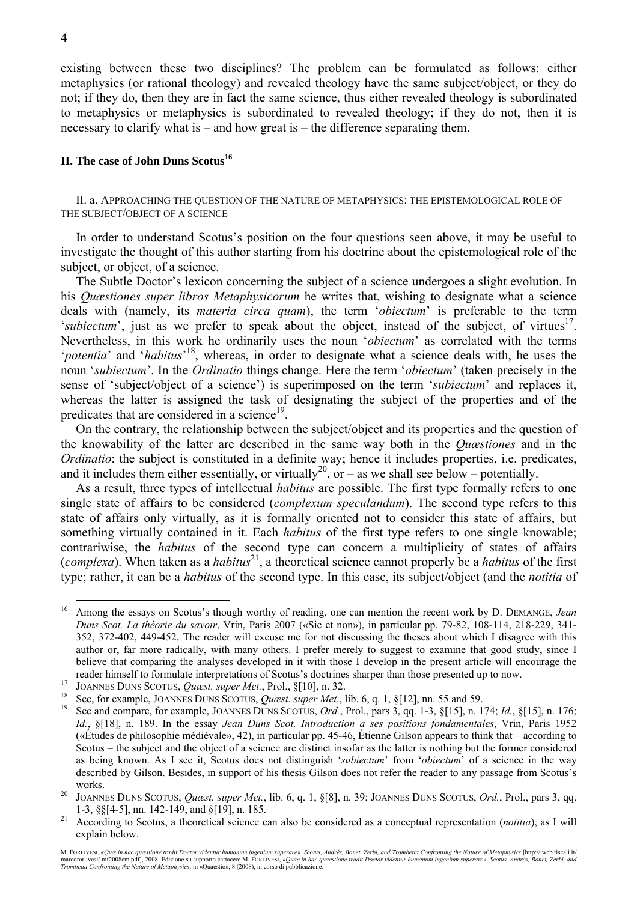existing between these two disciplines? The problem can be formulated as follows: either metaphysics (or rational theology) and revealed theology have the same subject/object, or they do not; if they do, then they are in fact the same science, thus either revealed theology is subordinated to metaphysics or metaphysics is subordinated to revealed theology; if they do not, then it is necessary to clarify what is – and how great is – the difference separating them.

## II. The case of John Duns Scotus[16]

### II. a. Approaching the question of the nature of metaphysics: the epistemological role of the subject/object of a science

In order to understand Scotus's position on the four questions seen above, it may be useful to investigate the thought of this author starting from his doctrine about the epistemological role of the subject, or object, of a science.

The Subtle Doctor's lexicon concerning the subject of a science undergoes a slight evolution. In his *Quæstiones super libros Metaphysicorum* he writes that, wishing to designate what a science deals with (namely, its *materia circa quam*), the term '*obiectum*' is preferable to the term '*subiectum*', just as we prefer to speak about the object, instead of the subject, of virtues[17]. Nevertheless, in this work he ordinarily uses the noun '*obiectum*' as correlated with the terms '*potentia*' and '*habitus*'[18], whereas, in order to designate what a science deals with, he uses the noun '*subiectum*'. In the *Ordinatio* things change. Here the term '*obiectum*' (taken precisely in the sense of 'subject/object of a science') is superimposed on the term '*subiectum*' and replaces it, whereas the latter is assigned the task of designating the subject of the properties and of the predicates that are considered in a science[19].

On the contrary, the relationship between the subject/object and its properties and the question of the knowability of the latter are described in the same way both in the *Quæstiones* and in the *Ordinatio*: the subject is constituted in a definite way; hence it includes properties, i.e. predicates, and it includes them either essentially, or virtually[20], or – as we shall see below – potentially.

As a result, three types of intellectual *habitus* are possible. The first type formally refers to one single state of affairs to be considered (*complexum speculandum*). The second type refers to this state of affairs only virtually, as it is formally oriented not to consider this state of affairs, but something virtually contained in it. Each *habitus* of the first type refers to one single knowable; contrariwise, the *habitus* of the second type can concern a multiplicity of states of affairs (*complexa*). When taken as a *habitus*[21], a theoretical science cannot properly be a *habitus* of the first type; rather, it can be a *habitus* of the second type. In this case, its subject/object (and the *notitia* of

---

[16] Among the essays on Scotus's though worthy of reading, one can mention the recent work by D. Demange, *Jean Duns Scot. La théorie du savoir*, Vrin, Paris 2007 («Sic et non»), in particular pp. 79-82, 108-114, 218-229, 341-352, 372-402, 449-452. The reader will excuse me for not discussing the theses about which I disagree with this author or, far more radically, with many others. I prefer merely to suggest to examine that good study, since I believe that comparing the analyses developed in it with those I develop in the present article will encourage the reader himself to formulate interpretations of Scotus's doctrines sharper than those presented up to now.

[17] Joannes Duns Scotus, *Quæst. super Met.*, Prol., §[10], n. 32.

[18] See, for example, Joannes Duns Scotus, *Quæst. super Met.*, lib. 6, q. 1, §[12], nn. 55 and 59.

[19] See and compare, for example, Joannes Duns Scotus, *Ord.*, Prol., pars 3, qq. 1-3, §[15], n. 174; *Id.*, §[15], n. 176; *Id.*, §[18], n. 189. In the essay *Jean Duns Scot. Introduction a ses positions fondamentales*, Vrin, Paris 1952 («Études de philosophie médiévale», 42), in particular pp. 45-46, Étienne Gilson appears to think that – according to Scotus – the subject and the object of a science are distinct insofar as the latter is nothing but the former considered as being known. As I see it, Scotus does not distinguish '*subiectum*' from '*obiectum*' of a science in the way described by Gilson. Besides, in support of his thesis Gilson does not refer the reader to any passage from Scotus's works.

[20] Joannes Duns Scotus, *Quæst. super Met.*, lib. 6, q. 1, §[8], n. 39; Joannes Duns Scotus, *Ord.*, Prol., pars 3, qq. 1-3, §§[4-5], nn. 142-149, and §[19], n. 185.

[21] According to Scotus, a theoretical science can also be considered as a conceptual representation (*notitia*), as I will explain below.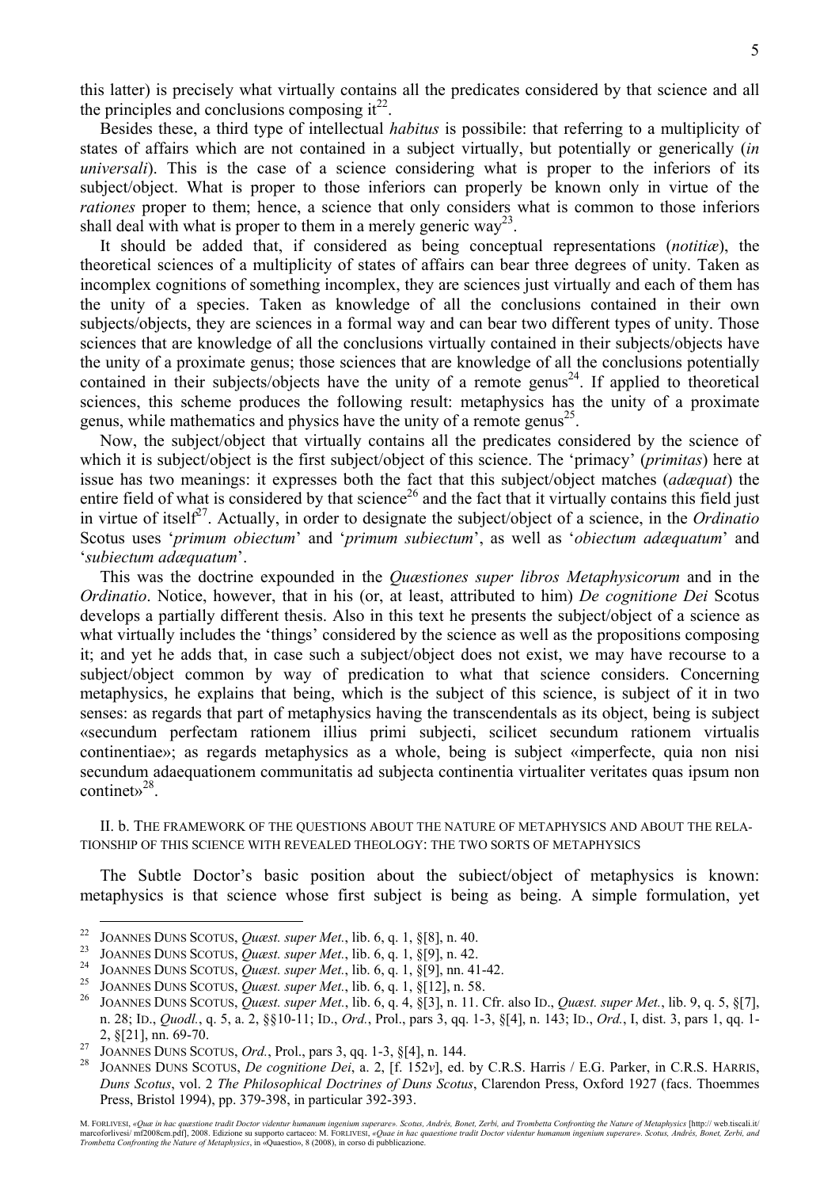this latter) is precisely what virtually contains all the predicates considered by that science and all the principles and conclusions composing it[22].

Besides these, a third type of intellectual *habitus* is possibile: that referring to a multiplicity of states of affairs which are not contained in a subject virtually, but potentially or generically (*in universali*). This is the case of a science considering what is proper to the inferiors of its subject/object. What is proper to those inferiors can properly be known only in virtue of the *rationes* proper to them; hence, a science that only considers what is common to those inferiors shall deal with what is proper to them in a merely generic way[23].

It should be added that, if considered as being conceptual representations (*notitiæ*), the theoretical sciences of a multiplicity of states of affairs can bear three degrees of unity. Taken as incomplex cognitions of something incomplex, they are sciences just virtually and each of them has the unity of a species. Taken as knowledge of all the conclusions contained in their own subjects/objects, they are sciences in a formal way and can bear two different types of unity. Those sciences that are knowledge of all the conclusions virtually contained in their subjects/objects have the unity of a proximate genus; those sciences that are knowledge of all the conclusions potentially contained in their subjects/objects have the unity of a remote genus[24]. If applied to theoretical sciences, this scheme produces the following result: metaphysics has the unity of a proximate genus, while mathematics and physics have the unity of a remote genus[25].

Now, the subject/object that virtually contains all the predicates considered by the science of which it is subject/object is the first subject/object of this science. The 'primacy' (*primitas*) here at issue has two meanings: it expresses both the fact that this subject/object matches (*adæquat*) the entire field of what is considered by that science[26] and the fact that it virtually contains this field just in virtue of itself[27]. Actually, in order to designate the subject/object of a science, in the *Ordinatio* Scotus uses '*primum obiectum*' and '*primum subiectum*', as well as '*obiectum adæquatum*' and '*subiectum adæquatum*'.

This was the doctrine expounded in the *Quæstiones super libros Metaphysicorum* and in the *Ordinatio*. Notice, however, that in his (or, at least, attributed to him) *De cognitione Dei* Scotus develops a partially different thesis. Also in this text he presents the subject/object of a science as what virtually includes the 'things' considered by the science as well as the propositions composing it; and yet he adds that, in case such a subject/object does not exist, we may have recourse to a subject/object common by way of predication to what that science considers. Concerning metaphysics, he explains that being, which is the subject of this science, is subject of it in two senses: as regards that part of metaphysics having the transcendentals as its object, being is subject «secundum perfectam rationem illius primi subjecti, scilicet secundum rationem virtualis continentiae»; as regards metaphysics as a whole, being is subject «imperfecte, quia non nisi secundum adaequationem communitatis ad subjecta continentia virtualiter veritates quas ipsum non continet»[28].

### II. b. The framework of the questions about the nature of metaphysics and about the relationship of this science with revealed theology: the two sorts of metaphysics

The Subtle Doctor's basic position about the subiect/object of metaphysics is known: metaphysics is that science whose first subject is being as being. A simple formulation, yet

---

22 Joannes Duns Scotus, *Quæst. super Met.*, lib. 6, q. 1, §[8], n. 40.

23 Joannes Duns Scotus, *Quæst. super Met.*, lib. 6, q. 1, §[9], n. 42.

24 Joannes Duns Scotus, *Quæst. super Met.*, lib. 6, q. 1, §[9], nn. 41-42.

25 Joannes Duns Scotus, *Quæst. super Met.*, lib. 6, q. 1, §[12], n. 58.

26 Joannes Duns Scotus, *Quæst. super Met.*, lib. 6, q. 4, §[3], n. 11. Cfr. also Id., *Quæst. super Met.*, lib. 9, q. 5, §[7], n. 28; Id., *Quodl.*, q. 5, a. 2, §§10-11; Id., *Ord.*, Prol., pars 3, qq. 1-3, §[4], n. 143; Id., *Ord.*, I, dist. 3, pars 1, qq. 1-2, §[21], nn. 69-70.

27 Joannes Duns Scotus, *Ord.*, Prol., pars 3, qq. 1-3, §[4], n. 144.

28 Joannes Duns Scotus, *De cognitione Dei*, a. 2, [f. 152*v*], ed. by C.R.S. Harris / E.G. Parker, in C.R.S. Harris, *Duns Scotus*, vol. 2 *The Philosophical Doctrines of Duns Scotus*, Clarendon Press, Oxford 1927 (facs. Thoemmes Press, Bristol 1994), pp. 379-398, in particular 392-393.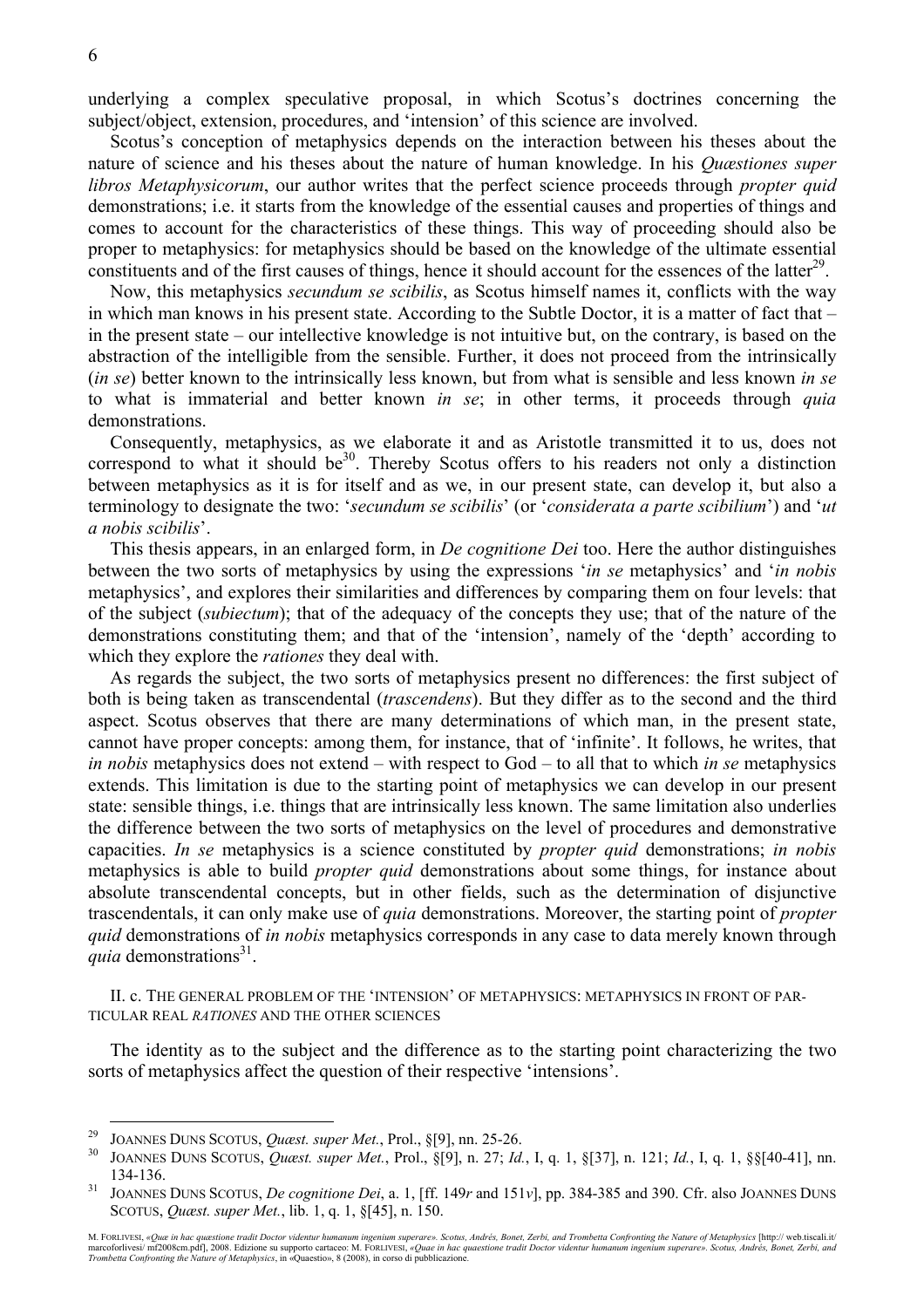underlying a complex speculative proposal, in which Scotus's doctrines concerning the subject/object, extension, procedures, and 'intension' of this science are involved.

Scotus's conception of metaphysics depends on the interaction between his theses about the nature of science and his theses about the nature of human knowledge. In his *Quæstiones super libros Metaphysicorum*, our author writes that the perfect science proceeds through *propter quid* demonstrations; i.e. it starts from the knowledge of the essential causes and properties of things and comes to account for the characteristics of these things. This way of proceeding should also be proper to metaphysics: for metaphysics should be based on the knowledge of the ultimate essential constituents and of the first causes of things, hence it should account for the essences of the latter[29].

Now, this metaphysics *secundum se scibilis*, as Scotus himself names it, conflicts with the way in which man knows in his present state. According to the Subtle Doctor, it is a matter of fact that – in the present state – our intellective knowledge is not intuitive but, on the contrary, is based on the abstraction of the intelligible from the sensible. Further, it does not proceed from the intrinsically (*in se*) better known to the intrinsically less known, but from what is sensible and less known *in se* to what is immaterial and better known *in se*; in other terms, it proceeds through *quia* demonstrations.

Consequently, metaphysics, as we elaborate it and as Aristotle transmitted it to us, does not correspond to what it should be[30]. Thereby Scotus offers to his readers not only a distinction between metaphysics as it is for itself and as we, in our present state, can develop it, but also a terminology to designate the two: '*secundum se scibilis*' (or '*considerata a parte scibilium*') and '*ut a nobis scibilis*'.

This thesis appears, in an enlarged form, in *De cognitione Dei* too. Here the author distinguishes between the two sorts of metaphysics by using the expressions '*in se* metaphysics' and '*in nobis* metaphysics', and explores their similarities and differences by comparing them on four levels: that of the subject (*subiectum*); that of the adequacy of the concepts they use; that of the nature of the demonstrations constituting them; and that of the 'intension', namely of the 'depth' according to which they explore the *rationes* they deal with.

As regards the subject, the two sorts of metaphysics present no differences: the first subject of both is being taken as transcendental (*trascendens*). But they differ as to the second and the third aspect. Scotus observes that there are many determinations of which man, in the present state, cannot have proper concepts: among them, for instance, that of 'infinite'. It follows, he writes, that *in nobis* metaphysics does not extend – with respect to God – to all that to which *in se* metaphysics extends. This limitation is due to the starting point of metaphysics we can develop in our present state: sensible things, i.e. things that are intrinsically less known. The same limitation also underlies the difference between the two sorts of metaphysics on the level of procedures and demonstrative capacities. *In se* metaphysics is a science constituted by *propter quid* demonstrations; *in nobis* metaphysics is able to build *propter quid* demonstrations about some things, for instance about absolute transcendental concepts, but in other fields, such as the determination of disjunctive trascendentals, it can only make use of *quia* demonstrations. Moreover, the starting point of *propter quid* demonstrations of *in nobis* metaphysics corresponds in any case to data merely known through *quia* demonstrations[31].

### II. c. The general problem of the 'intension' of metaphysics: metaphysics in front of particular real *rationes* and the other sciences

The identity as to the subject and the difference as to the starting point characterizing the two sorts of metaphysics affect the question of their respective 'intensions'.

---

[29] Joannes Duns Scotus, *Quæst. super Met.*, Prol., §[9], nn. 25-26.

[30] Joannes Duns Scotus, *Quæst. super Met.*, Prol., §[9], n. 27; *Id.*, I, q. 1, §[37], n. 121; *Id.*, I, q. 1, §§[40-41], nn. 134-136.

[31] Joannes Duns Scotus, *De cognitione Dei*, a. 1, [ff. 149*r* and 151*v*], pp. 384-385 and 390. Cfr. also Joannes Duns Scotus, *Quæst. super Met.*, lib. 1, q. 1, §[45], n. 150.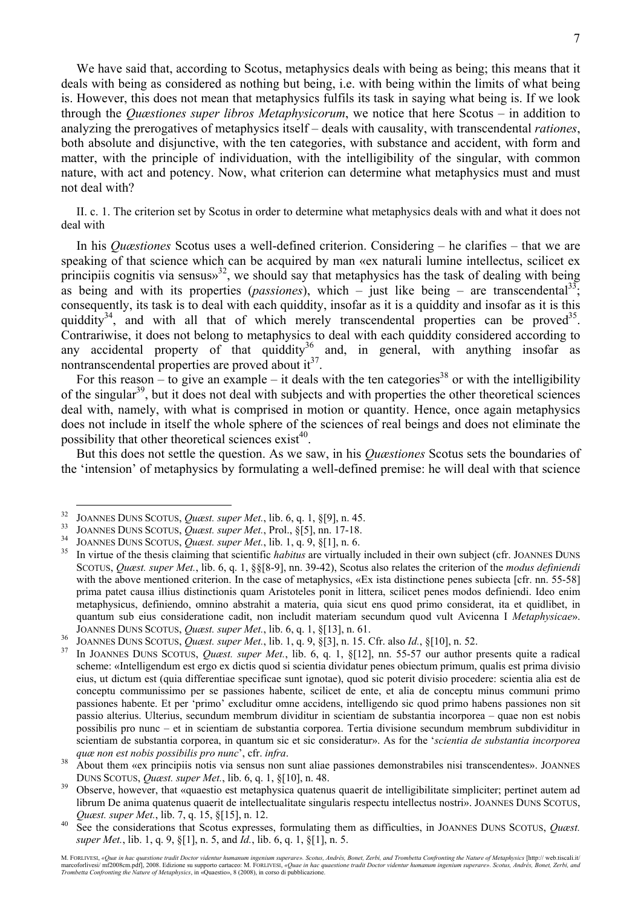We have said that, according to Scotus, metaphysics deals with being as being; this means that it deals with being as considered as nothing but being, i.e. with being within the limits of what being is. However, this does not mean that metaphysics fulfils its task in saying what being is. If we look through the *Quæstiones super libros Metaphysicorum*, we notice that here Scotus – in addition to analyzing the prerogatives of metaphysics itself – deals with causality, with transcendental *rationes*, both absolute and disjunctive, with the ten categories, with substance and accident, with form and matter, with the principle of individuation, with the intelligibility of the singular, with common nature, with act and potency. Now, what criterion can determine what metaphysics must and must not deal with?

### II. c. 1. The criterion set by Scotus in order to determine what metaphysics deals with and what it does not deal with

In his *Quæstiones* Scotus uses a well-defined criterion. Considering – he clarifies – that we are speaking of that science which can be acquired by man «ex naturali lumine intellectus, scilicet ex principiis cognitis via sensus»[32], we should say that metaphysics has the task of dealing with being as being and with its properties (*passiones*), which – just like being – are transcendental[33]; consequently, its task is to deal with each quiddity, insofar as it is a quiddity and insofar as it is this quiddity[34], and with all that of which merely transcendental properties can be proved[35]. Contrariwise, it does not belong to metaphysics to deal with each quiddity considered according to any accidental property of that quiddity[36] and, in general, with anything insofar as nontranscendental properties are proved about it[37].

For this reason – to give an example – it deals with the ten categories[38] or with the intelligibility of the singular[39], but it does not deal with subjects and with properties the other theoretical sciences deal with, namely, with what is comprised in motion or quantity. Hence, once again metaphysics does not include in itself the whole sphere of the sciences of real beings and does not eliminate the possibility that other theoretical sciences exist[40].

But this does not settle the question. As we saw, in his *Quæstiones* Scotus sets the boundaries of the 'intension' of metaphysics by formulating a well-defined premise: he will deal with that science

---

[32] JOANNES DUNS SCOTUS, *Quæst. super Met.*, lib. 6, q. 1, §[9], n. 45.

[33] JOANNES DUNS SCOTUS, *Quæst. super Met.*, Prol., §[5], nn. 17-18.

[34] JOANNES DUNS SCOTUS, *Quæst. super Met.*, lib. 1, q. 9, §[1], n. 6.

[35] In virtue of the thesis claiming that scientific *habitus* are virtually included in their own subject (cfr. JOANNES DUNS SCOTUS, *Quæst. super Met.*, lib. 6, q. 1, §§[8-9], nn. 39-42), Scotus also relates the criterion of the *modus definiendi* with the above mentioned criterion. In the case of metaphysics, «Ex ista distinctione penes subiecta [cfr. nn. 55-58] prima patet causa illius distinctionis quam Aristoteles ponit in littera, scilicet penes modos definiendi. Ideo enim metaphysicus, definiendo, omnino abstrahit a materia, quia sicut ens quod primo considerat, ita et quidlibet, in quantum sub eius consideratione cadit, non includit materiam secundum quod vult Avicenna I *Metaphysicae*». JOANNES DUNS SCOTUS, *Quæst. super Met.*, lib. 6, q. 1, §[13], n. 61.

[36] JOANNES DUNS SCOTUS, *Quæst. super Met.*, lib. 1, q. 9, §[3], n. 15. Cfr. also *Id.*, §[10], n. 52.

[37] In JOANNES DUNS SCOTUS, *Quæst. super Met.*, lib. 6, q. 1, §[12], nn. 55-57 our author presents quite a radical scheme: «Intelligendum est ergo ex dictis quod si scientia dividatur penes obiectum primum, qualis est prima divisio eius, ut dictum est (quia differentiae specificae sunt ignotae), quod sic poterit divisio procedere: scientia alia est de conceptu communissimo per se passiones habente, scilicet de ente, et alia de conceptu minus communi primo passiones habente. Et per 'primo' excluditur omne accidens, intelligendo sic quod primo habens passiones non sit passio alterius. Ulterius, secundum membrum dividitur in scientiam de substantia incorporea – quae non est nobis possibilis pro nunc – et in scientiam de substantia corporea. Tertia divisione secundum membrum subdividitur in scientiam de substantia corporea, in quantum sic et sic consideratur». As for the '*scientia de substantia incorporea quæ non est nobis possibilis pro nunc*', cfr. *infra*.

[38] About them «ex principiis notis via sensus non sunt aliae passiones demonstrabiles nisi transcendentes». JOANNES DUNS SCOTUS, *Quæst. super Met.*, lib. 6, q. 1, §[10], n. 48.

[39] Observe, however, that «quaestio est metaphysica quatenus quaerit de intelligibilitate simpliciter; pertinet autem ad librum De anima quatenus quaerit de intellectualitate singularis respectu intellectus nostri». JOANNES DUNS SCOTUS, *Quæst. super Met.*, lib. 7, q. 15, §[15], n. 12.

[40] See the considerations that Scotus expresses, formulating them as difficulties, in JOANNES DUNS SCOTUS, *Quæst. super Met.*, lib. 1, q. 9, §[1], n. 5, and *Id.*, lib. 6, q. 1, §[1], n. 5.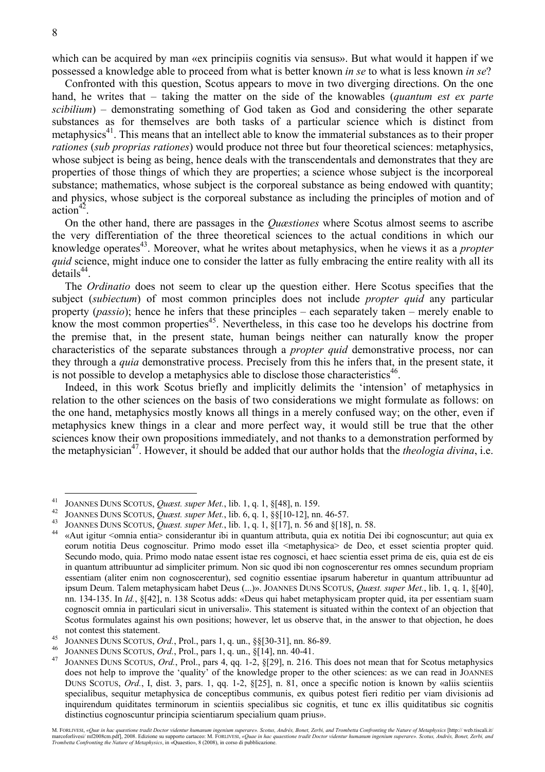which can be acquired by man «ex principiis cognitis via sensus». But what would it happen if we possessed a knowledge able to proceed from what is better known *in se* to what is less known *in se*?

Confronted with this question, Scotus appears to move in two diverging directions. On the one hand, he writes that – taking the matter on the side of the knowables (*quantum est ex parte scibilium*) – demonstrating something of God taken as God and considering the other separate substances as for themselves are both tasks of a particular science which is distinct from metaphysics[41]. This means that an intellect able to know the immaterial substances as to their proper *rationes* (*sub proprias rationes*) would produce not three but four theoretical sciences: metaphysics, whose subject is being as being, hence deals with the transcendentals and demonstrates that they are properties of those things of which they are properties; a science whose subject is the incorporeal substance; mathematics, whose subject is the corporeal substance as being endowed with quantity; and physics, whose subject is the corporeal substance as including the principles of motion and of action[42].

On the other hand, there are passages in the *Quæstiones* where Scotus almost seems to ascribe the very differentiation of the three theoretical sciences to the actual conditions in which our knowledge operates[43]. Moreover, what he writes about metaphysics, when he views it as a *propter quid* science, might induce one to consider the latter as fully embracing the entire reality with all its details[44].

The *Ordinatio* does not seem to clear up the question either. Here Scotus specifies that the subject (*subiectum*) of most common principles does not include *propter quid* any particular property (*passio*); hence he infers that these principles – each separately taken – merely enable to know the most common properties[45]. Nevertheless, in this case too he develops his doctrine from the premise that, in the present state, human beings neither can naturally know the proper characteristics of the separate substances through a *propter quid* demonstrative process, nor can they through a *quia* demonstrative process. Precisely from this he infers that, in the present state, it is not possible to develop a metaphysics able to disclose those characteristics[46].

Indeed, in this work Scotus briefly and implicitly delimits the 'intension' of metaphysics in relation to the other sciences on the basis of two considerations we might formulate as follows: on the one hand, metaphysics mostly knows all things in a merely confused way; on the other, even if metaphysics knew things in a clear and more perfect way, it would still be true that the other sciences know their own propositions immediately, and not thanks to a demonstration performed by the metaphysician[47]. However, it should be added that our author holds that the *theologia divina*, i.e.

---

[41] JOANNES DUNS SCOTUS, *Quæst. super Met.*, lib. 1, q. 1, §[48], n. 159.

[42] JOANNES DUNS SCOTUS, *Quæst. super Met.*, lib. 6, q. 1, §§[10-12], nn. 46-57.

[43] JOANNES DUNS SCOTUS, *Quæst. super Met.*, lib. 1, q. 1, §[17], n. 56 and §[18], n. 58.

[44] «Aut igitur <omnia entia> considerantur ibi in quantum attributa, quia ex notitia Dei ibi cognoscuntur; aut quia ex eorum notitia Deus cognoscitur. Primo modo esset illa <metaphysica> de Deo, et esset scientia propter quid. Secundo modo, quia. Primo modo natae essent istae res cognosci, et haec scientia esset prima de eis, quia est de eis in quantum attribuuntur ad simpliciter primum. Non sic quod ibi non cognoscerentur res omnes secundum propriam essentiam (aliter enim non cognoscerentur), sed cognitio essentiae ipsarum haberetur in quantum attribuuntur ad ipsum Deum. Talem metaphysicam habet Deus (...)». JOANNES DUNS SCOTUS, *Quæst. super Met.*, lib. 1, q. 1, §[40], nn. 134-135. In *Id.*, §[42], n. 138 Scotus adds: «Deus qui habet metaphysicam propter quid, ita per essentiam suam cognoscit omnia in particulari sicut in universali». This statement is situated within the context of an objection that Scotus formulates against his own positions; however, let us observe that, in the answer to that objection, he does not contest this statement.

[45] JOANNES DUNS SCOTUS, *Ord.*, Prol., pars 1, q. un., §§[30-31], nn. 86-89.

[46] JOANNES DUNS SCOTUS, *Ord.*, Prol., pars 1, q. un., §[14], nn. 40-41.

[47] JOANNES DUNS SCOTUS, *Ord.*, Prol., pars 4, qq. 1-2, §[29], n. 216. This does not mean that for Scotus metaphysics does not help to improve the 'quality' of the knowledge proper to the other sciences: as we can read in JOANNES DUNS SCOTUS, *Ord.*, I, dist. 3, pars. 1, qq. 1-2, §[25], n. 81, once a specific notion is known by «aliis scientiis specialibus, sequitur metaphysica de conceptibus communis, ex quibus potest fieri reditio per viam divisionis ad inquirendum quiditates terminorum in scientiis specialibus sic cognitis, et tunc ex illis quiditatibus sic cognitis distinctius cognoscuntur principia scientiarum specialium quam prius».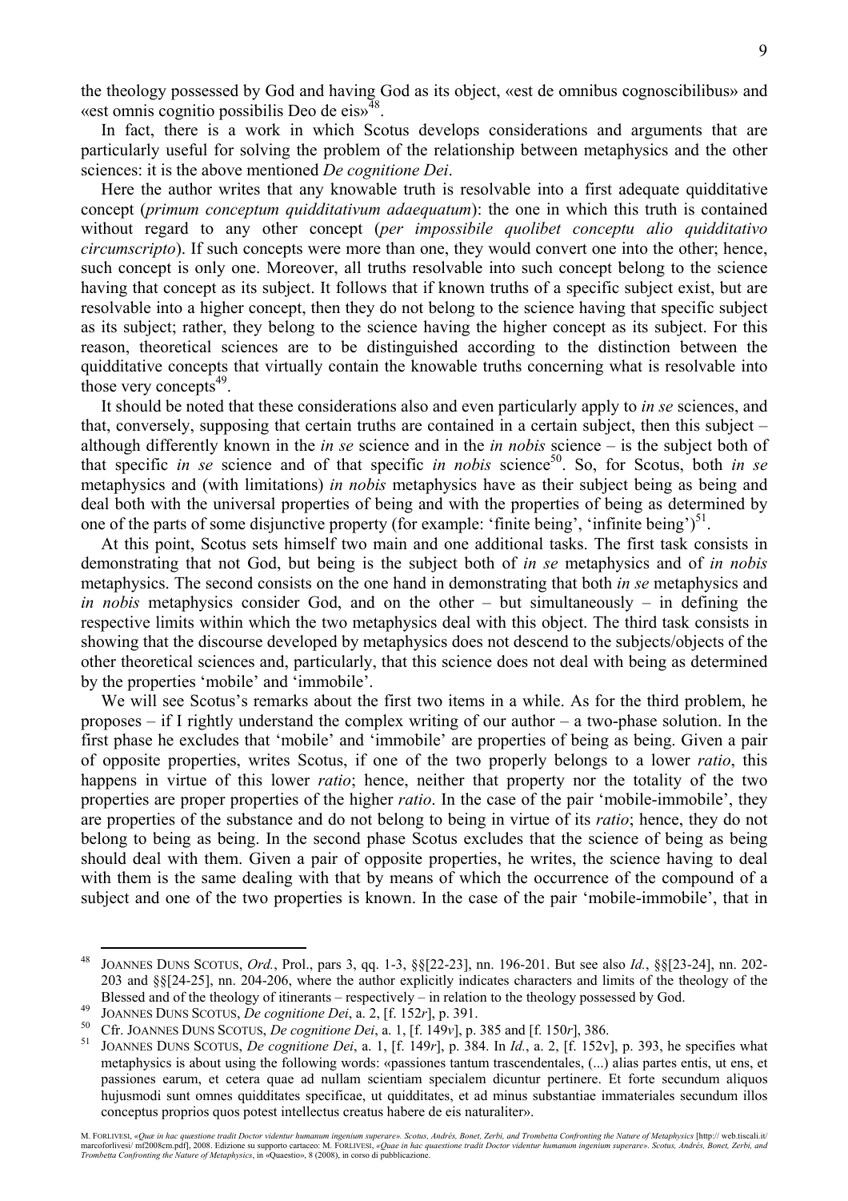the theology possessed by God and having God as its object, «est de omnibus cognoscibilibus» and «est omnis cognitio possibilis Deo de eis»[48].

In fact, there is a work in which Scotus develops considerations and arguments that are particularly useful for solving the problem of the relationship between metaphysics and the other sciences: it is the above mentioned *De cognitione Dei*.

Here the author writes that any knowable truth is resolvable into a first adequate quidditative concept (*primum conceptum quidditativum adaequatum*): the one in which this truth is contained without regard to any other concept (*per impossibile quolibet conceptu alio quidditativo circumscripto*). If such concepts were more than one, they would convert one into the other; hence, such concept is only one. Moreover, all truths resolvable into such concept belong to the science having that concept as its subject. It follows that if known truths of a specific subject exist, but are resolvable into a higher concept, then they do not belong to the science having that specific subject as its subject; rather, they belong to the science having the higher concept as its subject. For this reason, theoretical sciences are to be distinguished according to the distinction between the quidditative concepts that virtually contain the knowable truths concerning what is resolvable into those very concepts[49].

It should be noted that these considerations also and even particularly apply to *in se* sciences, and that, conversely, supposing that certain truths are contained in a certain subject, then this subject – although differently known in the *in se* science and in the *in nobis* science – is the subject both of that specific *in se* science and of that specific *in nobis* science[50]. So, for Scotus, both *in se* metaphysics and (with limitations) *in nobis* metaphysics have as their subject being as being and deal both with the universal properties of being and with the properties of being as determined by one of the parts of some disjunctive property (for example: 'finite being', 'infinite being')[51].

At this point, Scotus sets himself two main and one additional tasks. The first task consists in demonstrating that not God, but being is the subject both of *in se* metaphysics and of *in nobis* metaphysics. The second consists on the one hand in demonstrating that both *in se* metaphysics and *in nobis* metaphysics consider God, and on the other – but simultaneously – in defining the respective limits within which the two metaphysics deal with this object. The third task consists in showing that the discourse developed by metaphysics does not descend to the subjects/objects of the other theoretical sciences and, particularly, that this science does not deal with being as determined by the properties 'mobile' and 'immobile'.

We will see Scotus's remarks about the first two items in a while. As for the third problem, he proposes – if I rightly understand the complex writing of our author – a two-phase solution. In the first phase he excludes that 'mobile' and 'immobile' are properties of being as being. Given a pair of opposite properties, writes Scotus, if one of the two properly belongs to a lower *ratio*, this happens in virtue of this lower *ratio*; hence, neither that property nor the totality of the two properties are proper properties of the higher *ratio*. In the case of the pair 'mobile-immobile', they are properties of the substance and do not belong to being in virtue of its *ratio*; hence, they do not belong to being as being. In the second phase Scotus excludes that the science of being as being should deal with them. Given a pair of opposite properties, he writes, the science having to deal with them is the same dealing with that by means of which the occurrence of the compound of a subject and one of the two properties is known. In the case of the pair 'mobile-immobile', that in

---

[48] JOANNES DUNS SCOTUS, *Ord.*, Prol., pars 3, qq. 1-3, §§[22-23], nn. 196-201. But see also *Id.*, §§[23-24], nn. 202-203 and §§[24-25], nn. 204-206, where the author explicitly indicates characters and limits of the theology of the Blessed and of the theology of itinerants – respectively – in relation to the theology possessed by God.

[49] JOANNES DUNS SCOTUS, *De cognitione Dei*, a. 2, [f. 152*r*], p. 391.

[50] Cfr. JOANNES DUNS SCOTUS, *De cognitione Dei*, a. 1, [f. 149*v*], p. 385 and [f. 150*r*], 386.

[51] JOANNES DUNS SCOTUS, *De cognitione Dei*, a. 1, [f. 149*r*], p. 384. In *Id.*, a. 2, [f. 152v], p. 393, he specifies what metaphysics is about using the following words: «passiones tantum trascendentales, (...) alias partes entis, ut ens, et passiones earum, et cetera quae ad nullam scientiam specialem dicuntur pertinere. Et forte secundum aliquos hujusmodi sunt omnes quidditates specificae, ut quidditates, et ad minus substantiae immateriales secundum illos conceptus proprios quos potest intellectus creatus habere de eis naturaliter».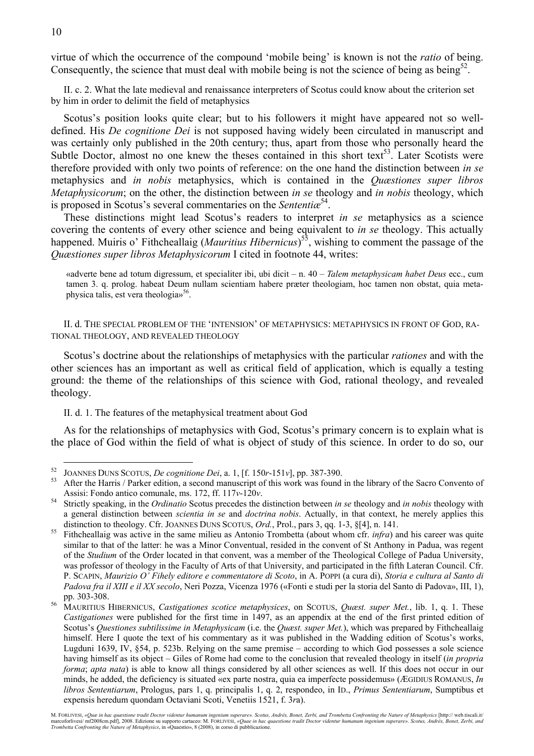virtue of which the occurrence of the compound 'mobile being' is known is not the *ratio* of being. Consequently, the science that must deal with mobile being is not the science of being as being[52].

II. c. 2. What the late medieval and renaissance interpreters of Scotus could know about the criterion set by him in order to delimit the field of metaphysics

Scotus's position looks quite clear; but to his followers it might have appeared not so well-defined. His *De cognitione Dei* is not supposed having widely been circulated in manuscript and was certainly only published in the 20th century; thus, apart from those who personally heard the Subtle Doctor, almost no one knew the theses contained in this short text[53]. Later Scotists were therefore provided with only two points of reference: on the one hand the distinction between *in se* metaphysics and *in nobis* metaphysics, which is contained in the *Quæstiones super libros Metaphysicorum*; on the other, the distinction between *in se* theology and *in nobis* theology, which is proposed in Scotus's several commentaries on the *Sententiæ*[54].

These distinctions might lead Scotus's readers to interpret *in se* metaphysics as a science covering the contents of every other science and being equivalent to *in se* theology. This actually happened. Muiris o' Fithcheallaig (*Mauritius Hibernicus*)[55], wishing to comment the passage of the *Quæstiones super libros Metaphysicorum* I cited in footnote 44, writes:

> «adverte bene ad totum digressum, et specialiter ibi, ubi dicit – n. 40 – *Talem metaphysicam habet Deus* ecc., cum tamen 3. q. prolog. habeat Deum nullam scientiam habere præter theologiam, hoc tamen non obstat, quia metaphysica talis, est vera theologia»[56].

II. d. The special problem of the 'intension' of metaphysics: metaphysics in front of God, rational theology, and revealed theology

Scotus's doctrine about the relationships of metaphysics with the particular *rationes* and with the other sciences has an important as well as critical field of application, which is equally a testing ground: the theme of the relationships of this science with God, rational theology, and revealed theology.

II. d. 1. The features of the metaphysical treatment about God

As for the relationships of metaphysics with God, Scotus's primary concern is to explain what is the place of God within the field of what is object of study of this science. In order to do so, our

---

[52] Joannes Duns Scotus, *De cognitione Dei*, a. 1, [f. 150*r*-151*v*], pp. 387-390.

[53] After the Harris / Parker edition, a second manuscript of this work was found in the library of the Sacro Convento of Assisi: Fondo antico comunale, ms. 172, ff. 117*v*-120*v*.

[54] Strictly speaking, in the *Ordinatio* Scotus precedes the distinction between *in se* theology and *in nobis* theology with a general distinction between *scientia in se* and *doctrina nobis*. Actually, in that context, he merely applies this distinction to theology. Cfr. Joannes Duns Scotus, *Ord.*, Prol., pars 3, qq. 1-3, §[4], n. 141.

[55] Fithcheallaig was active in the same milieu as Antonio Trombetta (about whom cfr. *infra*) and his career was quite similar to that of the latter: he was a Minor Conventual, resided in the convent of St Anthony in Padua, was regent of the *Studium* of the Order located in that convent, was a member of the Theological College of Padua University, was professor of theology in the Faculty of Arts of that University, and participated in the fifth Lateran Council. Cfr. P. Scapin, *Maurizio O' Fihely editore e commentatore di Scoto*, in A. Poppi (a cura di), *Storia e cultura al Santo di Padova fra il XIII e il XX secolo*, Neri Pozza, Vicenza 1976 («Fonti e studi per la storia del Santo di Padova», III, 1), pp. 303-308.

[56] Mauritius Hibernicus, *Castigationes scotice metaphysices*, on Scotus, *Quæst. super Met.*, lib. 1, q. 1. These *Castigationes* were published for the first time in 1497, as an appendix at the end of the first printed edition of Scotus's *Questiones subtilissime in Metaphysicam* (i.e. the *Quæst. super Met.*), which was prepared by Fithcheallaig himself. Here I quote the text of his commentary as it was published in the Wadding edition of Scotus's works, Lugduni 1639, IV, §54, p. 523b. Relying on the same premise – according to which God possesses a sole science having himself as its object – Giles of Rome had come to the conclusion that revealed theology in itself (*in propria forma*; *apta nata*) is able to know all things considered by all other sciences as well. If this does not occur in our minds, he added, the deficiency is situated «ex parte nostra, quia ea imperfecte possidemus» (Ægidius Romanus, *In libros Sententiarum*, Prologus, pars 1, q. principalis 1, q. 2, respondeo, in Id., *Primus Sententiarum*, Sumptibus et expensis heredum quondam Octaviani Scoti, Venetiis 1521, f. 3*r*a).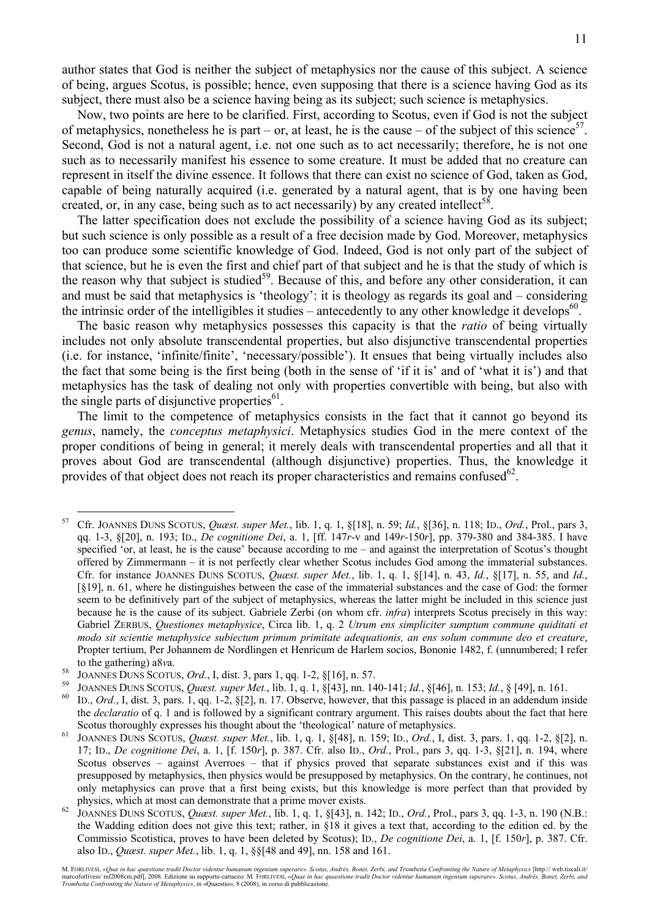author states that God is neither the subject of metaphysics nor the cause of this subject. A science of being, argues Scotus, is possible; hence, even supposing that there is a science having God as its subject, there must also be a science having being as its subject; such science is metaphysics.

Now, two points are here to be clarified. First, according to Scotus, even if God is not the subject of metaphysics, nonetheless he is part – or, at least, he is the cause – of the subject of this science[57]. Second, God is not a natural agent, i.e. not one such as to act necessarily; therefore, he is not one such as to necessarily manifest his essence to some creature. It must be added that no creature can represent in itself the divine essence. It follows that there can exist no science of God, taken as God, capable of being naturally acquired (i.e. generated by a natural agent, that is by one having been created, or, in any case, being such as to act necessarily) by any created intellect[58].

The latter specification does not exclude the possibility of a science having God as its subject; but such science is only possible as a result of a free decision made by God. Moreover, metaphysics too can produce some scientific knowledge of God. Indeed, God is not only part of the subject of that science, but he is even the first and chief part of that subject and he is that the study of which is the reason why that subject is studied[59]. Because of this, and before any other consideration, it can and must be said that metaphysics is 'theology': it is theology as regards its goal and – considering the intrinsic order of the intelligibles it studies – antecedently to any other knowledge it develops[60].

The basic reason why metaphysics possesses this capacity is that the *ratio* of being virtually includes not only absolute transcendental properties, but also disjunctive transcendental properties (i.e. for instance, 'infinite/finite', 'necessary/possible'). It ensues that being virtually includes also the fact that some being is the first being (both in the sense of 'if it is' and of 'what it is') and that metaphysics has the task of dealing not only with properties convertible with being, but also with the single parts of disjunctive properties[61].

The limit to the competence of metaphysics consists in the fact that it cannot go beyond its *genus*, namely, the *conceptus metaphysici*. Metaphysics studies God in the mere context of the proper conditions of being in general; it merely deals with transcendental properties and all that it proves about God are transcendental (although disjunctive) properties. Thus, the knowledge it provides of that object does not reach its proper characteristics and remains confused[62].

---

[57] Cfr. JOANNES DUNS SCOTUS, *Quæst. super Met.*, lib. 1, q. 1, §[18], n. 59; *Id.*, §[36], n. 118; ID., *Ord.*, Prol., pars 3, qq. 1-3, §[20], n. 193; ID., *De cognitione Dei*, a. 1, [ff. 147*r*-v and 149*r*-150*r*], pp. 379-380 and 384-385. I have specified 'or, at least, he is the cause' because according to me – and against the interpretation of Scotus's thought offered by Zimmermann – it is not perfectly clear whether Scotus includes God among the immaterial substances. Cfr. for instance JOANNES DUNS SCOTUS, *Quæst. super Met.*, lib. 1, q. 1, §[14], n. 43, *Id.*, §[17], n. 55, and *Id.*, [§19], n. 61, where he distinguishes between the case of the immaterial substances and the case of God: the former seem to be definitively part of the subject of metaphysics, whereas the latter might be included in this science just because he is the cause of its subject. Gabriele Zerbi (on whom cfr. *infra*) interprets Scotus precisely in this way: Gabriel ZERBUS, *Questiones metaphysice*, Circa lib. 1, q. 2 *Utrum ens simpliciter sumptum commune quiditati et modo sit scientie metaphysice subiectum primum primitate adequationis, an ens solum commune deo et creature*, Propter tertium, Per Johannem de Nordlingen et Henricum de Harlem socios, Bononie 1482, f. (unnumbered; I refer to the gathering) a8*v*a.

[58] JOANNES DUNS SCOTUS, *Ord.*, I, dist. 3, pars 1, qq. 1-2, §[16], n. 57.

[59] JOANNES DUNS SCOTUS, *Quæst. super Met.*, lib. 1, q. 1, §[43], nn. 140-141; *Id.*, §[46], n. 153; *Id.*, § [49], n. 161.

[60] ID., *Ord.*, I, dist. 3, pars. 1, qq. 1-2, §[2], n. 17. Observe, however, that this passage is placed in an addendum inside the *declaratio* of q. 1 and is followed by a significant contrary argument. This raises doubts about the fact that here Scotus thoroughly expresses his thought about the 'theological' nature of metaphysics.

[61] JOANNES DUNS SCOTUS, *Quæst. super Met.*, lib. 1, q. 1, §[48], n. 159; ID., *Ord.*, I, dist. 3, pars. 1, qq. 1-2, §[2], n. 17; ID., *De cognitione Dei*, a. 1, [f. 150*r*], p. 387. Cfr. also ID., *Ord.*, Prol., pars 3, qq. 1-3, §[21], n. 194, where Scotus observes – against Averroes – that if physics proved that separate substances exist and if this was presupposed by metaphysics, then physics would be presupposed by metaphysics. On the contrary, he continues, not only metaphysics can prove that a first being exists, but this knowledge is more perfect than that provided by physics, which at most can demonstrate that a prime mover exists.

[62] JOANNES DUNS SCOTUS, *Quæst. super Met.*, lib. 1, q. 1, §[43], n. 142; ID., *Ord.*, Prol., pars 3, qq. 1-3, n. 190 (N.B.: the Wadding edition does not give this text; rather, in §18 it gives a text that, according to the edition ed. by the Commissio Scotistica, proves to have been deleted by Scotus); ID., *De cognitione Dei*, a. 1, [f. 150*r*], p. 387. Cfr. also ID., *Quæst. super Met.*, lib. 1, q. 1, §§[48 and 49], nn. 158 and 161.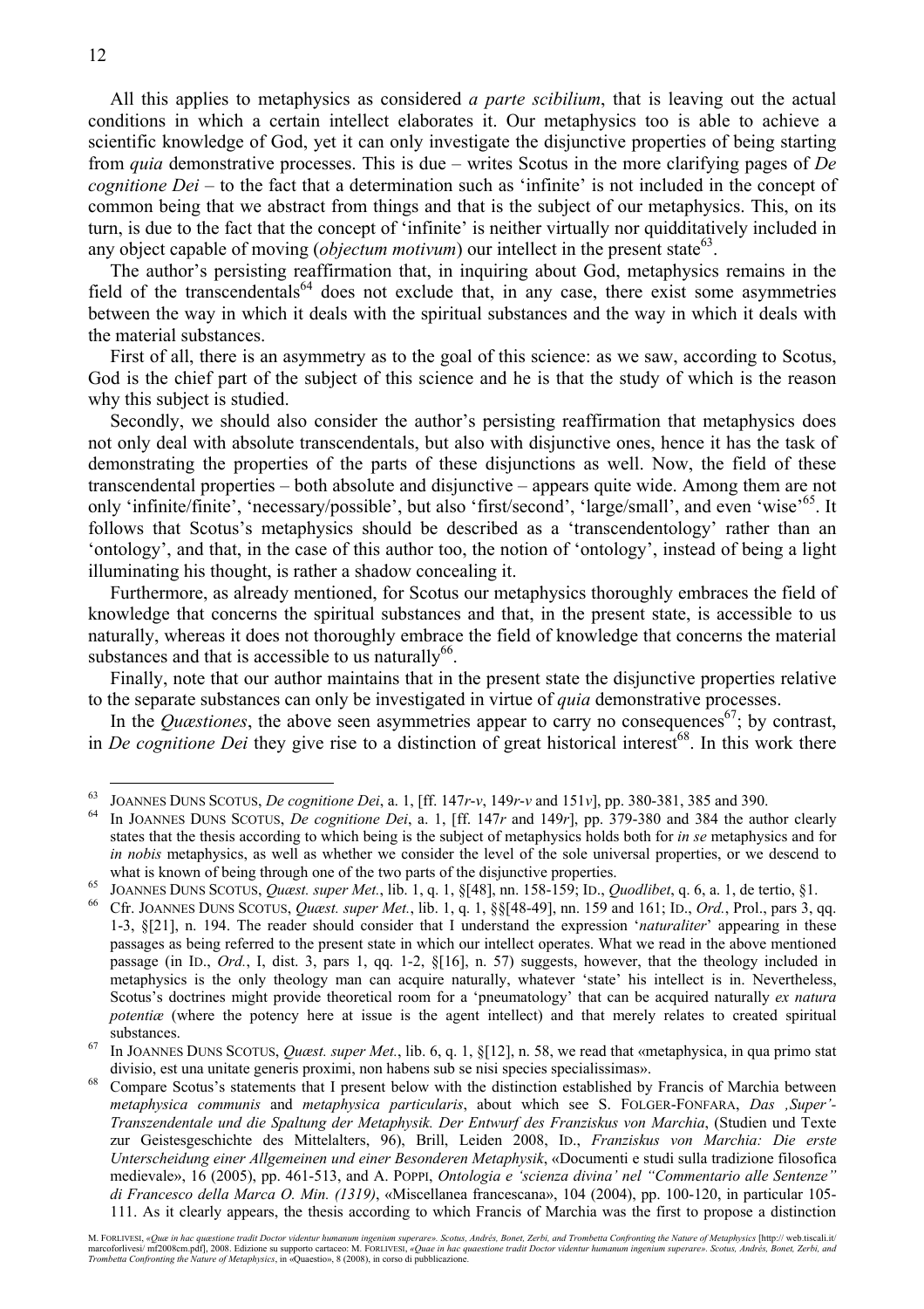All this applies to metaphysics as considered *a parte scibilium*, that is leaving out the actual conditions in which a certain intellect elaborates it. Our metaphysics too is able to achieve a scientific knowledge of God, yet it can only investigate the disjunctive properties of being starting from *quia* demonstrative processes. This is due – writes Scotus in the more clarifying pages of *De cognitione Dei* – to the fact that a determination such as 'infinite' is not included in the concept of common being that we abstract from things and that is the subject of our metaphysics. This, on its turn, is due to the fact that the concept of 'infinite' is neither virtually nor quidditatively included in any object capable of moving (*objectum motivum*) our intellect in the present state[63].

The author's persisting reaffirmation that, in inquiring about God, metaphysics remains in the field of the transcendentals[64] does not exclude that, in any case, there exist some asymmetries between the way in which it deals with the spiritual substances and the way in which it deals with the material substances.

First of all, there is an asymmetry as to the goal of this science: as we saw, according to Scotus, God is the chief part of the subject of this science and he is that the study of which is the reason why this subject is studied.

Secondly, we should also consider the author's persisting reaffirmation that metaphysics does not only deal with absolute transcendentals, but also with disjunctive ones, hence it has the task of demonstrating the properties of the parts of these disjunctions as well. Now, the field of these transcendental properties – both absolute and disjunctive – appears quite wide. Among them are not only 'infinite/finite', 'necessary/possible', but also 'first/second', 'large/small', and even 'wise'[65]. It follows that Scotus's metaphysics should be described as a 'transcendentology' rather than an 'ontology', and that, in the case of this author too, the notion of 'ontology', instead of being a light illuminating his thought, is rather a shadow concealing it.

Furthermore, as already mentioned, for Scotus our metaphysics thoroughly embraces the field of knowledge that concerns the spiritual substances and that, in the present state, is accessible to us naturally, whereas it does not thoroughly embrace the field of knowledge that concerns the material substances and that is accessible to us naturally[66].

Finally, note that our author maintains that in the present state the disjunctive properties relative to the separate substances can only be investigated in virtue of *quia* demonstrative processes.

In the *Quæstiones*, the above seen asymmetries appear to carry no consequences[67]; by contrast, in *De cognitione Dei* they give rise to a distinction of great historical interest[68]. In this work there

---

[63] JOANNES DUNS SCOTUS, *De cognitione Dei*, a. 1, [ff. 147*r-v*, 149*r-v* and 151*v*], pp. 380-381, 385 and 390.

[64] In JOANNES DUNS SCOTUS, *De cognitione Dei*, a. 1, [ff. 147*r* and 149*r*], pp. 379-380 and 384 the author clearly states that the thesis according to which being is the subject of metaphysics holds both for *in se* metaphysics and for *in nobis* metaphysics, as well as whether we consider the level of the sole universal properties, or we descend to what is known of being through one of the two parts of the disjunctive properties.

[65] JOANNES DUNS SCOTUS, *Quæst. super Met.*, lib. 1, q. 1, §[48], nn. 158-159; ID., *Quodlibet*, q. 6, a. 1, de tertio, §1.

[66] Cfr. JOANNES DUNS SCOTUS, *Quæst. super Met.*, lib. 1, q. 1, §§[48-49], nn. 159 and 161; ID., *Ord.*, Prol., pars 3, qq. 1-3, §[21], n. 194. The reader should consider that I understand the expression '*naturaliter*' appearing in these passages as being referred to the present state in which our intellect operates. What we read in the above mentioned passage (in ID., *Ord.*, I, dist. 3, pars 1, qq. 1-2, §[16], n. 57) suggests, however, that the theology included in metaphysics is the only theology man can acquire naturally, whatever 'state' his intellect is in. Nevertheless, Scotus's doctrines might provide theoretical room for a 'pneumatology' that can be acquired naturally *ex natura potentiæ* (where the potency here at issue is the agent intellect) and that merely relates to created spiritual substances.

[67] In JOANNES DUNS SCOTUS, *Quæst. super Met.*, lib. 6, q. 1, §[12], n. 58, we read that «metaphysica, in qua primo stat divisio, est una unitate generis proximi, non habens sub se nisi species specialissimas».

[68] Compare Scotus's statements that I present below with the distinction established by Francis of Marchia between *metaphysica communis* and *metaphysica particularis*, about which see S. FOLGER-FONFARA, *Das ‚Super'-Transzendentale und die Spaltung der Metaphysik. Der Entwurf des Franziskus von Marchia*, (Studien und Texte zur Geistesgeschichte des Mittelalters, 96), Brill, Leiden 2008, ID., *Franziskus von Marchia: Die erste Unterscheidung einer Allgemeinen und einer Besonderen Metaphysik*, «Documenti e studi sulla tradizione filosofica medievale», 16 (2005), pp. 461-513, and A. POPPI, *Ontologia e 'scienza divina' nel "Commentario alle Sentenze" di Francesco della Marca O. Min. (1319)*, «Miscellanea francescana», 104 (2004), pp. 100-120, in particular 105-111. As it clearly appears, the thesis according to which Francis of Marchia was the first to propose a distinction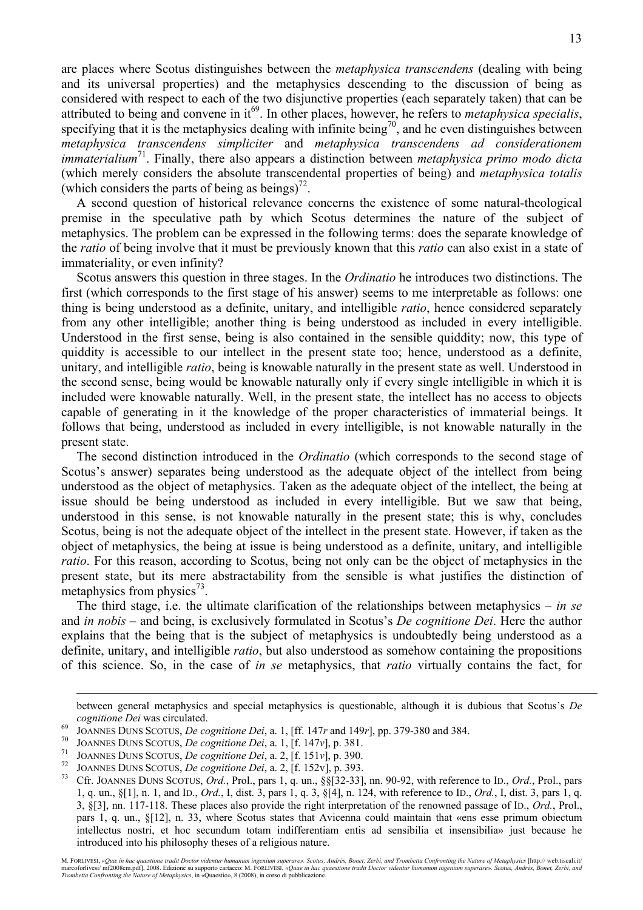are places where Scotus distinguishes between the *metaphysica transcendens* (dealing with being and its universal properties) and the metaphysics descending to the discussion of being as considered with respect to each of the two disjunctive properties (each separately taken) that can be attributed to being and convene in it[69]. In other places, however, he refers to *metaphysica specialis*, specifying that it is the metaphysics dealing with infinite being[70], and he even distinguishes between *metaphysica transcendens simpliciter* and *metaphysica transcendens ad considerationem immaterialium*[71]. Finally, there also appears a distinction between *metaphysica primo modo dicta* (which merely considers the absolute transcendental properties of being) and *metaphysica totalis* (which considers the parts of being as beings)[72].

A second question of historical relevance concerns the existence of some natural-theological premise in the speculative path by which Scotus determines the nature of the subject of metaphysics. The problem can be expressed in the following terms: does the separate knowledge of the *ratio* of being involve that it must be previously known that this *ratio* can also exist in a state of immateriality, or even infinity?

Scotus answers this question in three stages. In the *Ordinatio* he introduces two distinctions. The first (which corresponds to the first stage of his answer) seems to me interpretable as follows: one thing is being understood as a definite, unitary, and intelligible *ratio*, hence considered separately from any other intelligible; another thing is being understood as included in every intelligible. Understood in the first sense, being is also contained in the sensible quiddity; now, this type of quiddity is accessible to our intellect in the present state too; hence, understood as a definite, unitary, and intelligible *ratio*, being is knowable naturally in the present state as well. Understood in the second sense, being would be knowable naturally only if every single intelligible in which it is included were knowable naturally. Well, in the present state, the intellect has no access to objects capable of generating in it the knowledge of the proper characteristics of immaterial beings. It follows that being, understood as included in every intelligible, is not knowable naturally in the present state.

The second distinction introduced in the *Ordinatio* (which corresponds to the second stage of Scotus's answer) separates being understood as the adequate object of the intellect from being understood as the object of metaphysics. Taken as the adequate object of the intellect, the being at issue should be being understood as included in every intelligible. But we saw that being, understood in this sense, is not knowable naturally in the present state; this is why, concludes Scotus, being is not the adequate object of the intellect in the present state. However, if taken as the object of metaphysics, the being at issue is being understood as a definite, unitary, and intelligible *ratio*. For this reason, according to Scotus, being not only can be the object of metaphysics in the present state, but its mere abstractability from the sensible is what justifies the distinction of metaphysics from physics[73].

The third stage, i.e. the ultimate clarification of the relationships between metaphysics – *in se* and *in nobis* – and being, is exclusively formulated in Scotus's *De cognitione Dei*. Here the author explains that the being that is the subject of metaphysics is undoubtedly being understood as a definite, unitary, and intelligible *ratio*, but also understood as somehow containing the propositions of this science. So, in the case of *in se* metaphysics, that *ratio* virtually contains the fact, for

---

between general metaphysics and special metaphysics is questionable, although it is dubious that Scotus's *De cognitione Dei* was circulated.

[69] JOANNES DUNS SCOTUS, *De cognitione Dei*, a. 1, [ff. 147*r* and 149*r*], pp. 379-380 and 384.

[70] JOANNES DUNS SCOTUS, *De cognitione Dei*, a. 1, [f. 147*v*], p. 381.

[71] JOANNES DUNS SCOTUS, *De cognitione Dei*, a. 2, [f. 151*v*], p. 390.

[72] JOANNES DUNS SCOTUS, *De cognitione Dei*, a. 2, [f. 152v], p. 393.

[73] Cfr. JOANNES DUNS SCOTUS, *Ord.*, Prol., pars 1, q. un., §§[32-33], nn. 90-92, with reference to ID., *Ord.*, Prol., pars 1, q. un., §[1], n. 1, and ID., *Ord.*, I, dist. 3, pars 1, q. 3, §[4], n. 124, with reference to ID., *Ord.*, I, dist. 3, pars 1, q. 3, §[3], nn. 117-118. These places also provide the right interpretation of the renowned passage of ID., *Ord.*, Prol., pars 1, q. un., §[12], n. 33, where Scotus states that Avicenna could maintain that «ens esse primum obiectum intellectus nostri, et hoc secundum totam indifferentiam entis ad sensibilia et insensibilia» just because he introduced into his philosophy theses of a religious nature.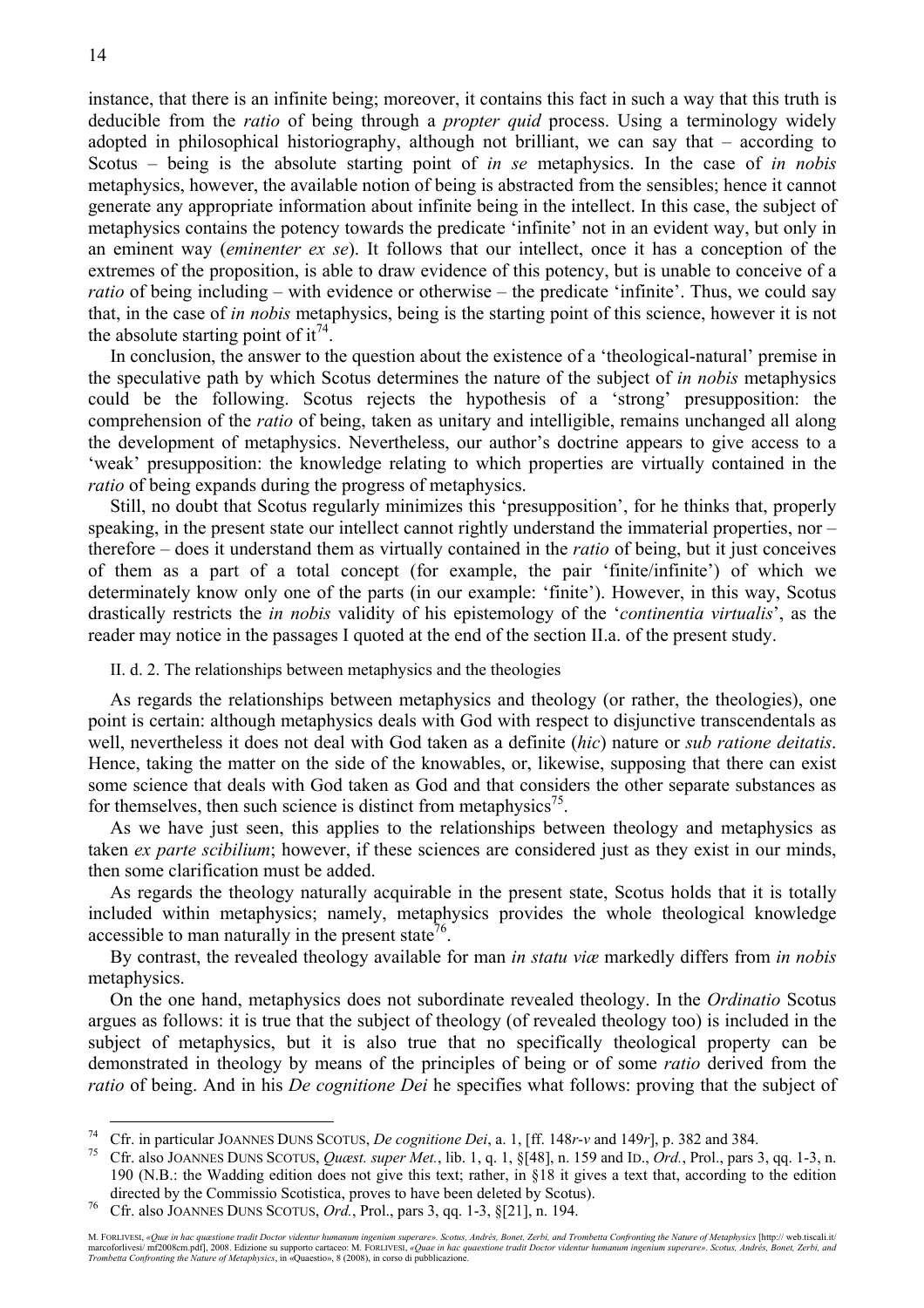instance, that there is an infinite being; moreover, it contains this fact in such a way that this truth is deducible from the *ratio* of being through a *propter quid* process. Using a terminology widely adopted in philosophical historiography, although not brilliant, we can say that – according to Scotus – being is the absolute starting point of *in se* metaphysics. In the case of *in nobis* metaphysics, however, the available notion of being is abstracted from the sensibles; hence it cannot generate any appropriate information about infinite being in the intellect. In this case, the subject of metaphysics contains the potency towards the predicate 'infinite' not in an evident way, but only in an eminent way (*eminenter ex se*). It follows that our intellect, once it has a conception of the extremes of the proposition, is able to draw evidence of this potency, but is unable to conceive of a *ratio* of being including – with evidence or otherwise – the predicate 'infinite'. Thus, we could say that, in the case of *in nobis* metaphysics, being is the starting point of this science, however it is not the absolute starting point of it[74].

In conclusion, the answer to the question about the existence of a 'theological-natural' premise in the speculative path by which Scotus determines the nature of the subject of *in nobis* metaphysics could be the following. Scotus rejects the hypothesis of a 'strong' presupposition: the comprehension of the *ratio* of being, taken as unitary and intelligible, remains unchanged all along the development of metaphysics. Nevertheless, our author's doctrine appears to give access to a 'weak' presupposition: the knowledge relating to which properties are virtually contained in the *ratio* of being expands during the progress of metaphysics.

Still, no doubt that Scotus regularly minimizes this 'presupposition', for he thinks that, properly speaking, in the present state our intellect cannot rightly understand the immaterial properties, nor – therefore – does it understand them as virtually contained in the *ratio* of being, but it just conceives of them as a part of a total concept (for example, the pair 'finite/infinite') of which we determinately know only one of the parts (in our example: 'finite'). However, in this way, Scotus drastically restricts the *in nobis* validity of his epistemology of the '*continentia virtualis*', as the reader may notice in the passages I quoted at the end of the section II.a. of the present study.

#### II. d. 2. The relationships between metaphysics and the theologies

As regards the relationships between metaphysics and theology (or rather, the theologies), one point is certain: although metaphysics deals with God with respect to disjunctive transcendentals as well, nevertheless it does not deal with God taken as a definite (*hic*) nature or *sub ratione deitatis*. Hence, taking the matter on the side of the knowables, or, likewise, supposing that there can exist some science that deals with God taken as God and that considers the other separate substances as for themselves, then such science is distinct from metaphysics[75].

As we have just seen, this applies to the relationships between theology and metaphysics as taken *ex parte scibilium*; however, if these sciences are considered just as they exist in our minds, then some clarification must be added.

As regards the theology naturally acquirable in the present state, Scotus holds that it is totally included within metaphysics; namely, metaphysics provides the whole theological knowledge accessible to man naturally in the present state[76].

By contrast, the revealed theology available for man *in statu viæ* markedly differs from *in nobis* metaphysics.

On the one hand, metaphysics does not subordinate revealed theology. In the *Ordinatio* Scotus argues as follows: it is true that the subject of theology (of revealed theology too) is included in the subject of metaphysics, but it is also true that no specifically theological property can be demonstrated in theology by means of the principles of being or of some *ratio* derived from the *ratio* of being. And in his *De cognitione Dei* he specifies what follows: proving that the subject of

---

[74] Cfr. in particular JOANNES DUNS SCOTUS, *De cognitione Dei*, a. 1, [ff. 148*r*-*v* and 149*r*], p. 382 and 384.

[75] Cfr. also JOANNES DUNS SCOTUS, *Quæst. super Met.*, lib. 1, q. 1, §[48], n. 159 and ID., *Ord.*, Prol., pars 3, qq. 1-3, n. 190 (N.B.: the Wadding edition does not give this text; rather, in §18 it gives a text that, according to the edition directed by the Commissio Scotistica, proves to have been deleted by Scotus).

[76] Cfr. also JOANNES DUNS SCOTUS, *Ord.*, Prol., pars 3, qq. 1-3, §[21], n. 194.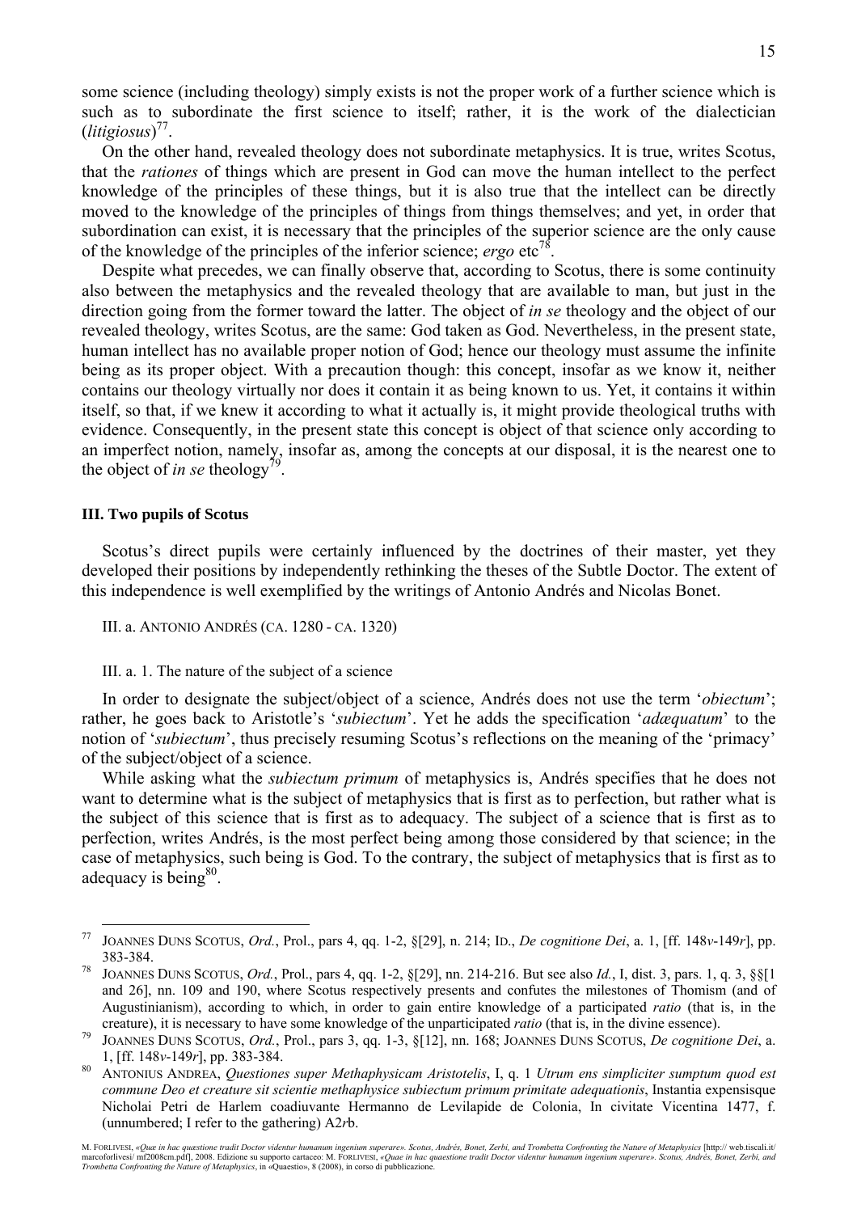some science (including theology) simply exists is not the proper work of a further science which is such as to subordinate the first science to itself; rather, it is the work of the dialectician (*litigiosus*)[77].

On the other hand, revealed theology does not subordinate metaphysics. It is true, writes Scotus, that the *rationes* of things which are present in God can move the human intellect to the perfect knowledge of the principles of these things, but it is also true that the intellect can be directly moved to the knowledge of the principles of things from things themselves; and yet, in order that subordination can exist, it is necessary that the principles of the superior science are the only cause of the knowledge of the principles of the inferior science; *ergo* etc[78].

Despite what precedes, we can finally observe that, according to Scotus, there is some continuity also between the metaphysics and the revealed theology that are available to man, but just in the direction going from the former toward the latter. The object of *in se* theology and the object of our revealed theology, writes Scotus, are the same: God taken as God. Nevertheless, in the present state, human intellect has no available proper notion of God; hence our theology must assume the infinite being as its proper object. With a precaution though: this concept, insofar as we know it, neither contains our theology virtually nor does it contain it as being known to us. Yet, it contains it within itself, so that, if we knew it according to what it actually is, it might provide theological truths with evidence. Consequently, in the present state this concept is object of that science only according to an imperfect notion, namely, insofar as, among the concepts at our disposal, it is the nearest one to the object of *in se* theology[79].

### III. Two pupils of Scotus

Scotus's direct pupils were certainly influenced by the doctrines of their master, yet they developed their positions by independently rethinking the theses of the Subtle Doctor. The extent of this independence is well exemplified by the writings of Antonio Andrés and Nicolas Bonet.

#### III. a. Antonio Andrés (ca. 1280 - ca. 1320)

##### III. a. 1. The nature of the subject of a science

In order to designate the subject/object of a science, Andrés does not use the term '*obiectum*'; rather, he goes back to Aristotle's '*subiectum*'. Yet he adds the specification '*adæquatum*' to the notion of '*subiectum*', thus precisely resuming Scotus's reflections on the meaning of the 'primacy' of the subject/object of a science.

While asking what the *subiectum primum* of metaphysics is, Andrés specifies that he does not want to determine what is the subject of metaphysics that is first as to perfection, but rather what is the subject of this science that is first as to adequacy. The subject of a science that is first as to perfection, writes Andrés, is the most perfect being among those considered by that science; in the case of metaphysics, such being is God. To the contrary, the subject of metaphysics that is first as to adequacy is being[80].

---

[77] Joannes Duns Scotus, *Ord.*, Prol., pars 4, qq. 1-2, §[29], n. 214; Id., *De cognitione Dei*, a. 1, [ff. 148*v*-149*r*], pp. 383-384.

[78] Joannes Duns Scotus, *Ord.*, Prol., pars 4, qq. 1-2, §[29], nn. 214-216. But see also *Id.*, I, dist. 3, pars. 1, q. 3, §§[1 and 26], nn. 109 and 190, where Scotus respectively presents and confutes the milestones of Thomism (and of Augustinianism), according to which, in order to gain entire knowledge of a participated *ratio* (that is, in the creature), it is necessary to have some knowledge of the unparticipated *ratio* (that is, in the divine essence).

[79] Joannes Duns Scotus, *Ord.*, Prol., pars 3, qq. 1-3, §[12], nn. 168; Joannes Duns Scotus, *De cognitione Dei*, a. 1, [ff. 148*v*-149*r*], pp. 383-384.

[80] Antonius Andrea, *Questiones super Methaphysicam Aristotelis*, I, q. 1 *Utrum ens simpliciter sumptum quod est commune Deo et creature sit scientie methaphysice subiectum primum primitate adequationis*, Instantia expensisque Nicholai Petri de Harlem coadiuvante Hermanno de Levilapide de Colonia, In civitate Vicentina 1477, f. (unnumbered; I refer to the gathering) A2*r*b.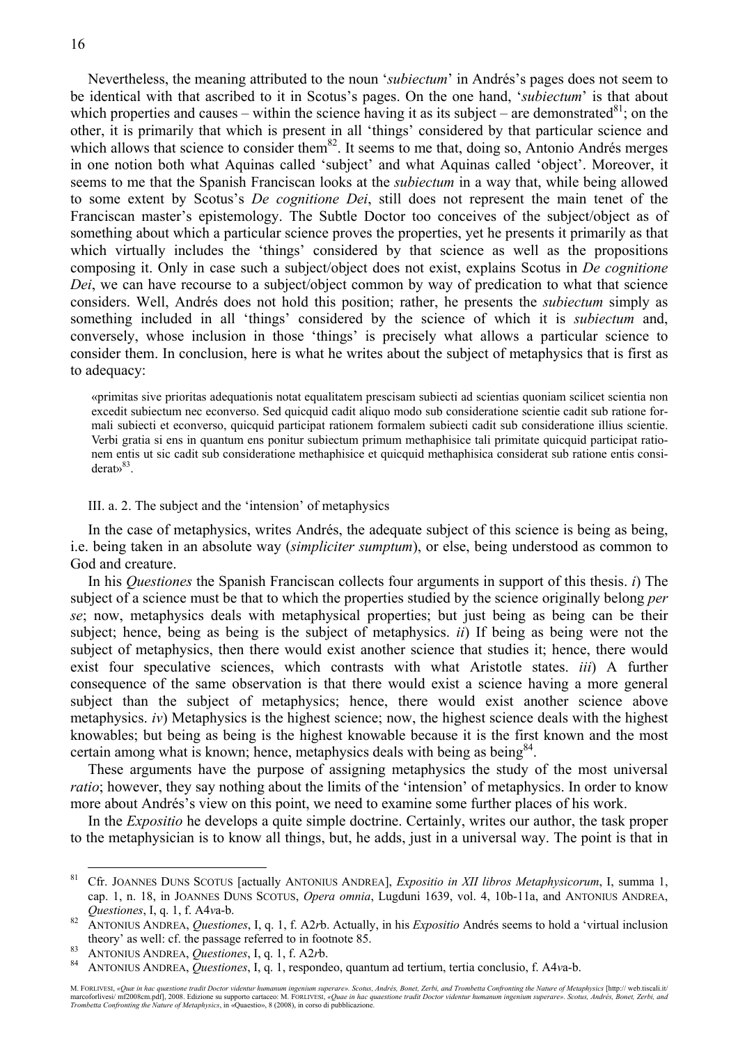Nevertheless, the meaning attributed to the noun '*subiectum*' in Andrés's pages does not seem to be identical with that ascribed to it in Scotus's pages. On the one hand, '*subiectum*' is that about which properties and causes – within the science having it as its subject – are demonstrated[81]; on the other, it is primarily that which is present in all 'things' considered by that particular science and which allows that science to consider them[82]. It seems to me that, doing so, Antonio Andrés merges in one notion both what Aquinas called 'subject' and what Aquinas called 'object'. Moreover, it seems to me that the Spanish Franciscan looks at the *subiectum* in a way that, while being allowed to some extent by Scotus's *De cognitione Dei*, still does not represent the main tenet of the Franciscan master's epistemology. The Subtle Doctor too conceives of the subject/object as of something about which a particular science proves the properties, yet he presents it primarily as that which virtually includes the 'things' considered by that science as well as the propositions composing it. Only in case such a subject/object does not exist, explains Scotus in *De cognitione Dei*, we can have recourse to a subject/object common by way of predication to what that science considers. Well, Andrés does not hold this position; rather, he presents the *subiectum* simply as something included in all 'things' considered by the science of which it is *subiectum* and, conversely, whose inclusion in those 'things' is precisely what allows a particular science to consider them. In conclusion, here is what he writes about the subject of metaphysics that is first as to adequacy:

> «primitas sive prioritas adequationis notat equalitatem prescisam subiecti ad scientias quoniam scilicet scientia non excedit subiectum nec econverso. Sed quicquid cadit aliquo modo sub consideratione scientie cadit sub ratione formali subiecti et econverso, quicquid participat rationem formalem subiecti cadit sub consideratione illius scientie. Verbi gratia si ens in quantum ens ponitur subiectum primum methaphisice tali primitate quicquid participat rationem entis ut sic cadit sub consideratione methaphisice et quicquid methaphisica considerat sub ratione entis considerat»[83].

### III. a. 2. The subject and the 'intension' of metaphysics

In the case of metaphysics, writes Andrés, the adequate subject of this science is being as being, i.e. being taken in an absolute way (*simpliciter sumptum*), or else, being understood as common to God and creature.

In his *Questiones* the Spanish Franciscan collects four arguments in support of this thesis. *i*) The subject of a science must be that to which the properties studied by the science originally belong *per se*; now, metaphysics deals with metaphysical properties; but just being as being can be their subject; hence, being as being is the subject of metaphysics. *ii*) If being as being were not the subject of metaphysics, then there would exist another science that studies it; hence, there would exist four speculative sciences, which contrasts with what Aristotle states. *iii*) A further consequence of the same observation is that there would exist a science having a more general subject than the subject of metaphysics; hence, there would exist another science above metaphysics. *iv*) Metaphysics is the highest science; now, the highest science deals with the highest knowables; but being as being is the highest knowable because it is the first known and the most certain among what is known; hence, metaphysics deals with being as being[84].

These arguments have the purpose of assigning metaphysics the study of the most universal *ratio*; however, they say nothing about the limits of the 'intension' of metaphysics. In order to know more about Andrés's view on this point, we need to examine some further places of his work.

In the *Expositio* he develops a quite simple doctrine. Certainly, writes our author, the task proper to the metaphysician is to know all things, but, he adds, just in a universal way. The point is that in

---

[81] Cfr. JOANNES DUNS SCOTUS [actually ANTONIUS ANDREA], *Expositio in XII libros Metaphysicorum*, I, summa 1, cap. 1, n. 18, in JOANNES DUNS SCOTUS, *Opera omnia*, Lugduni 1639, vol. 4, 10b-11a, and ANTONIUS ANDREA, *Questiones*, I, q. 1, f. A4*v*a-b.

[82] ANTONIUS ANDREA, *Questiones*, I, q. 1, f. A2*r*b. Actually, in his *Expositio* Andrés seems to hold a 'virtual inclusion theory' as well: cf. the passage referred to in footnote 85.

[83] ANTONIUS ANDREA, *Questiones*, I, q. 1, f. A2*r*b.

[84] ANTONIUS ANDREA, *Questiones*, I, q. 1, respondeo, quantum ad tertium, tertia conclusio, f. A4*v*a-b.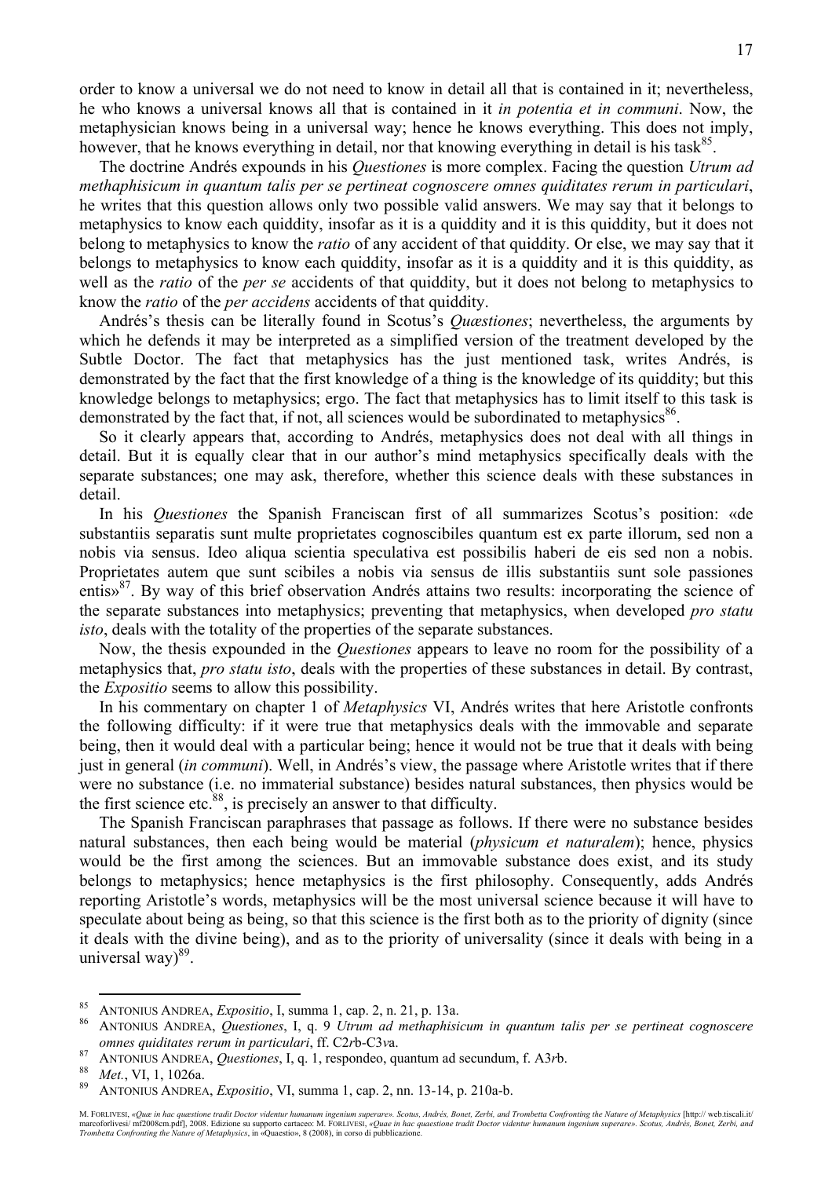order to know a universal we do not need to know in detail all that is contained in it; nevertheless, he who knows a universal knows all that is contained in it *in potentia et in communi*. Now, the metaphysician knows being in a universal way; hence he knows everything. This does not imply, however, that he knows everything in detail, nor that knowing everything in detail is his task[85].

The doctrine Andrés expounds in his *Questiones* is more complex. Facing the question *Utrum ad methaphisicum in quantum talis per se pertineat cognoscere omnes quiditates rerum in particulari*, he writes that this question allows only two possible valid answers. We may say that it belongs to metaphysics to know each quiddity, insofar as it is a quiddity and it is this quiddity, but it does not belong to metaphysics to know the *ratio* of any accident of that quiddity. Or else, we may say that it belongs to metaphysics to know each quiddity, insofar as it is a quiddity and it is this quiddity, as well as the *ratio* of the *per se* accidents of that quiddity, but it does not belong to metaphysics to know the *ratio* of the *per accidens* accidents of that quiddity.

Andrés's thesis can be literally found in Scotus's *Quæstiones*; nevertheless, the arguments by which he defends it may be interpreted as a simplified version of the treatment developed by the Subtle Doctor. The fact that metaphysics has the just mentioned task, writes Andrés, is demonstrated by the fact that the first knowledge of a thing is the knowledge of its quiddity; but this knowledge belongs to metaphysics; ergo. The fact that metaphysics has to limit itself to this task is demonstrated by the fact that, if not, all sciences would be subordinated to metaphysics[86].

So it clearly appears that, according to Andrés, metaphysics does not deal with all things in detail. But it is equally clear that in our author's mind metaphysics specifically deals with the separate substances; one may ask, therefore, whether this science deals with these substances in detail.

In his *Questiones* the Spanish Franciscan first of all summarizes Scotus's position: «de substantiis separatis sunt multe proprietates cognoscibiles quantum est ex parte illorum, sed non a nobis via sensus. Ideo aliqua scientia speculativa est possibilis haberi de eis sed non a nobis. Proprietates autem que sunt scibiles a nobis via sensus de illis substantiis sunt sole passiones entis»[87]. By way of this brief observation Andrés attains two results: incorporating the science of the separate substances into metaphysics; preventing that metaphysics, when developed *pro statu isto*, deals with the totality of the properties of the separate substances.

Now, the thesis expounded in the *Questiones* appears to leave no room for the possibility of a metaphysics that, *pro statu isto*, deals with the properties of these substances in detail. By contrast, the *Expositio* seems to allow this possibility.

In his commentary on chapter 1 of *Metaphysics* VI, Andrés writes that here Aristotle confronts the following difficulty: if it were true that metaphysics deals with the immovable and separate being, then it would deal with a particular being; hence it would not be true that it deals with being just in general (*in communi*). Well, in Andrés's view, the passage where Aristotle writes that if there were no substance (i.e. no immaterial substance) besides natural substances, then physics would be the first science etc.[88], is precisely an answer to that difficulty.

The Spanish Franciscan paraphrases that passage as follows. If there were no substance besides natural substances, then each being would be material (*physicum et naturalem*); hence, physics would be the first among the sciences. But an immovable substance does exist, and its study belongs to metaphysics; hence metaphysics is the first philosophy. Consequently, adds Andrés reporting Aristotle's words, metaphysics will be the most universal science because it will have to speculate about being as being, so that this science is the first both as to the priority of dignity (since it deals with the divine being), and as to the priority of universality (since it deals with being in a universal way)[89].

---

85 ANTONIUS ANDREA, *Expositio*, I, summa 1, cap. 2, n. 21, p. 13a.

86 ANTONIUS ANDREA, *Questiones*, I, q. 9 *Utrum ad methaphisicum in quantum talis per se pertineat cognoscere omnes quiditates rerum in particulari*, ff. C2*r*b-C3*v*a.

87 ANTONIUS ANDREA, *Questiones*, I, q. 1, respondeo, quantum ad secundum, f. A3*r*b.

88 *Met.*, VI, 1, 1026a.

89 ANTONIUS ANDREA, *Expositio*, VI, summa 1, cap. 2, nn. 13-14, p. 210a-b.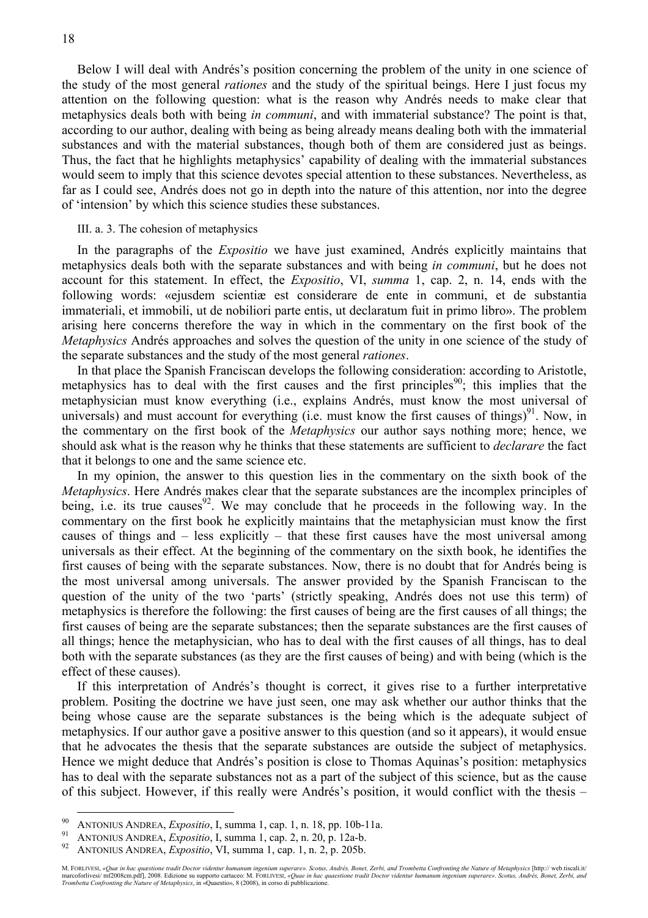Below I will deal with Andrés's position concerning the problem of the unity in one science of the study of the most general *rationes* and the study of the spiritual beings. Here I just focus my attention on the following question: what is the reason why Andrés needs to make clear that metaphysics deals both with being *in communi*, and with immaterial substance? The point is that, according to our author, dealing with being as being already means dealing both with the immaterial substances and with the material substances, though both of them are considered just as beings. Thus, the fact that he highlights metaphysics' capability of dealing with the immaterial substances would seem to imply that this science devotes special attention to these substances. Nevertheless, as far as I could see, Andrés does not go in depth into the nature of this attention, nor into the degree of 'intension' by which this science studies these substances.

### III. a. 3. The cohesion of metaphysics

In the paragraphs of the *Expositio* we have just examined, Andrés explicitly maintains that metaphysics deals both with the separate substances and with being *in communi*, but he does not account for this statement. In effect, the *Expositio*, VI, *summa* 1, cap. 2, n. 14, ends with the following words: «ejusdem scientiæ est considerare de ente in communi, et de substantia immateriali, et immobili, ut de nobiliori parte entis, ut declaratum fuit in primo libro». The problem arising here concerns therefore the way in which in the commentary on the first book of the *Metaphysics* Andrés approaches and solves the question of the unity in one science of the study of the separate substances and the study of the most general *rationes*.

In that place the Spanish Franciscan develops the following consideration: according to Aristotle, metaphysics has to deal with the first causes and the first principles[90]; this implies that the metaphysician must know everything (i.e., explains Andrés, must know the most universal of universals) and must account for everything (i.e. must know the first causes of things)[91]. Now, in the commentary on the first book of the *Metaphysics* our author says nothing more; hence, we should ask what is the reason why he thinks that these statements are sufficient to *declarare* the fact that it belongs to one and the same science etc.

In my opinion, the answer to this question lies in the commentary on the sixth book of the *Metaphysics*. Here Andrés makes clear that the separate substances are the incomplex principles of being, i.e. its true causes[92]. We may conclude that he proceeds in the following way. In the commentary on the first book he explicitly maintains that the metaphysician must know the first causes of things and – less explicitly – that these first causes have the most universal among universals as their effect. At the beginning of the commentary on the sixth book, he identifies the first causes of being with the separate substances. Now, there is no doubt that for Andrés being is the most universal among universals. The answer provided by the Spanish Franciscan to the question of the unity of the two 'parts' (strictly speaking, Andrés does not use this term) of metaphysics is therefore the following: the first causes of being are the first causes of all things; the first causes of being are the separate substances; then the separate substances are the first causes of all things; hence the metaphysician, who has to deal with the first causes of all things, has to deal both with the separate substances (as they are the first causes of being) and with being (which is the effect of these causes).

If this interpretation of Andrés's thought is correct, it gives rise to a further interpretative problem. Positing the doctrine we have just seen, one may ask whether our author thinks that the being whose cause are the separate substances is the being which is the adequate subject of metaphysics. If our author gave a positive answer to this question (and so it appears), it would ensue that he advocates the thesis that the separate substances are outside the subject of metaphysics. Hence we might deduce that Andrés's position is close to Thomas Aquinas's position: metaphysics has to deal with the separate substances not as a part of the subject of this science, but as the cause of this subject. However, if this really were Andrés's position, it would conflict with the thesis –

---

[90] ANTONIUS ANDREA, *Expositio*, I, summa 1, cap. 1, n. 18, pp. 10b-11a.

[91] ANTONIUS ANDREA, *Expositio*, I, summa 1, cap. 2, n. 20, p. 12a-b.

[92] ANTONIUS ANDREA, *Expositio*, VI, summa 1, cap. 1, n. 2, p. 205b.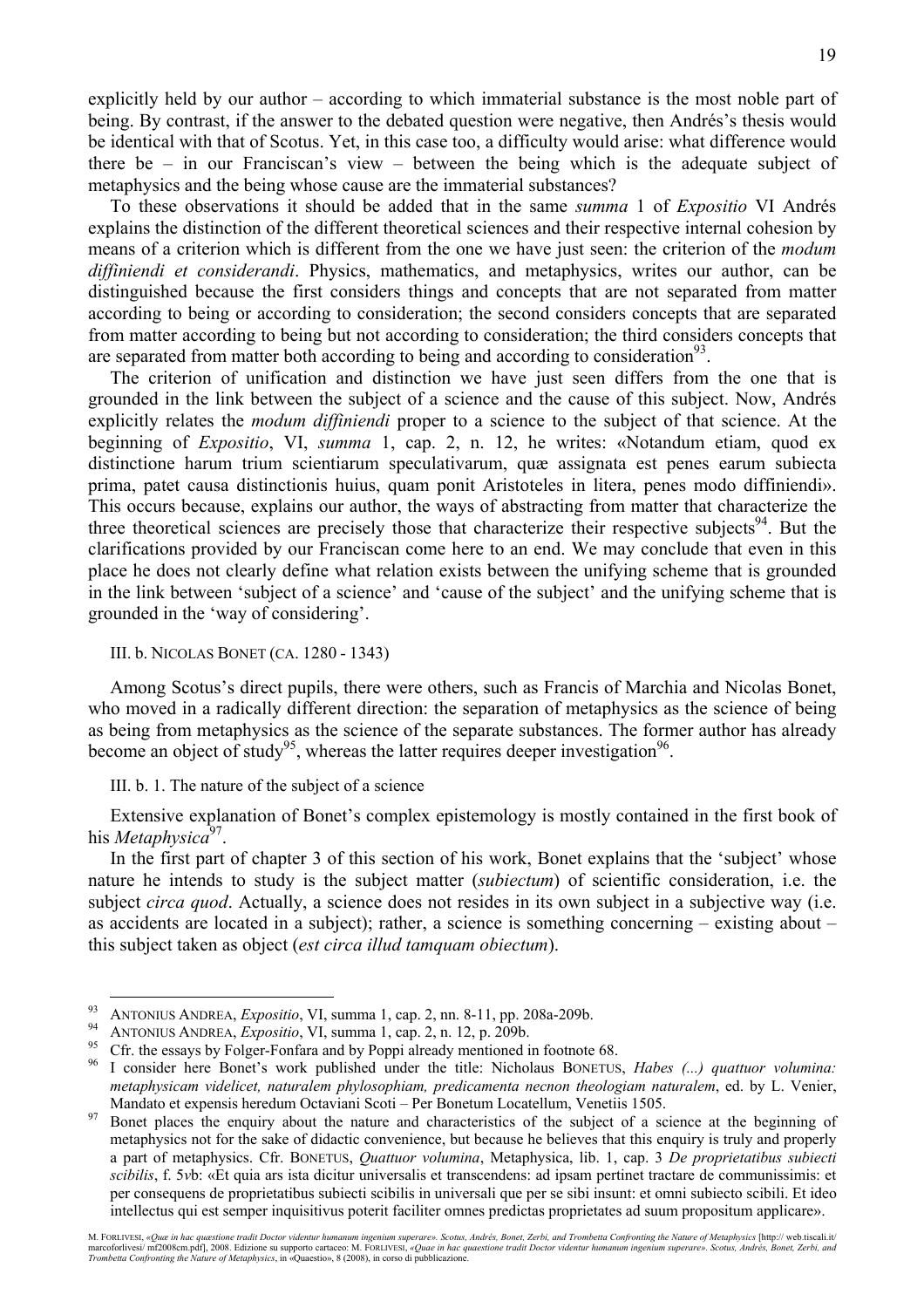explicitly held by our author – according to which immaterial substance is the most noble part of being. By contrast, if the answer to the debated question were negative, then Andrés's thesis would be identical with that of Scotus. Yet, in this case too, a difficulty would arise: what difference would there be – in our Franciscan's view – between the being which is the adequate subject of metaphysics and the being whose cause are the immaterial substances?

To these observations it should be added that in the same *summa* 1 of *Expositio* VI Andrés explains the distinction of the different theoretical sciences and their respective internal cohesion by means of a criterion which is different from the one we have just seen: the criterion of the *modum diffiniendi et considerandi*. Physics, mathematics, and metaphysics, writes our author, can be distinguished because the first considers things and concepts that are not separated from matter according to being or according to consideration; the second considers concepts that are separated from matter according to being but not according to consideration; the third considers concepts that are separated from matter both according to being and according to consideration[93].

The criterion of unification and distinction we have just seen differs from the one that is grounded in the link between the subject of a science and the cause of this subject. Now, Andrés explicitly relates the *modum diffiniendi* proper to a science to the subject of that science. At the beginning of *Expositio*, VI, *summa* 1, cap. 2, n. 12, he writes: «Notandum etiam, quod ex distinctione harum trium scientiarum speculativarum, quæ assignata est penes earum subiecta prima, patet causa distinctionis huius, quam ponit Aristoteles in litera, penes modo diffiniendi». This occurs because, explains our author, the ways of abstracting from matter that characterize the three theoretical sciences are precisely those that characterize their respective subjects[94]. But the clarifications provided by our Franciscan come here to an end. We may conclude that even in this place he does not clearly define what relation exists between the unifying scheme that is grounded in the link between 'subject of a science' and 'cause of the subject' and the unifying scheme that is grounded in the 'way of considering'.

### III. b. Nicolas Bonet (ca. 1280 - 1343)

Among Scotus's direct pupils, there were others, such as Francis of Marchia and Nicolas Bonet, who moved in a radically different direction: the separation of metaphysics as the science of being as being from metaphysics as the science of the separate substances. The former author has already become an object of study[95], whereas the latter requires deeper investigation[96].

#### III. b. 1. The nature of the subject of a science

Extensive explanation of Bonet's complex epistemology is mostly contained in the first book of his *Metaphysica*[97].

In the first part of chapter 3 of this section of his work, Bonet explains that the 'subject' whose nature he intends to study is the subject matter (*subiectum*) of scientific consideration, i.e. the subject *circa quod*. Actually, a science does not resides in its own subject in a subjective way (i.e. as accidents are located in a subject); rather, a science is something concerning – existing about – this subject taken as object (*est circa illud tamquam obiectum*).

---

[93] Antonius Andrea, *Expositio*, VI, summa 1, cap. 2, nn. 8-11, pp. 208a-209b.

[94] Antonius Andrea, *Expositio*, VI, summa 1, cap. 2, n. 12, p. 209b.

[95] Cfr. the essays by Folger-Fonfara and by Poppi already mentioned in footnote 68.

[96] I consider here Bonet's work published under the title: Nicholaus Bonetus, *Habes (...) quattuor volumina: metaphysicam videlicet, naturalem phylosophiam, predicamenta necnon theologiam naturalem*, ed. by L. Venier, Mandato et expensis heredum Octaviani Scoti – Per Bonetum Locatellum, Venetiis 1505.

[97] Bonet places the enquiry about the nature and characteristics of the subject of a science at the beginning of metaphysics not for the sake of didactic convenience, but because he believes that this enquiry is truly and properly a part of metaphysics. Cfr. Bonetus, *Quattuor volumina*, Metaphysica, lib. 1, cap. 3 *De proprietatibus subiecti scibilis*, f. 5*v*b: «Et quia ars ista dicitur universalis et transcendens: ad ipsam pertinet tractare de communissimis: et per consequens de proprietatibus subiecti scibilis in universali que per se sibi insunt: et omni subiecto scibili. Et ideo intellectus qui est semper inquisitivus poterit faciliter omnes predictas proprietates ad suum propositum applicare».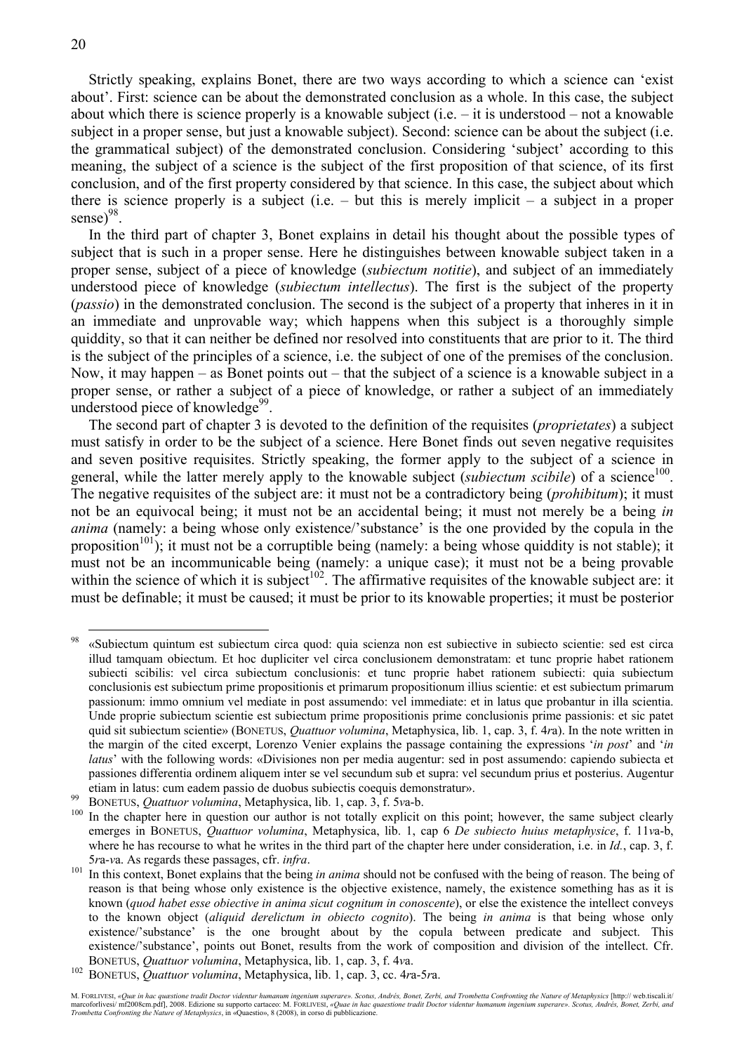Strictly speaking, explains Bonet, there are two ways according to which a science can 'exist about'. First: science can be about the demonstrated conclusion as a whole. In this case, the subject about which there is science properly is a knowable subject (i.e. – it is understood – not a knowable subject in a proper sense, but just a knowable subject). Second: science can be about the subject (i.e. the grammatical subject) of the demonstrated conclusion. Considering 'subject' according to this meaning, the subject of a science is the subject of the first proposition of that science, of its first conclusion, and of the first property considered by that science. In this case, the subject about which there is science properly is a subject (i.e. – but this is merely implicit – a subject in a proper sense)[98].

In the third part of chapter 3, Bonet explains in detail his thought about the possible types of subject that is such in a proper sense. Here he distinguishes between knowable subject taken in a proper sense, subject of a piece of knowledge (*subiectum notitie*), and subject of an immediately understood piece of knowledge (*subiectum intellectus*). The first is the subject of the property (*passio*) in the demonstrated conclusion. The second is the subject of a property that inheres in it in an immediate and unprovable way; which happens when this subject is a thoroughly simple quiddity, so that it can neither be defined nor resolved into constituents that are prior to it. The third is the subject of the principles of a science, i.e. the subject of one of the premises of the conclusion. Now, it may happen – as Bonet points out – that the subject of a science is a knowable subject in a proper sense, or rather a subject of a piece of knowledge, or rather a subject of an immediately understood piece of knowledge[99].

The second part of chapter 3 is devoted to the definition of the requisites (*proprietates*) a subject must satisfy in order to be the subject of a science. Here Bonet finds out seven negative requisites and seven positive requisites. Strictly speaking, the former apply to the subject of a science in general, while the latter merely apply to the knowable subject (*subiectum scibile*) of a science[100]. The negative requisites of the subject are: it must not be a contradictory being (*prohibitum*); it must not be an equivocal being; it must not be an accidental being; it must not merely be a being *in anima* (namely: a being whose only existence/'substance' is the one provided by the copula in the proposition[101]); it must not be a corruptible being (namely: a being whose quiddity is not stable); it must not be an incommunicable being (namely: a unique case); it must not be a being provable within the science of which it is subject[102]. The affirmative requisites of the knowable subject are: it must be definable; it must be caused; it must be prior to its knowable properties; it must be posterior

---

[98] «Subiectum quintum est subiectum circa quod: quia scienza non est subiective in subiecto scientie: sed est circa illud tamquam obiectum. Et hoc dupliciter vel circa conclusionem demonstratam: et tunc proprie habet rationem subiecti scibilis: vel circa subiectum conclusionis: et tunc proprie habet rationem subiecti: quia subiectum conclusionis est subiectum prime propositionis et primarum propositionum illius scientie: et est subiectum primarum passionum: immo omnium vel mediate in post assumendo: vel immediate: et in latus que probantur in illa scientia. Unde proprie subiectum scientie est subiectum prime propositionis prime conclusionis prime passionis: et sic patet quid sit subiectum scientie» (BONETUS, *Quattuor volumina*, Metaphysica, lib. 1, cap. 3, f. 4*r*a). In the note written in the margin of the cited excerpt, Lorenzo Venier explains the passage containing the expressions '*in post*' and '*in latus*' with the following words: «Divisiones non per media augentur: sed in post assumendo: capiendo subiecta et passiones differentia ordinem aliquem inter se vel secundum sub et supra: vel secundum prius et posterius. Augentur etiam in latus: cum eadem passio de duobus subiectis coequis demonstratur».

[99] BONETUS, *Quattuor volumina*, Metaphysica, lib. 1, cap. 3, f. 5*v*a-b.

[100] In the chapter here in question our author is not totally explicit on this point; however, the same subject clearly emerges in BONETUS, *Quattuor volumina*, Metaphysica, lib. 1, cap 6 *De subiecto huius metaphysice*, f. 11*v*a-b, where he has recourse to what he writes in the third part of the chapter here under consideration, i.e. in *Id.*, cap. 3, f. 5*r*a-*v*a. As regards these passages, cfr. *infra*.

[101] In this context, Bonet explains that the being *in anima* should not be confused with the being of reason. The being of reason is that being whose only existence is the objective existence, namely, the existence something has as it is known (*quod habet esse obiective in anima sicut cognitum in conoscente*), or else the existence the intellect conveys to the known object (*aliquid derelictum in obiecto cognito*). The being *in anima* is that being whose only existence/'substance' is the one brought about by the copula between predicate and subject. This existence/'substance', points out Bonet, results from the work of composition and division of the intellect. Cfr. BONETUS, *Quattuor volumina*, Metaphysica, lib. 1, cap. 3, f. 4*v*a.

[102] BONETUS, *Quattuor volumina*, Metaphysica, lib. 1, cap. 3, cc. 4*r*a-5*r*a.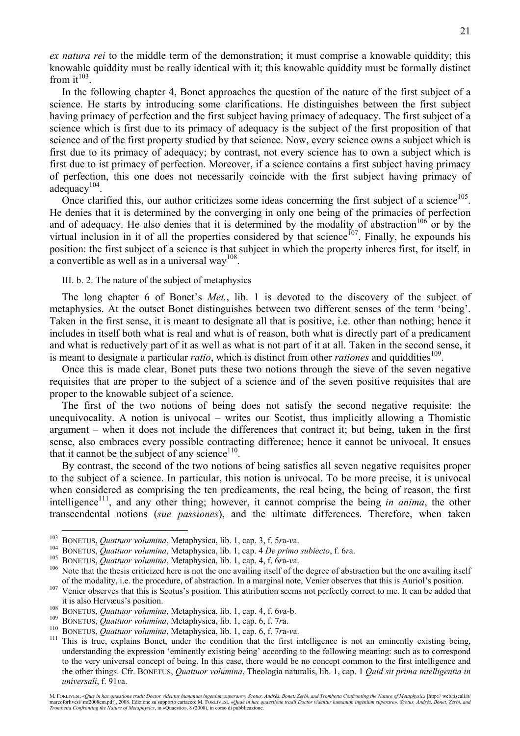*ex natura rei* to the middle term of the demonstration; it must comprise a knowable quiddity; this knowable quiddity must be really identical with it; this knowable quiddity must be formally distinct from it[103].

In the following chapter 4, Bonet approaches the question of the nature of the first subject of a science. He starts by introducing some clarifications. He distinguishes between the first subject having primacy of perfection and the first subject having primacy of adequacy. The first subject of a science which is first due to its primacy of adequacy is the subject of the first proposition of that science and of the first property studied by that science. Now, every science owns a subject which is first due to its primacy of adequacy; by contrast, not every science has to own a subject which is first due to ist primacy of perfection. Moreover, if a science contains a first subject having primacy of perfection, this one does not necessarily coincide with the first subject having primacy of adequacy[104].

Once clarified this, our author criticizes some ideas concerning the first subject of a science[105]. He denies that it is determined by the converging in only one being of the primacies of perfection and of adequacy. He also denies that it is determined by the modality of abstraction[106] or by the virtual inclusion in it of all the properties considered by that science[107]. Finally, he expounds his position: the first subject of a science is that subject in which the property inheres first, for itself, in a convertible as well as in a universal way[108].

### III. b. 2. The nature of the subject of metaphysics

The long chapter 6 of Bonet's *Met.*, lib. 1 is devoted to the discovery of the subject of metaphysics. At the outset Bonet distinguishes between two different senses of the term 'being'. Taken in the first sense, it is meant to designate all that is positive, i.e. other than nothing; hence it includes in itself both what is real and what is of reason, both what is directly part of a predicament and what is reductively part of it as well as what is not part of it at all. Taken in the second sense, it is meant to designate a particular *ratio*, which is distinct from other *rationes* and quiddities[109].

Once this is made clear, Bonet puts these two notions through the sieve of the seven negative requisites that are proper to the subject of a science and of the seven positive requisites that are proper to the knowable subject of a science.

The first of the two notions of being does not satisfy the second negative requisite: the unequivocality. A notion is univocal – writes our Scotist, thus implicitly allowing a Thomistic argument – when it does not include the differences that contract it; but being, taken in the first sense, also embraces every possible contracting difference; hence it cannot be univocal. It ensues that it cannot be the subject of any science[110].

By contrast, the second of the two notions of being satisfies all seven negative requisites proper to the subject of a science. In particular, this notion is univocal. To be more precise, it is univocal when considered as comprising the ten predicaments, the real being, the being of reason, the first intelligence[111], and any other thing; however, it cannot comprise the being *in anima*, the other transcendental notions (*sue passiones*), and the ultimate differences. Therefore, when taken

---

[103] BONETUS, *Quattuor volumina*, Metaphysica, lib. 1, cap. 3, f. 5*r*a-*v*a.

[104] BONETUS, *Quattuor volumina*, Metaphysica, lib. 1, cap. 4 *De primo subiecto*, f. 6*r*a.

[105] BONETUS, *Quattuor volumina*, Metaphysica, lib. 1, cap. 4, f. 6*r*a-*v*a.

[106] Note that the thesis criticized here is not the one availing itself of the degree of abstraction but the one availing itself of the modality, i.e. the procedure, of abstraction. In a marginal note, Venier observes that this is Auriol's position.

[107] Venier observes that this is Scotus's position. This attribution seems not perfectly correct to me. It can be added that it is also Hervæus's position.

[108] BONETUS, *Quattuor volumina*, Metaphysica, lib. 1, cap. 4, f. 6*v*a-b.

[109] BONETUS, *Quattuor volumina*, Metaphysica, lib. 1, cap. 6, f. 7*r*a.

[110] BONETUS, *Quattuor volumina*, Metaphysica, lib. 1, cap. 6, f. 7*r*a-*v*a.

[111] This is true, explains Bonet, under the condition that the first intelligence is not an eminently existing being, understanding the expression 'eminently existing being' according to the following meaning: such as to correspond to the very universal concept of being. In this case, there would be no concept common to the first intelligence and the other things. Cfr. BONETUS, *Quattuor volumina*, Theologia naturalis, lib. 1, cap. 1 *Quid sit prima intelligentia in universali*, f. 91*v*a.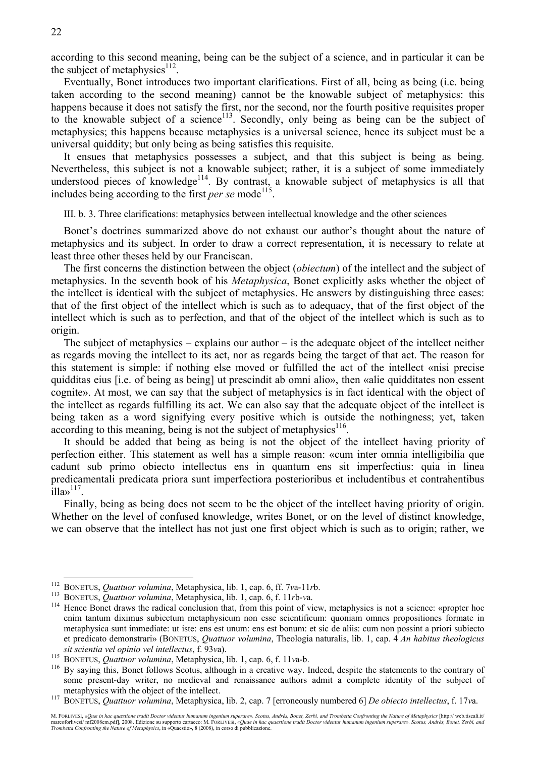according to this second meaning, being can be the subject of a science, and in particular it can be the subject of metaphysics[112].

Eventually, Bonet introduces two important clarifications. First of all, being as being (i.e. being taken according to the second meaning) cannot be the knowable subject of metaphysics: this happens because it does not satisfy the first, nor the second, nor the fourth positive requisites proper to the knowable subject of a science[113]. Secondly, only being as being can be the subject of metaphysics; this happens because metaphysics is a universal science, hence its subject must be a universal quiddity; but only being as being satisfies this requisite.

It ensues that metaphysics possesses a subject, and that this subject is being as being. Nevertheless, this subject is not a knowable subject; rather, it is a subject of some immediately understood pieces of knowledge[114]. By contrast, a knowable subject of metaphysics is all that includes being according to the first *per se* mode[115].

### III. b. 3. Three clarifications: metaphysics between intellectual knowledge and the other sciences

Bonet's doctrines summarized above do not exhaust our author's thought about the nature of metaphysics and its subject. In order to draw a correct representation, it is necessary to relate at least three other theses held by our Franciscan.

The first concerns the distinction between the object (*obiectum*) of the intellect and the subject of metaphysics. In the seventh book of his *Metaphysica*, Bonet explicitly asks whether the object of the intellect is identical with the subject of metaphysics. He answers by distinguishing three cases: that of the first object of the intellect which is such as to adequacy, that of the first object of the intellect which is such as to perfection, and that of the object of the intellect which is such as to origin.

The subject of metaphysics – explains our author – is the adequate object of the intellect neither as regards moving the intellect to its act, nor as regards being the target of that act. The reason for this statement is simple: if nothing else moved or fulfilled the act of the intellect «nisi precise quidditas eius [i.e. of being as being] ut prescindit ab omni alio», then «alie quidditates non essent cognite». At most, we can say that the subject of metaphysics is in fact identical with the object of the intellect as regards fulfilling its act. We can also say that the adequate object of the intellect is being taken as a word signifying every positive which is outside the nothingness; yet, taken according to this meaning, being is not the subject of metaphysics[116].

It should be added that being as being is not the object of the intellect having priority of perfection either. This statement as well has a simple reason: «cum inter omnia intelligibilia que cadunt sub primo obiecto intellectus ens in quantum ens sit imperfectius: quia in linea predicamentali predicata priora sunt imperfectiora posterioribus et includentibus et contrahentibus illa»[117].

Finally, being as being does not seem to be the object of the intellect having priority of origin. Whether on the level of confused knowledge, writes Bonet, or on the level of distinct knowledge, we can observe that the intellect has not just one first object which is such as to origin; rather, we

---

[112] BONETUS, *Quattuor volumina*, Metaphysica, lib. 1, cap. 6, ff. 7*v*a-11*r*b.

[113] BONETUS, *Quattuor volumina*, Metaphysica, lib. 1, cap. 6, f. 11*r*b-*v*a.

[114] Hence Bonet draws the radical conclusion that, from this point of view, metaphysics is not a science: «propter hoc enim tantum diximus subiectum metaphysicum non esse scientificum: quoniam omnes propositiones formate in metaphysica sunt immediate: ut iste: ens est unum: ens est bonum: et sic de aliis: cum non possint a priori subiecto et predicato demonstrari» (BONETUS, *Quattuor volumina*, Theologia naturalis, lib. 1, cap. 4 *An habitus theologicus sit scientia vel opinio vel intellectus*, f. 93*v*a).

[115] BONETUS, *Quattuor volumina*, Metaphysica, lib. 1, cap. 6, f. 11*v*a-b.

[116] By saying this, Bonet follows Scotus, although in a creative way. Indeed, despite the statements to the contrary of some present-day writer, no medieval and renaissance authors admit a complete identity of the subject of metaphysics with the object of the intellect.

[117] BONETUS, *Quattuor volumina*, Metaphysica, lib. 2, cap. 7 [erroneously numbered 6] *De obiecto intellectus*, f. 17*v*a.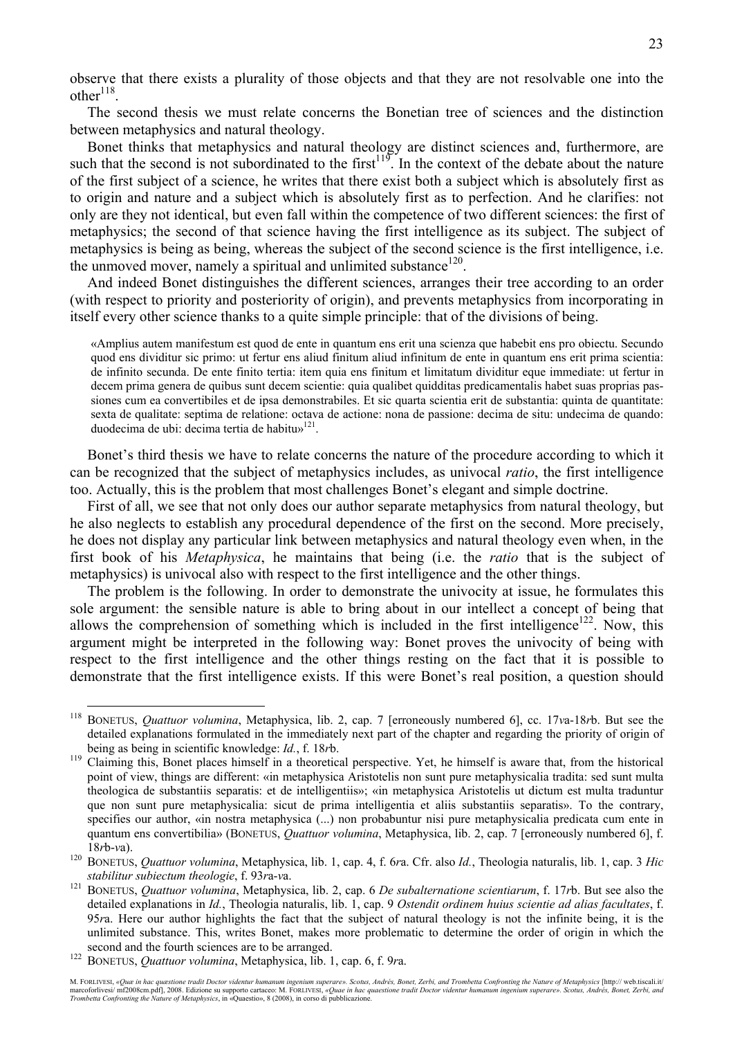observe that there exists a plurality of those objects and that they are not resolvable one into the other[118].

The second thesis we must relate concerns the Bonetian tree of sciences and the distinction between metaphysics and natural theology.

Bonet thinks that metaphysics and natural theology are distinct sciences and, furthermore, are such that the second is not subordinated to the first[119]. In the context of the debate about the nature of the first subject of a science, he writes that there exist both a subject which is absolutely first as to origin and nature and a subject which is absolutely first as to perfection. And he clarifies: not only are they not identical, but even fall within the competence of two different sciences: the first of metaphysics; the second of that science having the first intelligence as its subject. The subject of metaphysics is being as being, whereas the subject of the second science is the first intelligence, i.e. the unmoved mover, namely a spiritual and unlimited substance[120].

And indeed Bonet distinguishes the different sciences, arranges their tree according to an order (with respect to priority and posteriority of origin), and prevents metaphysics from incorporating in itself every other science thanks to a quite simple principle: that of the divisions of being.

> «Amplius autem manifestum est quod de ente in quantum ens erit una scienza que habebit ens pro obiectu. Secundo quod ens dividitur sic primo: ut fertur ens aliud finitum aliud infinitum de ente in quantum ens erit prima scientia: de infinito secunda. De ente finito tertia: item quia ens finitum et limitatum dividitur eque immediate: ut fertur in decem prima genera de quibus sunt decem scientie: quia qualibet quidditas predicamentalis habet suas proprias passiones cum ea convertibiles et de ipsa demonstrabiles. Et sic quarta scientia erit de substantia: quinta de quantitate: sexta de qualitate: septima de relatione: octava de actione: nona de passione: decima de situ: undecima de quando: duodecima de ubi: decima tertia de habitu»[121].

Bonet's third thesis we have to relate concerns the nature of the procedure according to which it can be recognized that the subject of metaphysics includes, as univocal *ratio*, the first intelligence too. Actually, this is the problem that most challenges Bonet's elegant and simple doctrine.

First of all, we see that not only does our author separate metaphysics from natural theology, but he also neglects to establish any procedural dependence of the first on the second. More precisely, he does not display any particular link between metaphysics and natural theology even when, in the first book of his *Metaphysica*, he maintains that being (i.e. the *ratio* that is the subject of metaphysics) is univocal also with respect to the first intelligence and the other things.

The problem is the following. In order to demonstrate the univocity at issue, he formulates this sole argument: the sensible nature is able to bring about in our intellect a concept of being that allows the comprehension of something which is included in the first intelligence[122]. Now, this argument might be interpreted in the following way: Bonet proves the univocity of being with respect to the first intelligence and the other things resting on the fact that it is possible to demonstrate that the first intelligence exists. If this were Bonet's real position, a question should

---

[118] BONETUS, *Quattuor volumina*, Metaphysica, lib. 2, cap. 7 [erroneously numbered 6], cc. 17*v*a-18*r*b. But see the detailed explanations formulated in the immediately next part of the chapter and regarding the priority of origin of being as being in scientific knowledge: *Id.*, f. 18*r*b.

[119] Claiming this, Bonet places himself in a theoretical perspective. Yet, he himself is aware that, from the historical point of view, things are different: «in metaphysica Aristotelis non sunt pure metaphysicalia tradita: sed sunt multa theologica de substantiis separatis: et de intelligentiis»; «in metaphysica Aristotelis ut dictum est multa traduntur que non sunt pure metaphysicalia: sicut de prima intelligentia et aliis substantiis separatis». To the contrary, specifies our author, «in nostra metaphysica (...) non probabuntur nisi pure metaphysicalia predicata cum ente in quantum ens convertibilia» (BONETUS, *Quattuor volumina*, Metaphysica, lib. 2, cap. 7 [erroneously numbered 6], f. 18*r*b-*v*a).

[120] BONETUS, *Quattuor volumina*, Metaphysica, lib. 1, cap. 4, f. 6*r*a. Cfr. also *Id.*, Theologia naturalis, lib. 1, cap. 3 *Hic stabilitur subiectum theologie*, f. 93*r*a-*v*a.

[121] BONETUS, *Quattuor volumina*, Metaphysica, lib. 2, cap. 6 *De subalternatione scientiarum*, f. 17*r*b. But see also the detailed explanations in *Id.*, Theologia naturalis, lib. 1, cap. 9 *Ostendit ordinem huius scientie ad alias facultates*, f. 95*r*a. Here our author highlights the fact that the subject of natural theology is not the infinite being, it is the unlimited substance. This, writes Bonet, makes more problematic to determine the order of origin in which the second and the fourth sciences are to be arranged.

[122] BONETUS, *Quattuor volumina*, Metaphysica, lib. 1, cap. 6, f. 9*r*a.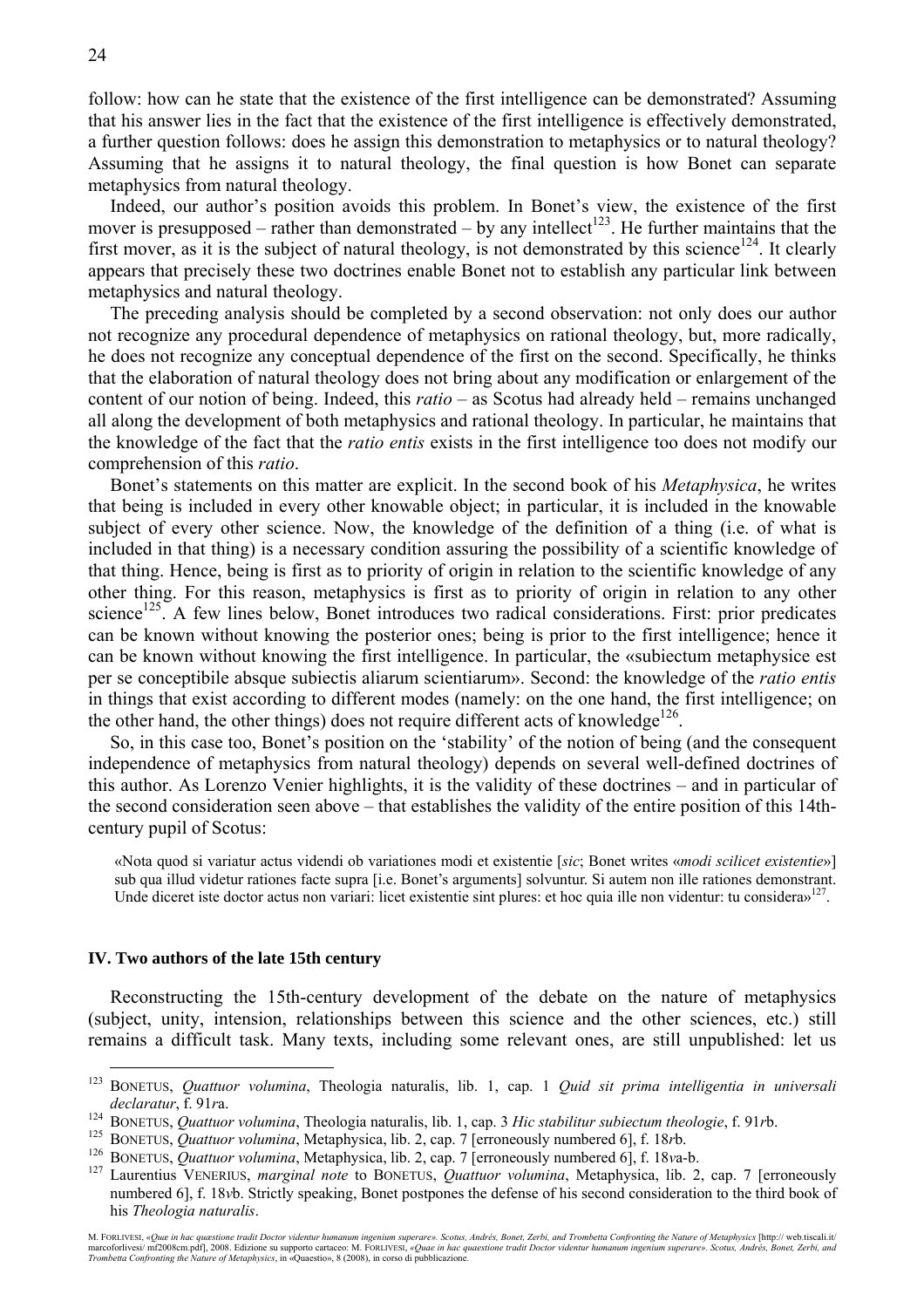follow: how can he state that the existence of the first intelligence can be demonstrated? Assuming that his answer lies in the fact that the existence of the first intelligence is effectively demonstrated, a further question follows: does he assign this demonstration to metaphysics or to natural theology? Assuming that he assigns it to natural theology, the final question is how Bonet can separate metaphysics from natural theology.

Indeed, our author's position avoids this problem. In Bonet's view, the existence of the first mover is presupposed – rather than demonstrated – by any intellect[123]. He further maintains that the first mover, as it is the subject of natural theology, is not demonstrated by this science[124]. It clearly appears that precisely these two doctrines enable Bonet not to establish any particular link between metaphysics and natural theology.

The preceding analysis should be completed by a second observation: not only does our author not recognize any procedural dependence of metaphysics on rational theology, but, more radically, he does not recognize any conceptual dependence of the first on the second. Specifically, he thinks that the elaboration of natural theology does not bring about any modification or enlargement of the content of our notion of being. Indeed, this *ratio* – as Scotus had already held – remains unchanged all along the development of both metaphysics and rational theology. In particular, he maintains that the knowledge of the fact that the *ratio entis* exists in the first intelligence too does not modify our comprehension of this *ratio*.

Bonet's statements on this matter are explicit. In the second book of his *Metaphysica*, he writes that being is included in every other knowable object; in particular, it is included in the knowable subject of every other science. Now, the knowledge of the definition of a thing (i.e. of what is included in that thing) is a necessary condition assuring the possibility of a scientific knowledge of that thing. Hence, being is first as to priority of origin in relation to the scientific knowledge of any other thing. For this reason, metaphysics is first as to priority of origin in relation to any other science[125]. A few lines below, Bonet introduces two radical considerations. First: prior predicates can be known without knowing the posterior ones; being is prior to the first intelligence; hence it can be known without knowing the first intelligence. In particular, the «subiectum metaphysice est per se conceptibile absque subiectis aliarum scientiarum». Second: the knowledge of the *ratio entis* in things that exist according to different modes (namely: on the one hand, the first intelligence; on the other hand, the other things) does not require different acts of knowledge[126].

So, in this case too, Bonet's position on the 'stability' of the notion of being (and the consequent independence of metaphysics from natural theology) depends on several well-defined doctrines of this author. As Lorenzo Venier highlights, it is the validity of these doctrines – and in particular of the second consideration seen above – that establishes the validity of the entire position of this 14th-century pupil of Scotus:

> «Nota quod si variatur actus videndi ob variationes modi et existentie [*sic*; Bonet writes «*modi scilicet existentie*»] sub qua illud videtur rationes facte supra [i.e. Bonet's arguments] solvuntur. Si autem non ille rationes demonstrant. Unde diceret iste doctor actus non variari: licet existentie sint plures: et hoc quia ille non videntur: tu considera»[127].

### IV. Two authors of the late 15th century

Reconstructing the 15th-century development of the debate on the nature of metaphysics (subject, unity, intension, relationships between this science and the other sciences, etc.) still remains a difficult task. Many texts, including some relevant ones, are still unpublished: let us

---

[123] BONETUS, *Quattuor volumina*, Theologia naturalis, lib. 1, cap. 1 *Quid sit prima intelligentia in universali declaratur*, f. 91*r*a.

[124] BONETUS, *Quattuor volumina*, Theologia naturalis, lib. 1, cap. 3 *Hic stabilitur subiectum theologie*, f. 91*r*b.

[125] BONETUS, *Quattuor volumina*, Metaphysica, lib. 2, cap. 7 [erroneously numbered 6], f. 18*r*b.

[126] BONETUS, *Quattuor volumina*, Metaphysica, lib. 2, cap. 7 [erroneously numbered 6], f. 18*v*a-b.

[127] Laurentius VENERIUS, *marginal note* to BONETUS, *Quattuor volumina*, Metaphysica, lib. 2, cap. 7 [erroneously numbered 6], f. 18*v*b. Strictly speaking, Bonet postpones the defense of his second consideration to the third book of his *Theologia naturalis*.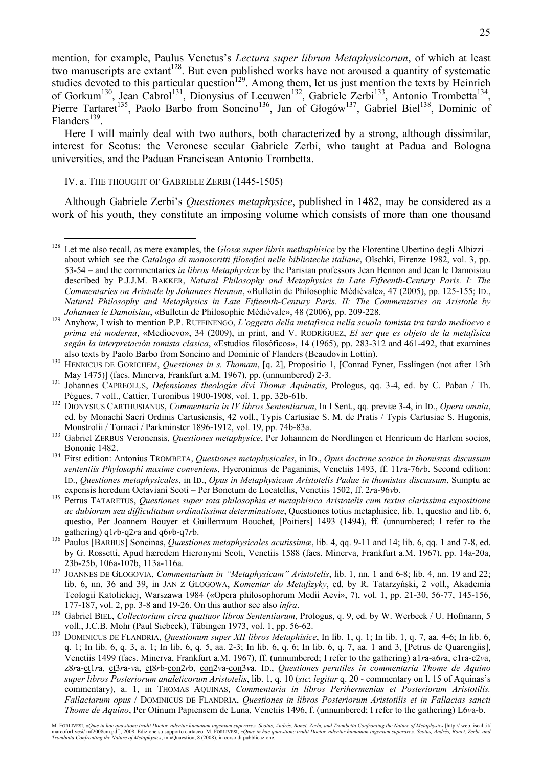mention, for example, Paulus Venetus's *Lectura super librum Metaphysicorum*, of which at least two manuscripts are extant[128]. But even published works have not aroused a quantity of systematic studies devoted to this particular question[129]. Among them, let us just mention the texts by Heinrich of Gorkum[130], Jean Cabrol[131], Dionysius of Leeuwen[132], Gabriele Zerbi[133], Antonio Trombetta[134], Pierre Tartaret[135], Paolo Barbo from Soncino[136], Jan of Głogów[137], Gabriel Biel[138], Dominic of Flanders[139].

Here I will mainly deal with two authors, both characterized by a strong, although dissimilar, interest for Scotus: the Veronese secular Gabriele Zerbi, who taught at Padua and Bologna universities, and the Paduan Franciscan Antonio Trombetta.

IV. a. THE THOUGHT OF GABRIELE ZERBI (1445-1505)

Although Gabriele Zerbi's *Questiones metaphysice*, published in 1482, may be considered as a work of his youth, they constitute an imposing volume which consists of more than one thousand

---

[128] Let me also recall, as mere examples, the *Glosæ super libris methaphisice* by the Florentine Ubertino degli Albizzi – about which see the *Catalogo di manoscritti filosofici nelle biblioteche italiane*, Olschki, Firenze 1982, vol. 3, pp. 53-54 – and the commentaries *in libros Metaphysicæ* by the Parisian professors Jean Hennon and Jean le Damoisiau described by P.J.J.M. BAKKER, *Natural Philosophy and Metaphysics in Late Fifteenth-Century Paris. I: The Commentaries on Aristotle by Johannes Hennon*, «Bulletin de Philosophie Médiévale», 47 (2005), pp. 125-155; ID., *Natural Philosophy and Metaphysics in Late Fifteenth-Century Paris. II: The Commentaries on Aristotle by Johannes le Damoisiau*, «Bulletin de Philosophie Médiévale», 48 (2006), pp. 209-228.

[129] Anyhow, I wish to mention P.P. RUFFINENGO, *L'oggetto della metafisica nella scuola tomista tra tardo medioevo e prima età moderna*, «Medioevo», 34 (2009), in print, and V. RODRÍGUEZ, *El ser que es objeto de la metafísica según la interpretación tomista clasica*, «Estudios filosóficos», 14 (1965), pp. 283-312 and 461-492, that examines also texts by Paolo Barbo from Soncino and Dominic of Flanders (Beaudovin Lottin).

[130] HENRICUS DE GORICHEM, *Questiones in s. Thomam*, [q. 2], Propositio 1, [Conrad Fyner, Esslingen (not after 13th May 1475)] (facs. Minerva, Frankfurt a.M. 1967), pp. (unnumbered) 2-3.

[131] Johannes CAPREOLUS, *Defensiones theologiæ divi Thomæ Aquinatis*, Prologus, qq. 3-4, ed. by C. Paban / Th. Pègues, 7 voll., Cattier, Turonibus 1900-1908, vol. 1, pp. 32b-61b.

[132] DIONYSIUS CARTHUSIANUS, *Commentaria in IV libros Sententiarum*, In I Sent., qq. previæ 3-4, in ID., *Opera omnia*, ed. by Monachi Sacri Ordinis Cartusiensis, 42 voll., Typis Cartusiae S. M. de Pratis / Typis Cartusiae S. Hugonis, Monstrolii / Tornaci / Parkminster 1896-1912, vol. 19, pp. 74b-83a.

[133] Gabriel ZERBUS Veronensis, *Questiones metaphysice*, Per Johannem de Nordlingen et Henricum de Harlem socios, Bononie 1482.

[134] First edition: Antonius TROMBETA, *Questiones metaphysicales*, in ID., *Opus doctrine scotice in thomistas discussum sententiis Phylosophi maxime conveniens*, Hyeronimus de Paganinis, Venetiis 1493, ff. 11*r*a-76*r*b. Second edition: ID., *Questiones metaphysicales*, in ID., *Opus in Metaphysicam Aristotelis Padue in thomistas discussum*, Sumptu ac expensis heredum Octaviani Scoti – Per Bonetum de Locatellis, Venetiis 1502, ff. 2*r*a-96*v*b.

[135] Petrus TATARETUS, *Questiones super tota philosophia et metaphisica Aristotelis cum textus clarissima expositione ac dubiorum seu difficultatum ordinatissima determinatione*, Questiones totius metaphisice, lib. 1, questio and lib. 6, questio, Per Joannem Bouyer et Guillermum Bouchet, [Poitiers] 1493 (1494), ff. (unnumbered; I refer to the gathering) q1*r*b-q2*r*a and q6*v*b-q7*r*b.

[136] Paulus [BARBUS] Soncinas, *Quæstiones metaphysicales acutissimæ*, lib. 4, qq. 9-11 and 14; lib. 6, qq. 1 and 7-8, ed. by G. Rossetti, Apud hæredem Hieronymi Scoti, Venetiis 1588 (facs. Minerva, Frankfurt a.M. 1967), pp. 14a-20a, 23b-25b, 106a-107b, 113a-116a.

[137] JOANNES DE GLOGOVIA, *Commentarium in "Metaphysicam" Aristotelis*, lib. 1, nn. 1 and 6-8; lib. 4, nn. 19 and 22; lib. 6, nn. 36 and 39, in JAN Z GŁOGOWA, *Komentar do Metafizyky*, ed. by R. Tatarzyński, 2 voll., Akademia Teologii Katolickiej, Warszawa 1984 («Opera philosophorum Medii Aevi», 7), vol. 1, pp. 21-30, 56-77, 145-156, 177-187, vol. 2, pp. 3-8 and 19-26. On this author see also *infra*.

[138] Gabriel BIEL, *Collectorium circa quattuor libros Sententiarum*, Prologus, q. 9, ed. by W. Werbeck / U. Hofmann, 5 voll., J.C.B. Mohr (Paul Siebeck), Tübingen 1973, vol. 1, pp. 56-62.

[139] DOMINICUS DE FLANDRIA, *Questionum super XII libros Metaphisice*, In lib. 1, q. 1; In lib. 1, q. 7, aa. 4-6; In lib. 6, q. 1; In lib. 6, q. 3, a. 1; In lib. 6, q. 5, aa. 2-3; In lib. 6, q. 6; In lib. 6, q. 7, aa. 1 and 3, [Petrus de Quarengiis], Venetiis 1499 (facs. Minerva, Frankfurt a.M. 1967), ff. (unnumbered; I refer to the gathering) a1*r*a-a6*r*a, c1ra-c2*v*a, z8*r*a-et1*r*a, et3*r*a-*v*a, et8*r*b-con2*r*b, con2*v*a-con3*v*a. ID., *Questiones perutiles in commentaria Thome de Aquino super libros Posteriorum analeticorum Aristotelis*, lib. 1, q. 10 (*sic*; *legitur* q. 20 - commentary on l. 15 of Aquinas's commentary), a. 1, in THOMAS AQUINAS, *Commentaria in libros Perihermenias et Posteriorum Aristotilis. Fallaciarum opus* / DOMINICUS DE FLANDRIA, *Questiones in libros Posteriorum Aristotilis et in Fallacias sancti Thome de Aquino*, Per Otinum Papiensem de Luna, Venetiis 1496, f. (unnumbered; I refer to the gathering) L6*v*a-b.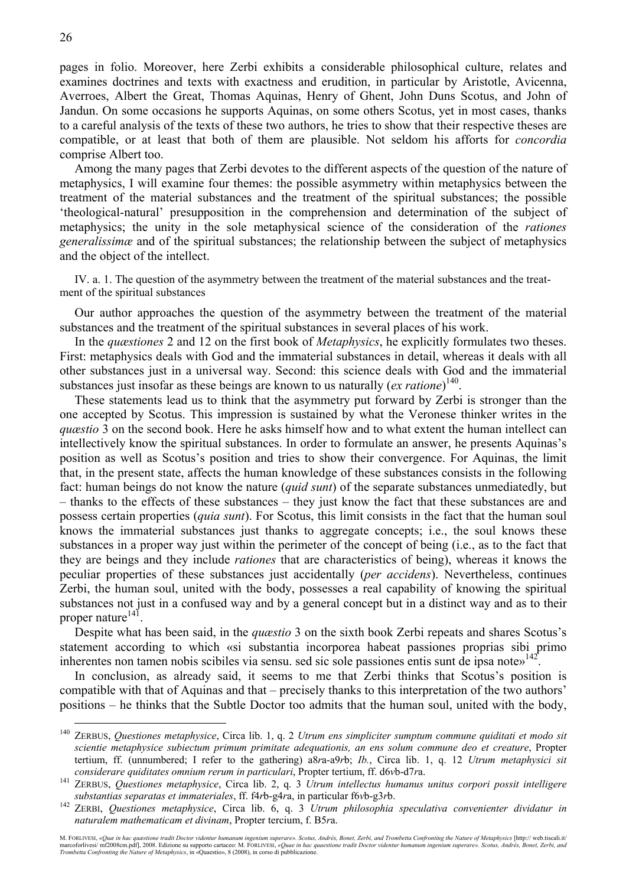pages in folio. Moreover, here Zerbi exhibits a considerable philosophical culture, relates and examines doctrines and texts with exactness and erudition, in particular by Aristotle, Avicenna, Averroes, Albert the Great, Thomas Aquinas, Henry of Ghent, John Duns Scotus, and John of Jandun. On some occasions he supports Aquinas, on some others Scotus, yet in most cases, thanks to a careful analysis of the texts of these two authors, he tries to show that their respective theses are compatible, or at least that both of them are plausible. Not seldom his afforts for *concordia* comprise Albert too.

Among the many pages that Zerbi devotes to the different aspects of the question of the nature of metaphysics, I will examine four themes: the possible asymmetry within metaphysics between the treatment of the material substances and the treatment of the spiritual substances; the possible 'theological-natural' presupposition in the comprehension and determination of the subject of metaphysics; the unity in the sole metaphysical science of the consideration of the *rationes generalissimæ* and of the spiritual substances; the relationship between the subject of metaphysics and the object of the intellect.

IV. a. 1. The question of the asymmetry between the treatment of the material substances and the treatment of the spiritual substances

Our author approaches the question of the asymmetry between the treatment of the material substances and the treatment of the spiritual substances in several places of his work.

In the *quæstiones* 2 and 12 on the first book of *Metaphysics*, he explicitly formulates two theses. First: metaphysics deals with God and the immaterial substances in detail, whereas it deals with all other substances just in a universal way. Second: this science deals with God and the immaterial substances just insofar as these beings are known to us naturally (*ex ratione*)[140].

These statements lead us to think that the asymmetry put forward by Zerbi is stronger than the one accepted by Scotus. This impression is sustained by what the Veronese thinker writes in the *quæstio* 3 on the second book. Here he asks himself how and to what extent the human intellect can intellectively know the spiritual substances. In order to formulate an answer, he presents Aquinas's position as well as Scotus's position and tries to show their convergence. For Aquinas, the limit that, in the present state, affects the human knowledge of these substances consists in the following fact: human beings do not know the nature (*quid sunt*) of the separate substances unmediatedly, but – thanks to the effects of these substances – they just know the fact that these substances are and possess certain properties (*quia sunt*). For Scotus, this limit consists in the fact that the human soul knows the immaterial substances just thanks to aggregate concepts; i.e., the soul knows these substances in a proper way just within the perimeter of the concept of being (i.e., as to the fact that they are beings and they include *rationes* that are characteristics of being), whereas it knows the peculiar properties of these substances just accidentally (*per accidens*). Nevertheless, continues Zerbi, the human soul, united with the body, possesses a real capability of knowing the spiritual substances not just in a confused way and by a general concept but in a distinct way and as to their proper nature[141].

Despite what has been said, in the *quæstio* 3 on the sixth book Zerbi repeats and shares Scotus's statement according to which «si substantia incorporea habeat passiones proprias sibi primo inherentes non tamen nobis scibiles via sensu. sed sic sole passiones entis sunt de ipsa note»[142].

In conclusion, as already said, it seems to me that Zerbi thinks that Scotus's position is compatible with that of Aquinas and that – precisely thanks to this interpretation of the two authors' positions – he thinks that the Subtle Doctor too admits that the human soul, united with the body,

---

[140] ZERBUS, *Questiones metaphysice*, Circa lib. 1, q. 2 *Utrum ens simpliciter sumptum commune quiditati et modo sit scientie metaphysice subiectum primum primitate adequationis, an ens solum commune deo et creature*, Propter tertium, ff. (unnumbered; I refer to the gathering) a8*r*a-a9*r*b; *Ib.*, Circa lib. 1, q. 12 *Utrum metaphysici sit considerare quiditates omnium rerum in particulari*, Propter tertium, ff. d6*v*b-d7*r*a.

[141] ZERBUS, *Questiones metaphysice*, Circa lib. 2, q. 3 *Utrum intellectus humanus unitus corpori possit intelligere substantias separatas et immateriales*, ff. f4*r*b-g4*r*a, in particular f6*v*b-g3*r*b.

[142] ZERBI, *Questiones metaphysice*, Circa lib. 6, q. 3 *Utrum philosophia speculativa convenienter dividatur in naturalem mathematicam et divinam*, Propter tercium, f. B5*r*a.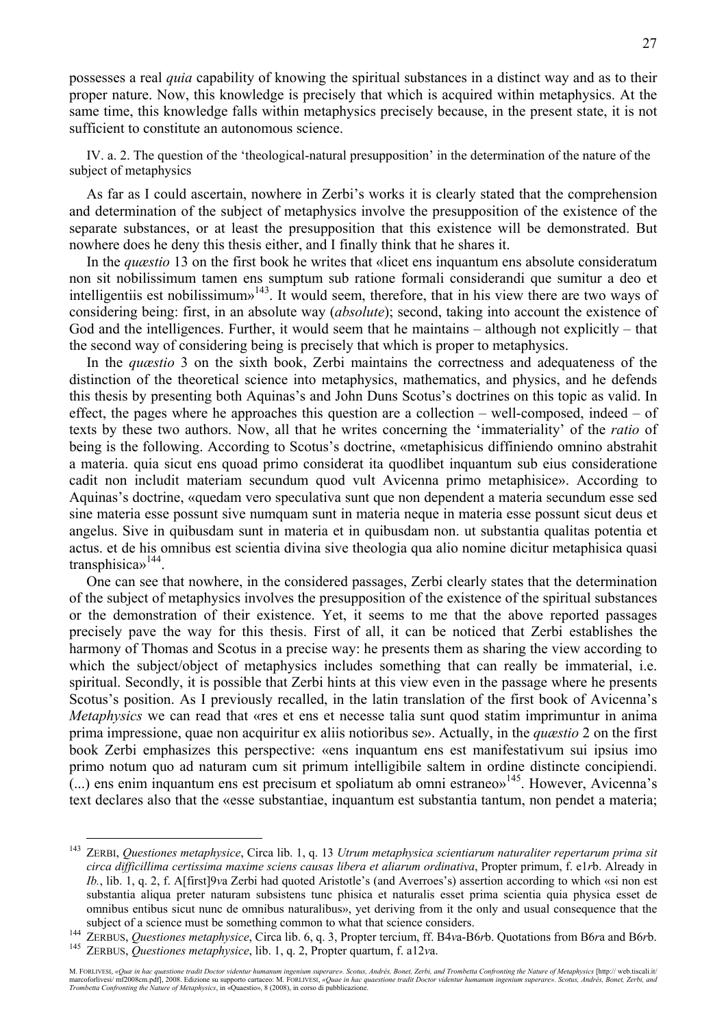possesses a real *quia* capability of knowing the spiritual substances in a distinct way and as to their proper nature. Now, this knowledge is precisely that which is acquired within metaphysics. At the same time, this knowledge falls within metaphysics precisely because, in the present state, it is not sufficient to constitute an autonomous science.

IV. a. 2. The question of the 'theological-natural presupposition' in the determination of the nature of the subject of metaphysics

As far as I could ascertain, nowhere in Zerbi's works it is clearly stated that the comprehension and determination of the subject of metaphysics involve the presupposition of the existence of the separate substances, or at least the presupposition that this existence will be demonstrated. But nowhere does he deny this thesis either, and I finally think that he shares it.

In the *quæstio* 13 on the first book he writes that «licet ens inquantum ens absolute consideratum non sit nobilissimum tamen ens sumptum sub ratione formali considerandi que sumitur a deo et intelligentiis est nobilissimum»[143]. It would seem, therefore, that in his view there are two ways of considering being: first, in an absolute way (*absolute*); second, taking into account the existence of God and the intelligences. Further, it would seem that he maintains – although not explicitly – that the second way of considering being is precisely that which is proper to metaphysics.

In the *quæstio* 3 on the sixth book, Zerbi maintains the correctness and adequateness of the distinction of the theoretical science into metaphysics, mathematics, and physics, and he defends this thesis by presenting both Aquinas's and John Duns Scotus's doctrines on this topic as valid. In effect, the pages where he approaches this question are a collection – well-composed, indeed – of texts by these two authors. Now, all that he writes concerning the 'immateriality' of the *ratio* of being is the following. According to Scotus's doctrine, «metaphisicus diffiniendo omnino abstrahit a materia. quia sicut ens quoad primo considerat ita quodlibet inquantum sub eius consideratione cadit non includit materiam secundum quod vult Avicenna primo metaphisice». According to Aquinas's doctrine, «quedam vero speculativa sunt que non dependent a materia secundum esse sed sine materia esse possunt sive numquam sunt in materia neque in materia esse possunt sicut deus et angelus. Sive in quibusdam sunt in materia et in quibusdam non. ut substantia qualitas potentia et actus. et de his omnibus est scientia divina sive theologia qua alio nomine dicitur metaphisica quasi transphisica»[144].

One can see that nowhere, in the considered passages, Zerbi clearly states that the determination of the subject of metaphysics involves the presupposition of the existence of the spiritual substances or the demonstration of their existence. Yet, it seems to me that the above reported passages precisely pave the way for this thesis. First of all, it can be noticed that Zerbi establishes the harmony of Thomas and Scotus in a precise way: he presents them as sharing the view according to which the subject/object of metaphysics includes something that can really be immaterial, i.e. spiritual. Secondly, it is possible that Zerbi hints at this view even in the passage where he presents Scotus's position. As I previously recalled, in the latin translation of the first book of Avicenna's *Metaphysics* we can read that «res et ens et necesse talia sunt quod statim imprimuntur in anima prima impressione, quae non acquiritur ex aliis notioribus se». Actually, in the *quæstio* 2 on the first book Zerbi emphasizes this perspective: «ens inquantum ens est manifestativum sui ipsius imo primo notum quo ad naturam cum sit primum intelligibile saltem in ordine distincte concipiendi. (...) ens enim inquantum ens est precisum et spoliatum ab omni estraneo»[145]. However, Avicenna's text declares also that the «esse substantiae, inquantum est substantia tantum, non pendet a materia;

---

[143] ZERBI, *Questiones metaphysice*, Circa lib. 1, q. 13 *Utrum metaphysica scientiarum naturaliter repertarum prima sit circa difficillima certissima maxime sciens causas libera et aliarum ordinativa*, Propter primum, f. e1*r*b. Already in *Ib.*, lib. 1, q. 2, f. A[first]9*v*a Zerbi had quoted Aristotle's (and Averroes's) assertion according to which «si non est substantia aliqua preter naturam subsistens tunc phisica et naturalis esset prima scientia quia physica esset de omnibus entibus sicut nunc de omnibus naturalibus», yet deriving from it the only and usual consequence that the subject of a science must be something common to what that science considers.

[144] ZERBUS, *Questiones metaphysice*, Circa lib. 6, q. 3, Propter tercium, ff. B4*v*a-B6*r*b. Quotations from B6*r*a and B6*r*b.

[145] ZERBUS, *Questiones metaphysice*, lib. 1, q. 2, Propter quartum, f. a12*v*a.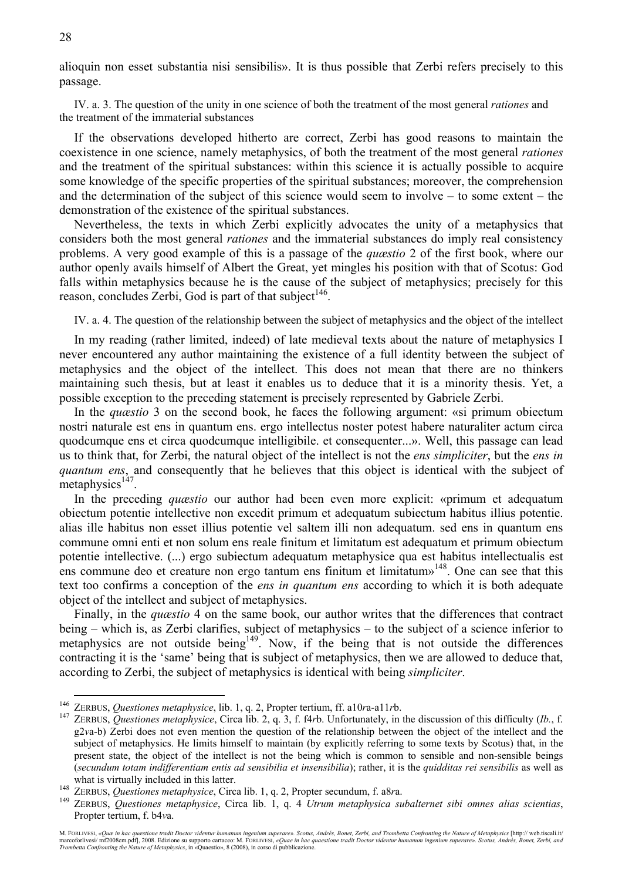alioquin non esset substantia nisi sensibilis». It is thus possible that Zerbi refers precisely to this passage.

#### IV. a. 3. The question of the unity in one science of both the treatment of the most general *rationes* and the treatment of the immaterial substances

If the observations developed hitherto are correct, Zerbi has good reasons to maintain the coexistence in one science, namely metaphysics, of both the treatment of the most general *rationes* and the treatment of the spiritual substances: within this science it is actually possible to acquire some knowledge of the specific properties of the spiritual substances; moreover, the comprehension and the determination of the subject of this science would seem to involve – to some extent – the demonstration of the existence of the spiritual substances.

Nevertheless, the texts in which Zerbi explicitly advocates the unity of a metaphysics that considers both the most general *rationes* and the immaterial substances do imply real consistency problems. A very good example of this is a passage of the *quæstio* 2 of the first book, where our author openly avails himself of Albert the Great, yet mingles his position with that of Scotus: God falls within metaphysics because he is the cause of the subject of metaphysics; precisely for this reason, concludes Zerbi, God is part of that subject[146].

#### IV. a. 4. The question of the relationship between the subject of metaphysics and the object of the intellect

In my reading (rather limited, indeed) of late medieval texts about the nature of metaphysics I never encountered any author maintaining the existence of a full identity between the subject of metaphysics and the object of the intellect. This does not mean that there are no thinkers maintaining such thesis, but at least it enables us to deduce that it is a minority thesis. Yet, a possible exception to the preceding statement is precisely represented by Gabriele Zerbi.

In the *quæstio* 3 on the second book, he faces the following argument: «si primum obiectum nostri naturale est ens in quantum ens. ergo intellectus noster potest habere naturaliter actum circa quodcumque ens et circa quodcumque intelligibile. et consequenter...». Well, this passage can lead us to think that, for Zerbi, the natural object of the intellect is not the *ens simpliciter*, but the *ens in quantum ens*, and consequently that he believes that this object is identical with the subject of metaphysics[147].

In the preceding *quæstio* our author had been even more explicit: «primum et adequatum obiectum potentie intellective non excedit primum et adequatum subiectum habitus illius potentie. alias ille habitus non esset illius potentie vel saltem illi non adequatum. sed ens in quantum ens commune omni enti et non solum ens reale finitum et limitatum est adequatum et primum obiectum potentie intellective. (...) ergo subiectum adequatum metaphysice qua est habitus intellectualis est ens commune deo et creature non ergo tantum ens finitum et limitatum»[148]. One can see that this text too confirms a conception of the *ens in quantum ens* according to which it is both adequate object of the intellect and subject of metaphysics.

Finally, in the *quæstio* 4 on the same book, our author writes that the differences that contract being – which is, as Zerbi clarifies, subject of metaphysics – to the subject of a science inferior to metaphysics are not outside being[149]. Now, if the being that is not outside the differences contracting it is the 'same' being that is subject of metaphysics, then we are allowed to deduce that, according to Zerbi, the subject of metaphysics is identical with being *simpliciter*.

---

[146] ZERBUS, *Questiones metaphysice*, lib. 1, q. 2, Propter tertium, ff. a10*r*a-a11*r*b.

[147] ZERBUS, *Questiones metaphysice*, Circa lib. 2, q. 3, f. f4*r*b. Unfortunately, in the discussion of this difficulty (*Ib.*, f. g2*v*a-b) Zerbi does not even mention the question of the relationship between the object of the intellect and the subject of metaphysics. He limits himself to maintain (by explicitly referring to some texts by Scotus) that, in the present state, the object of the intellect is not the being which is common to sensible and non-sensible beings (*secundum totam indifferentiam entis ad sensibilia et insensibilia*); rather, it is the *quidditas rei sensibilis* as well as what is virtually included in this latter.

[148] ZERBUS, *Questiones metaphysice*, Circa lib. 1, q. 2, Propter secundum, f. a8*r*a.

[149] ZERBUS, *Questiones metaphysice*, Circa lib. 1, q. 4 *Utrum metaphysica subalternet sibi omnes alias scientias*, Propter tertium, f. b4*v*a.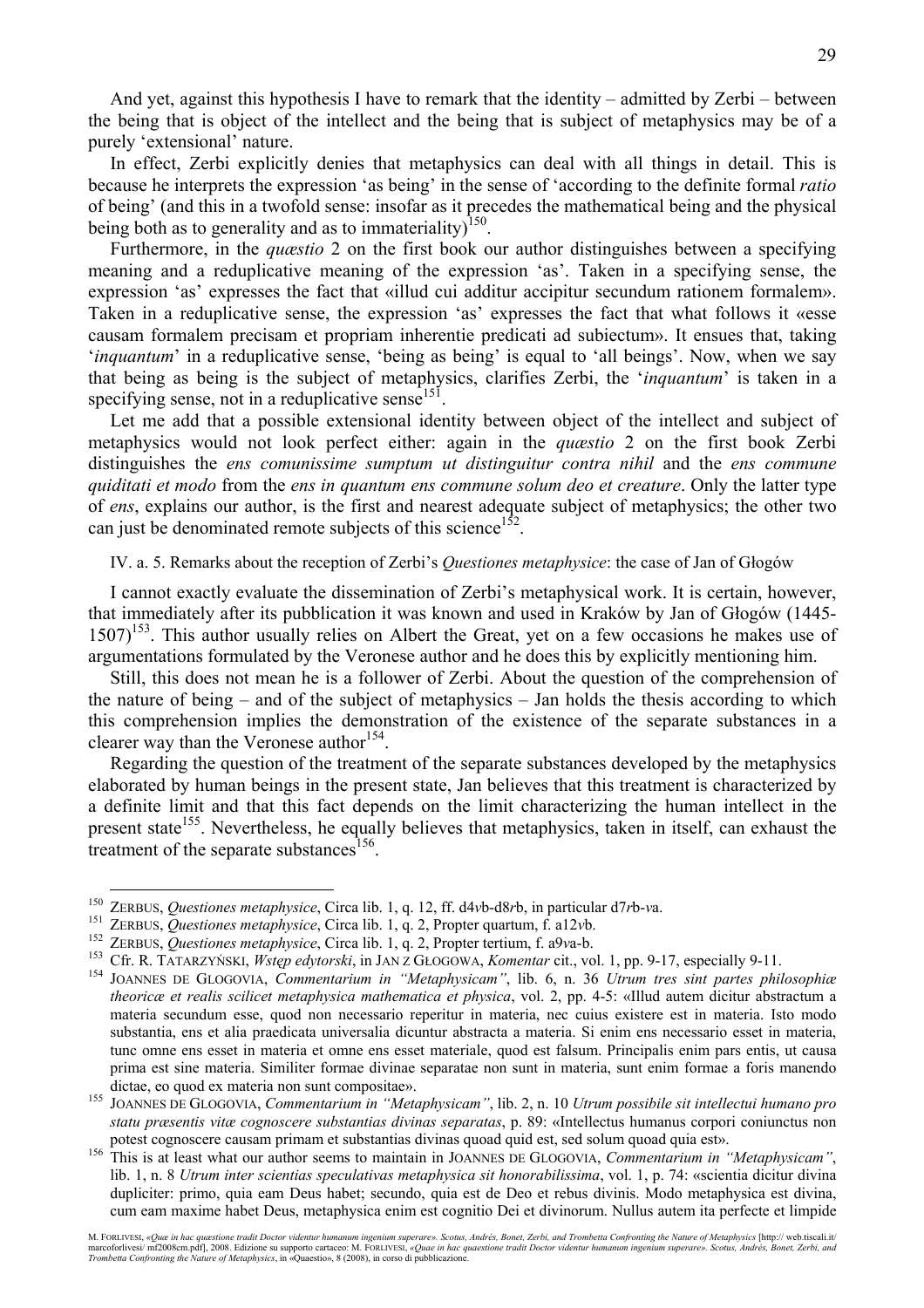And yet, against this hypothesis I have to remark that the identity – admitted by Zerbi – between the being that is object of the intellect and the being that is subject of metaphysics may be of a purely 'extensional' nature.

In effect, Zerbi explicitly denies that metaphysics can deal with all things in detail. This is because he interprets the expression 'as being' in the sense of 'according to the definite formal *ratio* of being' (and this in a twofold sense: insofar as it precedes the mathematical being and the physical being both as to generality and as to immateriality)[150].

Furthermore, in the *quæstio* 2 on the first book our author distinguishes between a specifying meaning and a reduplicative meaning of the expression 'as'. Taken in a specifying sense, the expression 'as' expresses the fact that «illud cui additur accipitur secundum rationem formalem». Taken in a reduplicative sense, the expression 'as' expresses the fact that what follows it «esse causam formalem precisam et propriam inherentie predicati ad subiectum». It ensues that, taking '*inquantum*' in a reduplicative sense, 'being as being' is equal to 'all beings'. Now, when we say that being as being is the subject of metaphysics, clarifies Zerbi, the '*inquantum*' is taken in a specifying sense, not in a reduplicative sense[151].

Let me add that a possible extensional identity between object of the intellect and subject of metaphysics would not look perfect either: again in the *quæstio* 2 on the first book Zerbi distinguishes the *ens comunissime sumptum ut distinguitur contra nihil* and the *ens commune quiditati et modo* from the *ens in quantum ens commune solum deo et creature*. Only the latter type of *ens*, explains our author, is the first and nearest adequate subject of metaphysics; the other two can just be denominated remote subjects of this science[152].

#### IV. a. 5. Remarks about the reception of Zerbi's *Questiones metaphysice*: the case of Jan of Głogów

I cannot exactly evaluate the dissemination of Zerbi's metaphysical work. It is certain, however, that immediately after its pubblication it was known and used in Kraków by Jan of Głogów (1445-1507)[153]. This author usually relies on Albert the Great, yet on a few occasions he makes use of argumentations formulated by the Veronese author and he does this by explicitly mentioning him.

Still, this does not mean he is a follower of Zerbi. About the question of the comprehension of the nature of being – and of the subject of metaphysics – Jan holds the thesis according to which this comprehension implies the demonstration of the existence of the separate substances in a clearer way than the Veronese author[154].

Regarding the question of the treatment of the separate substances developed by the metaphysics elaborated by human beings in the present state, Jan believes that this treatment is characterized by a definite limit and that this fact depends on the limit characterizing the human intellect in the present state[155]. Nevertheless, he equally believes that metaphysics, taken in itself, can exhaust the treatment of the separate substances[156].

---

[150] ZERBUS, *Questiones metaphysice*, Circa lib. 1, q. 12, ff. d4*v*b-d8*r*b, in particular d7*r*b-*v*a.

[151] ZERBUS, *Questiones metaphysice*, Circa lib. 1, q. 2, Propter quartum, f. a12*v*b.

[152] ZERBUS, *Questiones metaphysice*, Circa lib. 1, q. 2, Propter tertium, f. a9*v*a-b.

[153] Cfr. R. TATARZYŃSKI, *Wstęp edytorski*, in JAN Z GŁOGOWA, *Komentar* cit., vol. 1, pp. 9-17, especially 9-11.

[154] JOANNES DE GLOGOVIA, *Commentarium in "Metaphysicam"*, lib. 6, n. 36 *Utrum tres sint partes philosophiæ theoricæ et realis scilicet metaphysica mathematica et physica*, vol. 2, pp. 4-5: «Illud autem dicitur abstractum a materia secundum esse, quod non necessario reperitur in materia, nec cuius existere est in materia. Isto modo substantia, ens et alia praedicata universalia dicuntur abstracta a materia. Si enim ens necessario esset in materia, tunc omne ens esset in materia et omne ens esset materiale, quod est falsum. Principalis enim pars entis, ut causa prima est sine materia. Similiter formae divinae separatae non sunt in materia, sunt enim formae a foris manendo dictae, eo quod ex materia non sunt compositae».

[155] JOANNES DE GLOGOVIA, *Commentarium in "Metaphysicam"*, lib. 2, n. 10 *Utrum possibile sit intellectui humano pro statu præsentis vitæ cognoscere substantias divinas separatas*, p. 89: «Intellectus humanus corpori coniunctus non potest cognoscere causam primam et substantias divinas quoad quid est, sed solum quoad quia est».

[156] This is at least what our author seems to maintain in JOANNES DE GLOGOVIA, *Commentarium in "Metaphysicam"*, lib. 1, n. 8 *Utrum inter scientias speculativas metaphysica sit honorabilissima*, vol. 1, p. 74: «scientia dicitur divina dupliciter: primo, quia eam Deus habet; secundo, quia est de Deo et rebus divinis. Modo metaphysica est divina, cum eam maxime habet Deus, metaphysica enim est cognitio Dei et divinorum. Nullus autem ita perfecte et limpide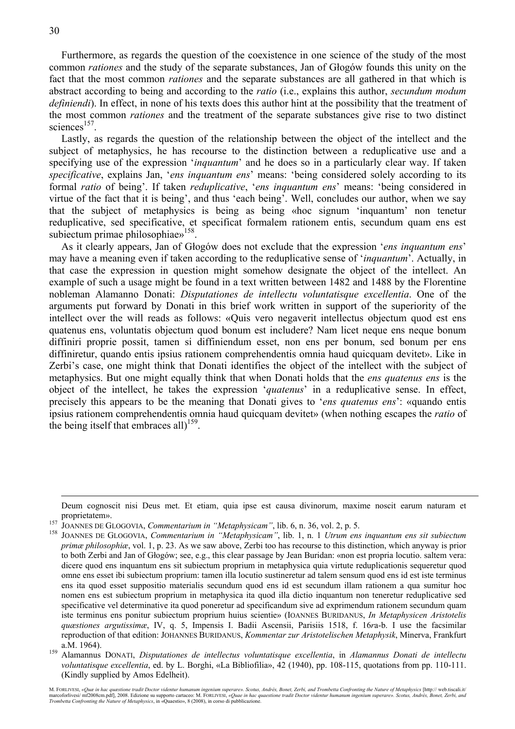Furthermore, as regards the question of the coexistence in one science of the study of the most common *rationes* and the study of the separate substances, Jan of Głogów founds this unity on the fact that the most common *rationes* and the separate substances are all gathered in that which is abstract according to being and according to the *ratio* (i.e., explains this author, *secundum modum definiendi*). In effect, in none of his texts does this author hint at the possibility that the treatment of the most common *rationes* and the treatment of the separate substances give rise to two distinct sciences[157].

Lastly, as regards the question of the relationship between the object of the intellect and the subject of metaphysics, he has recourse to the distinction between a reduplicative use and a specifying use of the expression '*inquantum*' and he does so in a particularly clear way. If taken *specificative*, explains Jan, '*ens inquantum ens*' means: 'being considered solely according to its formal *ratio* of being'. If taken *reduplicative*, '*ens inquantum ens*' means: 'being considered in virtue of the fact that it is being', and thus 'each being'. Well, concludes our author, when we say that the subject of metaphysics is being as being «hoc signum 'inquantum' non tenetur reduplicative, sed specificative, et specificat formalem rationem entis, secundum quam ens est subiectum primae philosophiae»[158].

As it clearly appears, Jan of Głogów does not exclude that the expression '*ens inquantum ens*' may have a meaning even if taken according to the reduplicative sense of '*inquantum*'. Actually, in that case the expression in question might somehow designate the object of the intellect. An example of such a usage might be found in a text written between 1482 and 1488 by the Florentine nobleman Alamanno Donati: *Disputationes de intellectu voluntatisque excellentia*. One of the arguments put forward by Donati in this brief work written in support of the superiority of the intellect over the will reads as follows: «Quis vero negaverit intellectus objectum quod est ens quatenus ens, voluntatis objectum quod bonum est includere? Nam licet neque ens neque bonum diffiniri proprie possit, tamen si diffiniendum esset, non ens per bonum, sed bonum per ens diffiniretur, quando entis ipsius rationem comprehendentis omnia haud quicquam devitet». Like in Zerbi's case, one might think that Donati identifies the object of the intellect with the subject of metaphysics. But one might equally think that when Donati holds that the *ens quatenus ens* is the object of the intellect, he takes the expression '*quatenus*' in a reduplicative sense. In effect, precisely this appears to be the meaning that Donati gives to '*ens quatenus ens*': «quando entis ipsius rationem comprehendentis omnia haud quicquam devitet» (when nothing escapes the *ratio* of the being itself that embraces all)[159].

---

Deum cognoscit nisi Deus met. Et etiam, quia ipse est causa divinorum, maxime noscit earum naturam et proprietatem».

[157] JOANNES DE GLOGOVIA, *Commentarium in "Metaphysicam"*, lib. 6, n. 36, vol. 2, p. 5.

[158] JOANNES DE GLOGOVIA, *Commentarium in "Metaphysicam"*, lib. 1, n. 1 *Utrum ens inquantum ens sit subiectum primæ philosophiæ*, vol. 1, p. 23. As we saw above, Zerbi too has recourse to this distinction, which anyway is prior to both Zerbi and Jan of Głogów; see, e.g., this clear passage by Jean Buridan: «non est propria locutio. saltem vera: dicere quod ens inquantum ens sit subiectum proprium in metaphysica quia virtute reduplicationis sequeretur quod omne ens esset ibi subiectum proprium: tamen illa locutio sustineretur ad talem sensum quod ens id est iste terminus ens ita quod esset suppositio materialis secundum quod ens id est secundum illam rationem a qua sumitur hoc nomen ens est subiectum proprium in metaphysica ita quod illa dictio inquantum non teneretur reduplicative sed specificative vel determinative ita quod poneretur ad specificandum sive ad exprimendum rationem secundum quam iste terminus ens ponitur subiectum proprium huius scientie» (IOANNES BURIDANUS, *In Metaphysicen Aristotelis quæstiones argutissimæ*, IV, q. 5, Impensis I. Badii Ascensii, Parisiis 1518, f. 16*r*a-b. I use the facsimilar reproduction of that edition: JOHANNES BURIDANUS, *Kommentar zur Aristotelischen Metaphysik*, Minerva, Frankfurt a.M. 1964).

[159] Alamannus DONATI, *Disputationes de intellectus voluntatisque excellentia*, in *Alamannus Donati de intellectu voluntatisque excellentia*, ed. by L. Borghi, «La Bibliofilia», 42 (1940), pp. 108-115, quotations from pp. 110-111. (Kindly supplied by Amos Edelheit).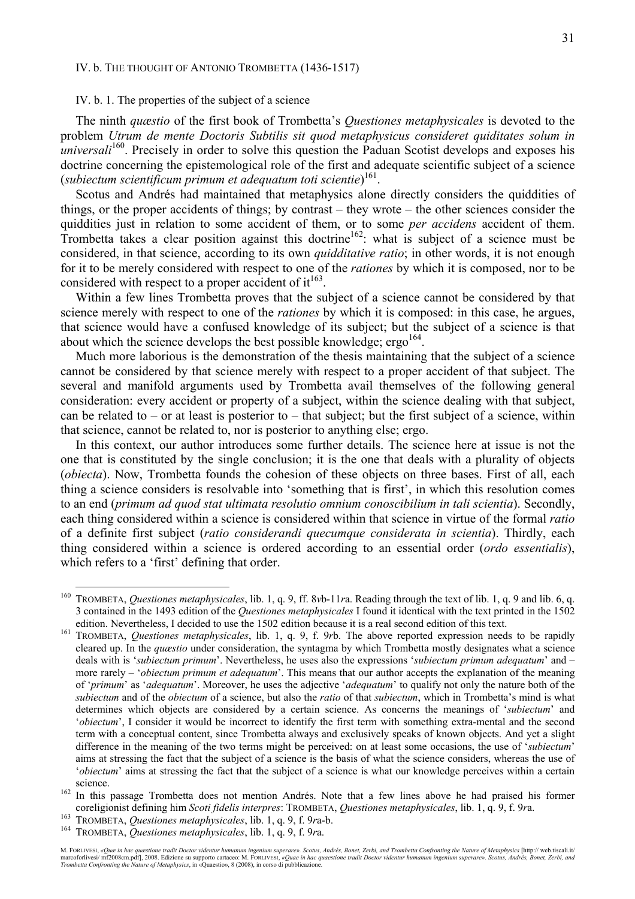### IV. b. The thought of Antonio Trombetta (1436-1517)

#### IV. b. 1. The properties of the subject of a science

The ninth *quæstio* of the first book of Trombetta's *Questiones metaphysicales* is devoted to the problem *Utrum de mente Doctoris Subtilis sit quod metaphysicus consideret quiditates solum in universali*[160]. Precisely in order to solve this question the Paduan Scotist develops and exposes his doctrine concerning the epistemological role of the first and adequate scientific subject of a science (*subiectum scientificum primum et adequatum toti scientie*)[161].

Scotus and Andrés had maintained that metaphysics alone directly considers the quiddities of things, or the proper accidents of things; by contrast – they wrote – the other sciences consider the quiddities just in relation to some accident of them, or to some *per accidens* accident of them. Trombetta takes a clear position against this doctrine[162]: what is subject of a science must be considered, in that science, according to its own *quidditative ratio*; in other words, it is not enough for it to be merely considered with respect to one of the *rationes* by which it is composed, nor to be considered with respect to a proper accident of it[163].

Within a few lines Trombetta proves that the subject of a science cannot be considered by that science merely with respect to one of the *rationes* by which it is composed: in this case, he argues, that science would have a confused knowledge of its subject; but the subject of a science is that about which the science develops the best possible knowledge; ergo[164].

Much more laborious is the demonstration of the thesis maintaining that the subject of a science cannot be considered by that science merely with respect to a proper accident of that subject. The several and manifold arguments used by Trombetta avail themselves of the following general consideration: every accident or property of a subject, within the science dealing with that subject, can be related to – or at least is posterior to – that subject; but the first subject of a science, within that science, cannot be related to, nor is posterior to anything else; ergo.

In this context, our author introduces some further details. The science here at issue is not the one that is constituted by the single conclusion; it is the one that deals with a plurality of objects (*obiecta*). Now, Trombetta founds the cohesion of these objects on three bases. First of all, each thing a science considers is resolvable into 'something that is first', in which this resolution comes to an end (*primum ad quod stat ultimata resolutio omnium conoscibilium in tali scientia*). Secondly, each thing considered within a science is considered within that science in virtue of the formal *ratio* of a definite first subject (*ratio considerandi quecumque considerata in scientia*). Thirdly, each thing considered within a science is ordered according to an essential order (*ordo essentialis*), which refers to a 'first' defining that order.

---

[160] Trombeta, *Questiones metaphysicales*, lib. 1, q. 9, ff. 8*v*b-11*r*a. Reading through the text of lib. 1, q. 9 and lib. 6, q. 3 contained in the 1493 edition of the *Questiones metaphysicales* I found it identical with the text printed in the 1502 edition. Nevertheless, I decided to use the 1502 edition because it is a real second edition of this text.

[161] Trombeta, *Questiones metaphysicales*, lib. 1, q. 9, f. 9*r*b. The above reported expression needs to be rapidly cleared up. In the *quæstio* under consideration, the syntagma by which Trombetta mostly designates what a science deals with is '*subiectum primum*'. Nevertheless, he uses also the expressions '*subiectum primum adequatum*' and – more rarely – '*obiectum primum et adequatum*'. This means that our author accepts the explanation of the meaning of '*primum*' as '*adequatum*'. Moreover, he uses the adjective '*adequatum*' to qualify not only the nature both of the *subiectum* and of the *obiectum* of a science, but also the *ratio* of that *subiectum*, which in Trombetta's mind is what determines which objects are considered by a certain science. As concerns the meanings of '*subiectum*' and '*obiectum*', I consider it would be incorrect to identify the first term with something extra-mental and the second term with a conceptual content, since Trombetta always and exclusively speaks of known objects. And yet a slight difference in the meaning of the two terms might be perceived: on at least some occasions, the use of '*subiectum*' aims at stressing the fact that the subject of a science is the basis of what the science considers, whereas the use of '*obiectum*' aims at stressing the fact that the subject of a science is what our knowledge perceives within a certain science.

[162] In this passage Trombetta does not mention Andrés. Note that a few lines above he had praised his former coreligionist defining him *Scoti fidelis interpres*: Trombeta, *Questiones metaphysicales*, lib. 1, q. 9, f. 9*r*a.

[163] Trombeta, *Questiones metaphysicales*, lib. 1, q. 9, f. 9*r*a-b.

[164] Trombeta, *Questiones metaphysicales*, lib. 1, q. 9, f. 9*r*a.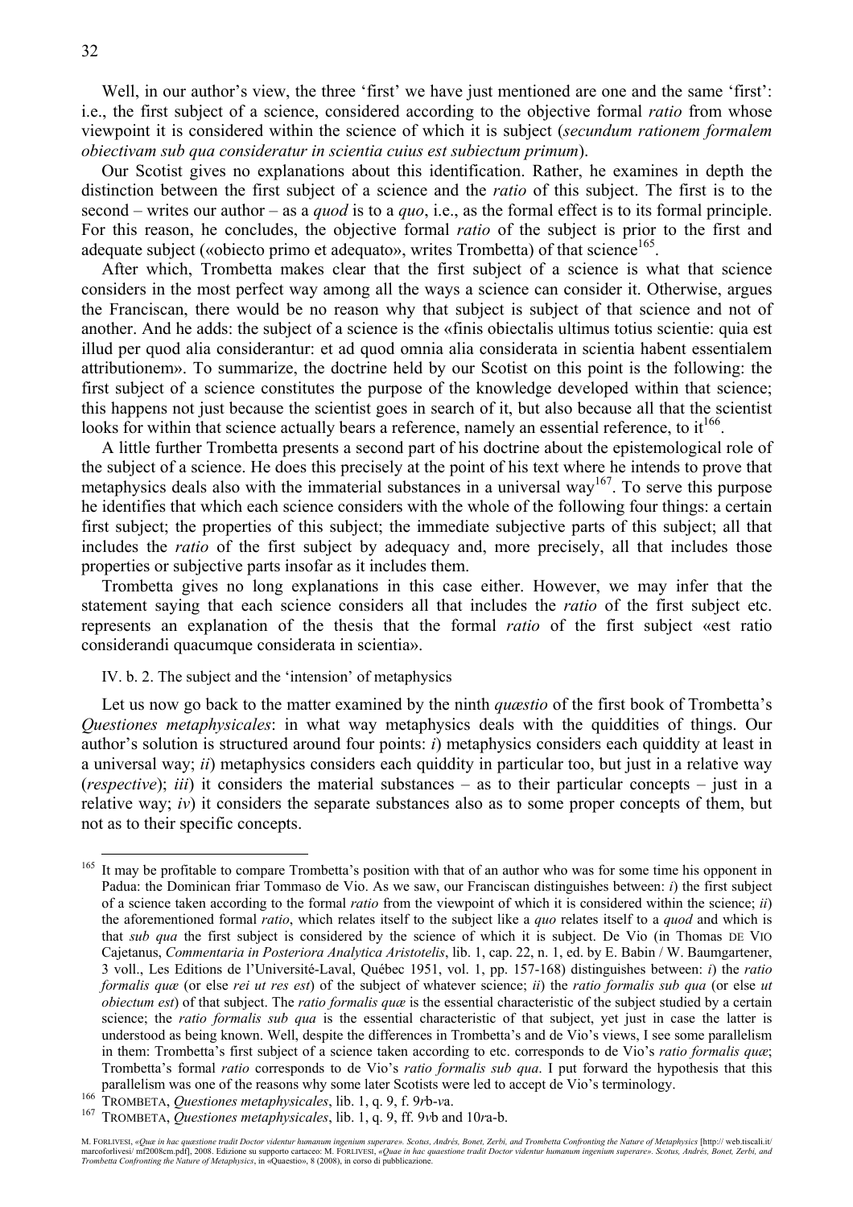Well, in our author's view, the three 'first' we have just mentioned are one and the same 'first': i.e., the first subject of a science, considered according to the objective formal *ratio* from whose viewpoint it is considered within the science of which it is subject (*secundum rationem formalem obiectivam sub qua consideratur in scientia cuius est subiectum primum*).

Our Scotist gives no explanations about this identification. Rather, he examines in depth the distinction between the first subject of a science and the *ratio* of this subject. The first is to the second – writes our author – as a *quod* is to a *quo*, i.e., as the formal effect is to its formal principle. For this reason, he concludes, the objective formal *ratio* of the subject is prior to the first and adequate subject («obiecto primo et adequato», writes Trombetta) of that science[165].

After which, Trombetta makes clear that the first subject of a science is what that science considers in the most perfect way among all the ways a science can consider it. Otherwise, argues the Franciscan, there would be no reason why that subject is subject of that science and not of another. And he adds: the subject of a science is the «finis obiectalis ultimus totius scientie: quia est illud per quod alia considerantur: et ad quod omnia alia considerata in scientia habent essentialem attributionem». To summarize, the doctrine held by our Scotist on this point is the following: the first subject of a science constitutes the purpose of the knowledge developed within that science; this happens not just because the scientist goes in search of it, but also because all that the scientist looks for within that science actually bears a reference, namely an essential reference, to it[166].

A little further Trombetta presents a second part of his doctrine about the epistemological role of the subject of a science. He does this precisely at the point of his text where he intends to prove that metaphysics deals also with the immaterial substances in a universal way[167]. To serve this purpose he identifies that which each science considers with the whole of the following four things: a certain first subject; the properties of this subject; the immediate subjective parts of this subject; all that includes the *ratio* of the first subject by adequacy and, more precisely, all that includes those properties or subjective parts insofar as it includes them.

Trombetta gives no long explanations in this case either. However, we may infer that the statement saying that each science considers all that includes the *ratio* of the first subject etc. represents an explanation of the thesis that the formal *ratio* of the first subject «est ratio considerandi quacumque considerata in scientia».

### IV. b. 2. The subject and the 'intension' of metaphysics

Let us now go back to the matter examined by the ninth *quæstio* of the first book of Trombetta's *Questiones metaphysicales*: in what way metaphysics deals with the quiddities of things. Our author's solution is structured around four points: *i*) metaphysics considers each quiddity at least in a universal way; *ii*) metaphysics considers each quiddity in particular too, but just in a relative way (*respective*); *iii*) it considers the material substances – as to their particular concepts – just in a relative way; *iv*) it considers the separate substances also as to some proper concepts of them, but not as to their specific concepts.

---

[165] It may be profitable to compare Trombetta's position with that of an author who was for some time his opponent in Padua: the Dominican friar Tommaso de Vio. As we saw, our Franciscan distinguishes between: *i*) the first subject of a science taken according to the formal *ratio* from the viewpoint of which it is considered within the science; *ii*) the aforementioned formal *ratio*, which relates itself to the subject like a *quo* relates itself to a *quod* and which is that *sub qua* the first subject is considered by the science of which it is subject. De Vio (in Thomas DE VIO Cajetanus, *Commentaria in Posteriora Analytica Aristotelis*, lib. 1, cap. 22, n. 1, ed. by E. Babin / W. Baumgartener, 3 voll., Les Editions de l'Université-Laval, Québec 1951, vol. 1, pp. 157-168) distinguishes between: *i*) the *ratio formalis quæ* (or else *rei ut res est*) of the subject of whatever science; *ii*) the *ratio formalis sub qua* (or else *ut obiectum est*) of that subject. The *ratio formalis quæ* is the essential characteristic of the subject studied by a certain science; the *ratio formalis sub qua* is the essential characteristic of that subject, yet just in case the latter is understood as being known. Well, despite the differences in Trombetta's and de Vio's views, I see some parallelism in them: Trombetta's first subject of a science taken according to etc. corresponds to de Vio's *ratio formalis quæ*; Trombetta's formal *ratio* corresponds to de Vio's *ratio formalis sub qua*. I put forward the hypothesis that this parallelism was one of the reasons why some later Scotists were led to accept de Vio's terminology.

[166] TROMBETTA, *Questiones metaphysicales*, lib. 1, q. 9, f. 9*r*b-*v*a.

[167] TROMBETTA, *Questiones metaphysicales*, lib. 1, q. 9, ff. 9*v*b and 10*r*a-b.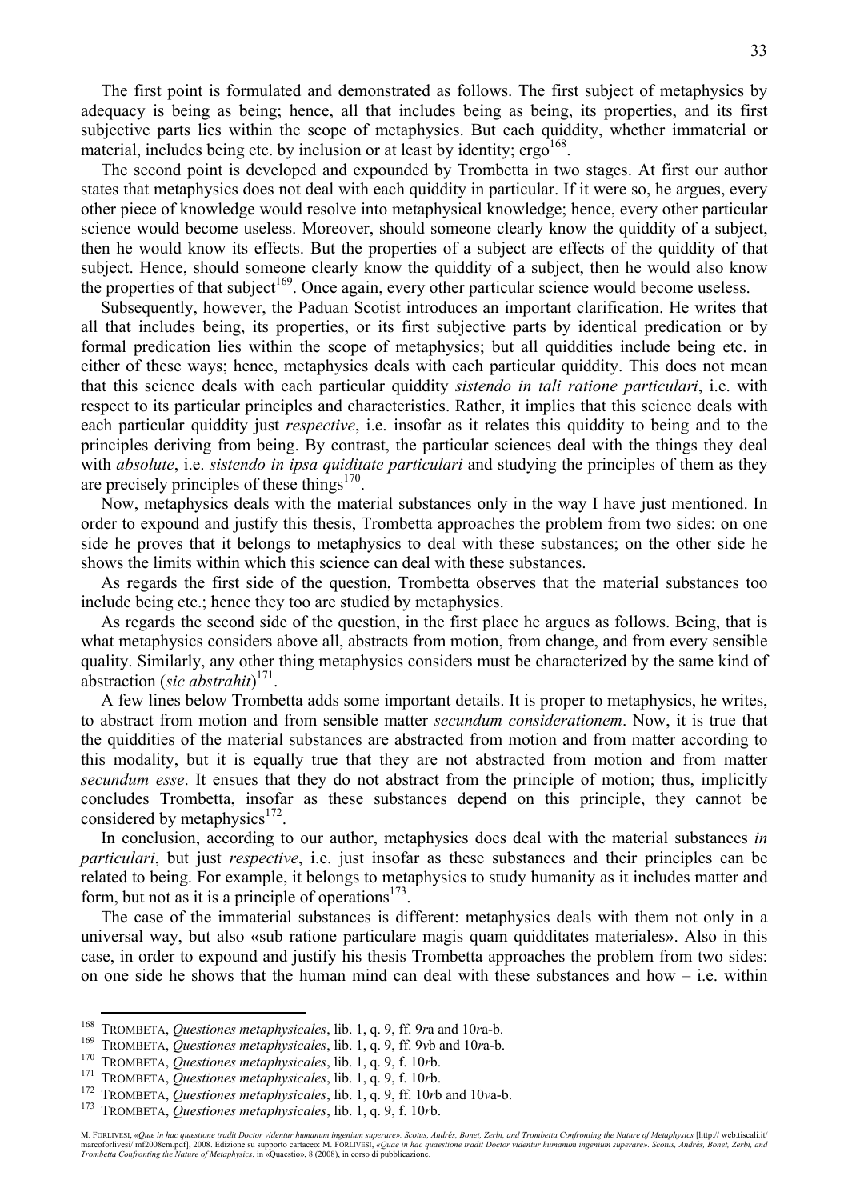The first point is formulated and demonstrated as follows. The first subject of metaphysics by adequacy is being as being; hence, all that includes being as being, its properties, and its first subjective parts lies within the scope of metaphysics. But each quiddity, whether immaterial or material, includes being etc. by inclusion or at least by identity; ergo[168].

The second point is developed and expounded by Trombetta in two stages. At first our author states that metaphysics does not deal with each quiddity in particular. If it were so, he argues, every other piece of knowledge would resolve into metaphysical knowledge; hence, every other particular science would become useless. Moreover, should someone clearly know the quiddity of a subject, then he would know its effects. But the properties of a subject are effects of the quiddity of that subject. Hence, should someone clearly know the quiddity of a subject, then he would also know the properties of that subject[169]. Once again, every other particular science would become useless.

Subsequently, however, the Paduan Scotist introduces an important clarification. He writes that all that includes being, its properties, or its first subjective parts by identical predication or by formal predication lies within the scope of metaphysics; but all quiddities include being etc. in either of these ways; hence, metaphysics deals with each particular quiddity. This does not mean that this science deals with each particular quiddity *sistendo in tali ratione particulari*, i.e. with respect to its particular principles and characteristics. Rather, it implies that this science deals with each particular quiddity just *respective*, i.e. insofar as it relates this quiddity to being and to the principles deriving from being. By contrast, the particular sciences deal with the things they deal with *absolute*, i.e. *sistendo in ipsa quiditate particulari* and studying the principles of them as they are precisely principles of these things[170].

Now, metaphysics deals with the material substances only in the way I have just mentioned. In order to expound and justify this thesis, Trombetta approaches the problem from two sides: on one side he proves that it belongs to metaphysics to deal with these substances; on the other side he shows the limits within which this science can deal with these substances.

As regards the first side of the question, Trombetta observes that the material substances too include being etc.; hence they too are studied by metaphysics.

As regards the second side of the question, in the first place he argues as follows. Being, that is what metaphysics considers above all, abstracts from motion, from change, and from every sensible quality. Similarly, any other thing metaphysics considers must be characterized by the same kind of abstraction (*sic abstrahit*)[171].

A few lines below Trombetta adds some important details. It is proper to metaphysics, he writes, to abstract from motion and from sensible matter *secundum considerationem*. Now, it is true that the quiddities of the material substances are abstracted from motion and from matter according to this modality, but it is equally true that they are not abstracted from motion and from matter *secundum esse*. It ensues that they do not abstract from the principle of motion; thus, implicitly concludes Trombetta, insofar as these substances depend on this principle, they cannot be considered by metaphysics[172].

In conclusion, according to our author, metaphysics does deal with the material substances *in particulari*, but just *respective*, i.e. just insofar as these substances and their principles can be related to being. For example, it belongs to metaphysics to study humanity as it includes matter and form, but not as it is a principle of operations[173].

The case of the immaterial substances is different: metaphysics deals with them not only in a universal way, but also «sub ratione particulare magis quam quidditates materiales». Also in this case, in order to expound and justify his thesis Trombetta approaches the problem from two sides: on one side he shows that the human mind can deal with these substances and how – i.e. within

---

[168] TROMBETA, *Questiones metaphysicales*, lib. 1, q. 9, ff. 9*r*a and 10*r*a-b.

[169] TROMBETA, *Questiones metaphysicales*, lib. 1, q. 9, ff. 9*v*b and 10*r*a-b.

[170] TROMBETA, *Questiones metaphysicales*, lib. 1, q. 9, f. 10*r*b.

[171] TROMBETA, *Questiones metaphysicales*, lib. 1, q. 9, f. 10*r*b.

[172] TROMBETA, *Questiones metaphysicales*, lib. 1, q. 9, ff. 10*r*b and 10*v*a-b.

[173] TROMBETA, *Questiones metaphysicales*, lib. 1, q. 9, f. 10*r*b.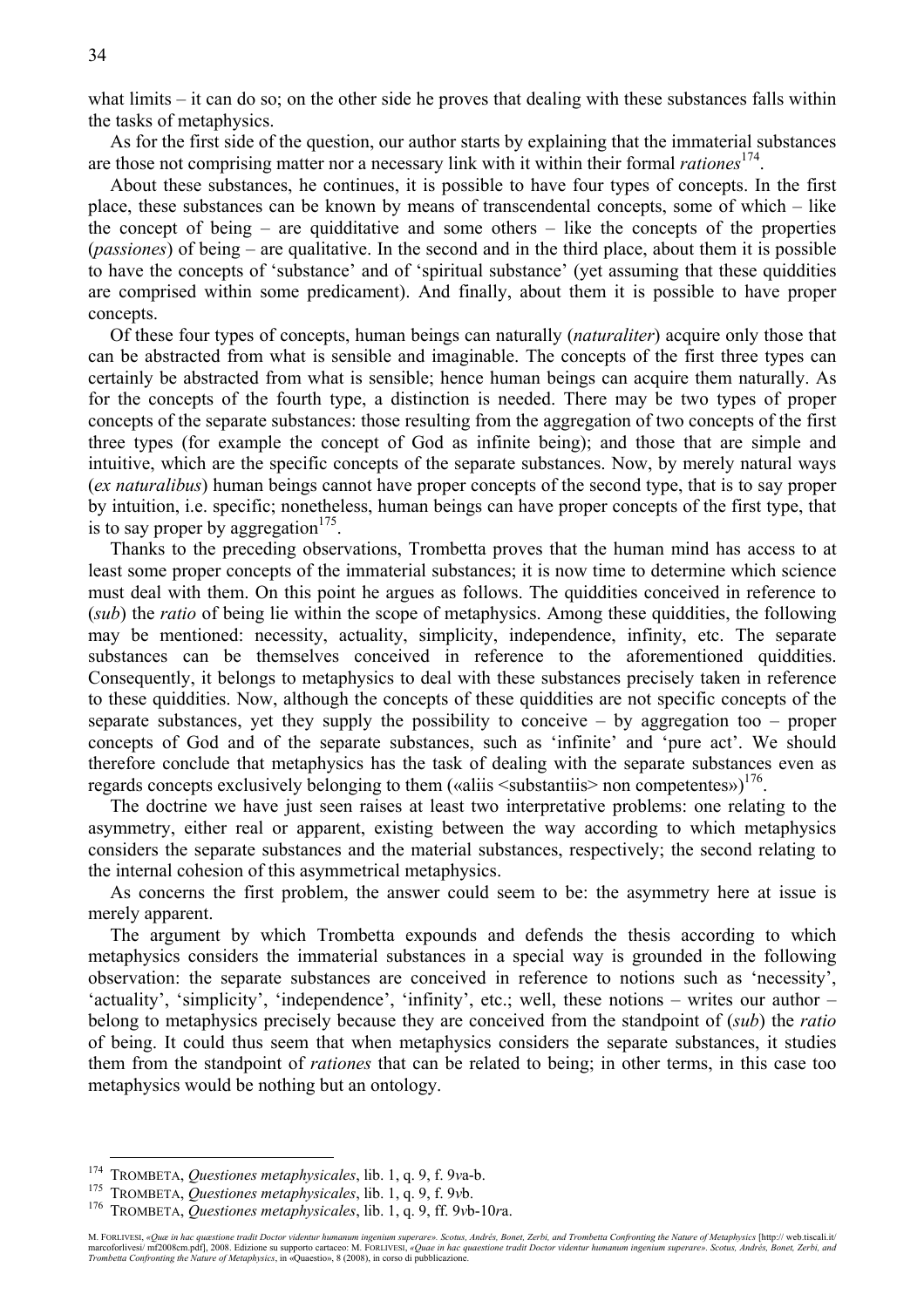what limits – it can do so; on the other side he proves that dealing with these substances falls within the tasks of metaphysics.

As for the first side of the question, our author starts by explaining that the immaterial substances are those not comprising matter nor a necessary link with it within their formal *rationes*[174].

About these substances, he continues, it is possible to have four types of concepts. In the first place, these substances can be known by means of transcendental concepts, some of which – like the concept of being – are quidditative and some others – like the concepts of the properties (*passiones*) of being – are qualitative. In the second and in the third place, about them it is possible to have the concepts of 'substance' and of 'spiritual substance' (yet assuming that these quiddities are comprised within some predicament). And finally, about them it is possible to have proper concepts.

Of these four types of concepts, human beings can naturally (*naturaliter*) acquire only those that can be abstracted from what is sensible and imaginable. The concepts of the first three types can certainly be abstracted from what is sensible; hence human beings can acquire them naturally. As for the concepts of the fourth type, a distinction is needed. There may be two types of proper concepts of the separate substances: those resulting from the aggregation of two concepts of the first three types (for example the concept of God as infinite being); and those that are simple and intuitive, which are the specific concepts of the separate substances. Now, by merely natural ways (*ex naturalibus*) human beings cannot have proper concepts of the second type, that is to say proper by intuition, i.e. specific; nonetheless, human beings can have proper concepts of the first type, that is to say proper by aggregation[175].

Thanks to the preceding observations, Trombetta proves that the human mind has access to at least some proper concepts of the immaterial substances; it is now time to determine which science must deal with them. On this point he argues as follows. The quiddities conceived in reference to (*sub*) the *ratio* of being lie within the scope of metaphysics. Among these quiddities, the following may be mentioned: necessity, actuality, simplicity, independence, infinity, etc. The separate substances can be themselves conceived in reference to the aforementioned quiddities. Consequently, it belongs to metaphysics to deal with these substances precisely taken in reference to these quiddities. Now, although the concepts of these quiddities are not specific concepts of the separate substances, yet they supply the possibility to conceive – by aggregation too – proper concepts of God and of the separate substances, such as 'infinite' and 'pure act'. We should therefore conclude that metaphysics has the task of dealing with the separate substances even as regards concepts exclusively belonging to them («aliis <substantiis> non competentes»)[176].

The doctrine we have just seen raises at least two interpretative problems: one relating to the asymmetry, either real or apparent, existing between the way according to which metaphysics considers the separate substances and the material substances, respectively; the second relating to the internal cohesion of this asymmetrical metaphysics.

As concerns the first problem, the answer could seem to be: the asymmetry here at issue is merely apparent.

The argument by which Trombetta expounds and defends the thesis according to which metaphysics considers the immaterial substances in a special way is grounded in the following observation: the separate substances are conceived in reference to notions such as 'necessity', 'actuality', 'simplicity', 'independence', 'infinity', etc.; well, these notions – writes our author – belong to metaphysics precisely because they are conceived from the standpoint of (*sub*) the *ratio* of being. It could thus seem that when metaphysics considers the separate substances, it studies them from the standpoint of *rationes* that can be related to being; in other terms, in this case too metaphysics would be nothing but an ontology.

---

[174] TROMBETTA, *Questiones metaphysicales*, lib. 1, q. 9, f. 9*v*a-b.

[175] TROMBETTA, *Questiones metaphysicales*, lib. 1, q. 9, f. 9*v*b.

[176] TROMBETTA, *Questiones metaphysicales*, lib. 1, q. 9, ff. 9*v*b-10*r*a.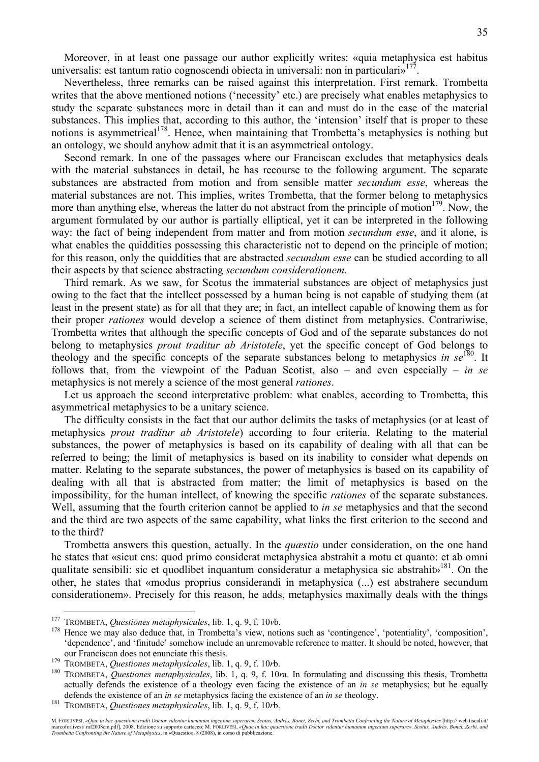Moreover, in at least one passage our author explicitly writes: «quia metaphysica est habitus universalis: est tantum ratio cognoscendi obiecta in universali: non in particulari»[177].

Nevertheless, three remarks can be raised against this interpretation. First remark. Trombetta writes that the above mentioned notions ('necessity' etc.) are precisely what enables metaphysics to study the separate substances more in detail than it can and must do in the case of the material substances. This implies that, according to this author, the 'intension' itself that is proper to these notions is asymmetrical[178]. Hence, when maintaining that Trombetta's metaphysics is nothing but an ontology, we should anyhow admit that it is an asymmetrical ontology.

Second remark. In one of the passages where our Franciscan excludes that metaphysics deals with the material substances in detail, he has recourse to the following argument. The separate substances are abstracted from motion and from sensible matter *secundum esse*, whereas the material substances are not. This implies, writes Trombetta, that the former belong to metaphysics more than anything else, whereas the latter do not abstract from the principle of motion[179]. Now, the argument formulated by our author is partially elliptical, yet it can be interpreted in the following way: the fact of being independent from matter and from motion *secundum esse*, and it alone, is what enables the quiddities possessing this characteristic not to depend on the principle of motion; for this reason, only the quiddities that are abstracted *secundum esse* can be studied according to all their aspects by that science abstracting *secundum considerationem*.

Third remark. As we saw, for Scotus the immaterial substances are object of metaphysics just owing to the fact that the intellect possessed by a human being is not capable of studying them (at least in the present state) as for all that they are; in fact, an intellect capable of knowing them as for their proper *rationes* would develop a science of them distinct from metaphysics. Contrariwise, Trombetta writes that although the specific concepts of God and of the separate substances do not belong to metaphysics *prout traditur ab Aristotele*, yet the specific concept of God belongs to theology and the specific concepts of the separate substances belong to metaphysics *in se*[180]. It follows that, from the viewpoint of the Paduan Scotist, also – and even especially – *in se* metaphysics is not merely a science of the most general *rationes*.

Let us approach the second interpretative problem: what enables, according to Trombetta, this asymmetrical metaphysics to be a unitary science.

The difficulty consists in the fact that our author delimits the tasks of metaphysics (or at least of metaphysics *prout traditur ab Aristotele*) according to four criteria. Relating to the material substances, the power of metaphysics is based on its capability of dealing with all that can be referred to being; the limit of metaphysics is based on its inability to consider what depends on matter. Relating to the separate substances, the power of metaphysics is based on its capability of dealing with all that is abstracted from matter; the limit of metaphysics is based on the impossibility, for the human intellect, of knowing the specific *rationes* of the separate substances. Well, assuming that the fourth criterion cannot be applied to *in se* metaphysics and that the second and the third are two aspects of the same capability, what links the first criterion to the second and to the third?

Trombetta answers this question, actually. In the *quæstio* under consideration, on the one hand he states that «sicut ens: quod primo considerat metaphysica abstrahit a motu et quanto: et ab omni qualitate sensibili: sic et quodlibet inquantum consideratur a metaphysica sic abstrahit»[181]. On the other, he states that «modus proprius considerandi in metaphysica (...) est abstrahere secundum considerationem». Precisely for this reason, he adds, metaphysics maximally deals with the things

---

[177] TROMBETTA, *Questiones metaphysicales*, lib. 1, q. 9, f. 10*v*b.

[178] Hence we may also deduce that, in Trombetta's view, notions such as 'contingence', 'potentiality', 'composition', 'dependence', and 'finitude' somehow include an unremovable reference to matter. It should be noted, however, that our Franciscan does not enunciate this thesis.

[179] TROMBETTA, *Questiones metaphysicales*, lib. 1, q. 9, f. 10*r*b.

[180] TROMBETTA, *Questiones metaphysicales*, lib. 1, q. 9, f. 10*r*a. In formulating and discussing this thesis, Trombetta actually defends the existence of a theology even facing the existence of an *in se* metaphysics; but he equally defends the existence of an *in se* metaphysics facing the existence of an *in se* theology.

[181] TROMBETTA, *Questiones metaphysicales*, lib. 1, q. 9, f. 10*r*b.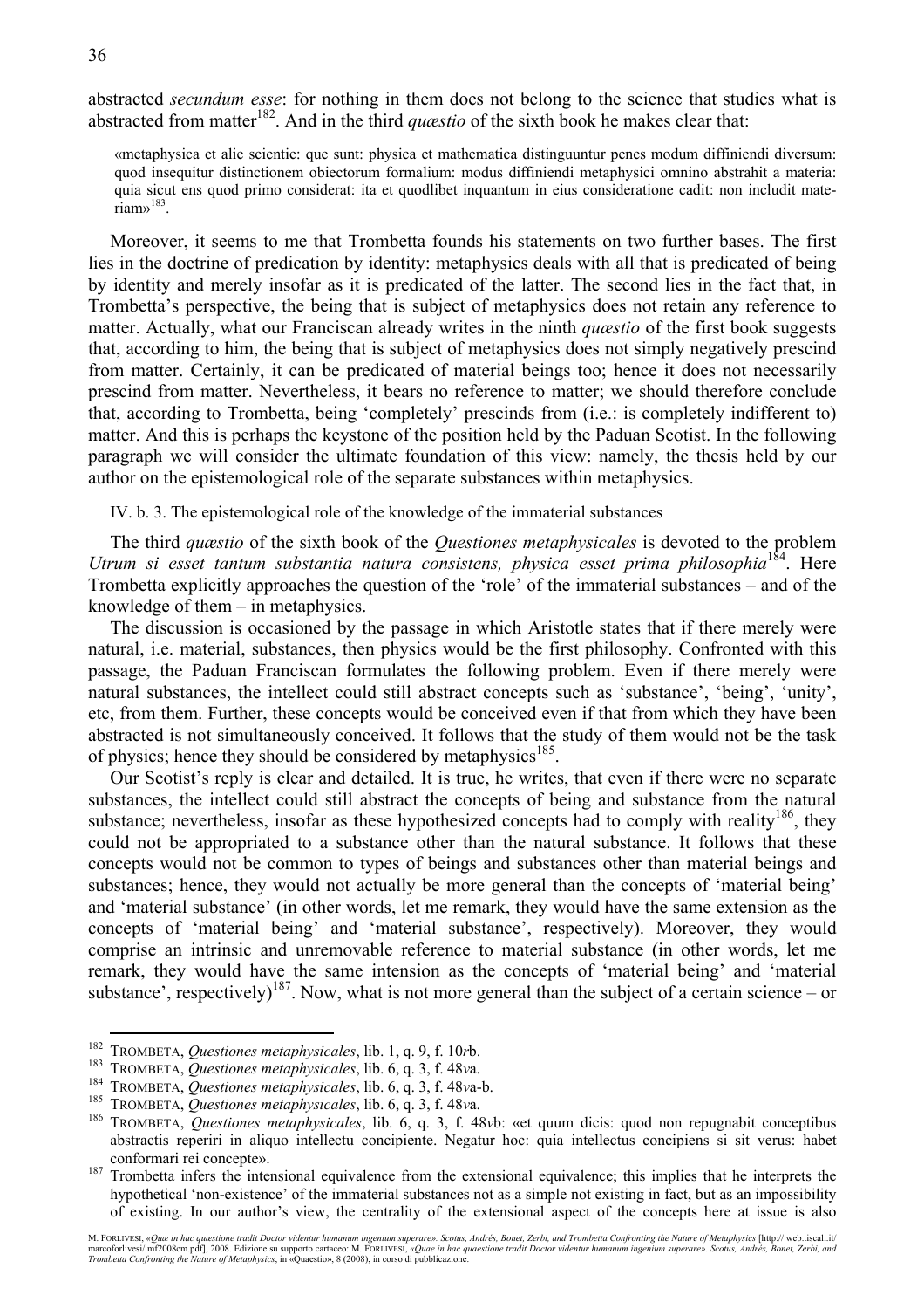abstracted *secundum esse*: for nothing in them does not belong to the science that studies what is abstracted from matter[182]. And in the third *quæstio* of the sixth book he makes clear that:

> «metaphysica et alie scientie: que sunt: physica et mathematica distinguuntur penes modum diffiniendi diversum: quod insequitur distinctionem obiectorum formalium: modus diffiniendi metaphysici omnino abstrahit a materia: quia sicut ens quod primo considerat: ita et quodlibet inquantum in eius consideratione cadit: non includit materiam»[183].

Moreover, it seems to me that Trombetta founds his statements on two further bases. The first lies in the doctrine of predication by identity: metaphysics deals with all that is predicated of being by identity and merely insofar as it is predicated of the latter. The second lies in the fact that, in Trombetta's perspective, the being that is subject of metaphysics does not retain any reference to matter. Actually, what our Franciscan already writes in the ninth *quæstio* of the first book suggests that, according to him, the being that is subject of metaphysics does not simply negatively prescind from matter. Certainly, it can be predicated of material beings too; hence it does not necessarily prescind from matter. Nevertheless, it bears no reference to matter; we should therefore conclude that, according to Trombetta, being 'completely' prescinds from (i.e.: is completely indifferent to) matter. And this is perhaps the keystone of the position held by the Paduan Scotist. In the following paragraph we will consider the ultimate foundation of this view: namely, the thesis held by our author on the epistemological role of the separate substances within metaphysics.

IV. b. 3. The epistemological role of the knowledge of the immaterial substances

The third *quæstio* of the sixth book of the *Questiones metaphysicales* is devoted to the problem *Utrum si esset tantum substantia natura consistens, physica esset prima philosophia*[184]. Here Trombetta explicitly approaches the question of the 'role' of the immaterial substances – and of the knowledge of them – in metaphysics.

The discussion is occasioned by the passage in which Aristotle states that if there merely were natural, i.e. material, substances, then physics would be the first philosophy. Confronted with this passage, the Paduan Franciscan formulates the following problem. Even if there merely were natural substances, the intellect could still abstract concepts such as 'substance', 'being', 'unity', etc, from them. Further, these concepts would be conceived even if that from which they have been abstracted is not simultaneously conceived. It follows that the study of them would not be the task of physics; hence they should be considered by metaphysics[185].

Our Scotist's reply is clear and detailed. It is true, he writes, that even if there were no separate substances, the intellect could still abstract the concepts of being and substance from the natural substance; nevertheless, insofar as these hypothesized concepts had to comply with reality[186], they could not be appropriated to a substance other than the natural substance. It follows that these concepts would not be common to types of beings and substances other than material beings and substances; hence, they would not actually be more general than the concepts of 'material being' and 'material substance' (in other words, let me remark, they would have the same extension as the concepts of 'material being' and 'material substance', respectively). Moreover, they would comprise an intrinsic and unremovable reference to material substance (in other words, let me remark, they would have the same intension as the concepts of 'material being' and 'material substance', respectively)[187]. Now, what is not more general than the subject of a certain science – or

---

[182] TROMBETA, *Questiones metaphysicales*, lib. 1, q. 9, f. 10*r*b.

[183] TROMBETA, *Questiones metaphysicales*, lib. 6, q. 3, f. 48*v*a.

[184] TROMBETA, *Questiones metaphysicales*, lib. 6, q. 3, f. 48*v*a-b.

[185] TROMBETA, *Questiones metaphysicales*, lib. 6, q. 3, f. 48*v*a.

[186] TROMBETA, *Questiones metaphysicales*, lib. 6, q. 3, f. 48*v*b: «et quum dicis: quod non repugnabit conceptibus abstractis reperiri in aliquo intellectu concipiente. Negatur hoc: quia intellectus concipiens si sit verus: habet conformari rei concepte».

[187] Trombetta infers the intensional equivalence from the extensional equivalence; this implies that he interprets the hypothetical 'non-existence' of the immaterial substances not as a simple not existing in fact, but as an impossibility of existing. In our author's view, the centrality of the extensional aspect of the concepts here at issue is also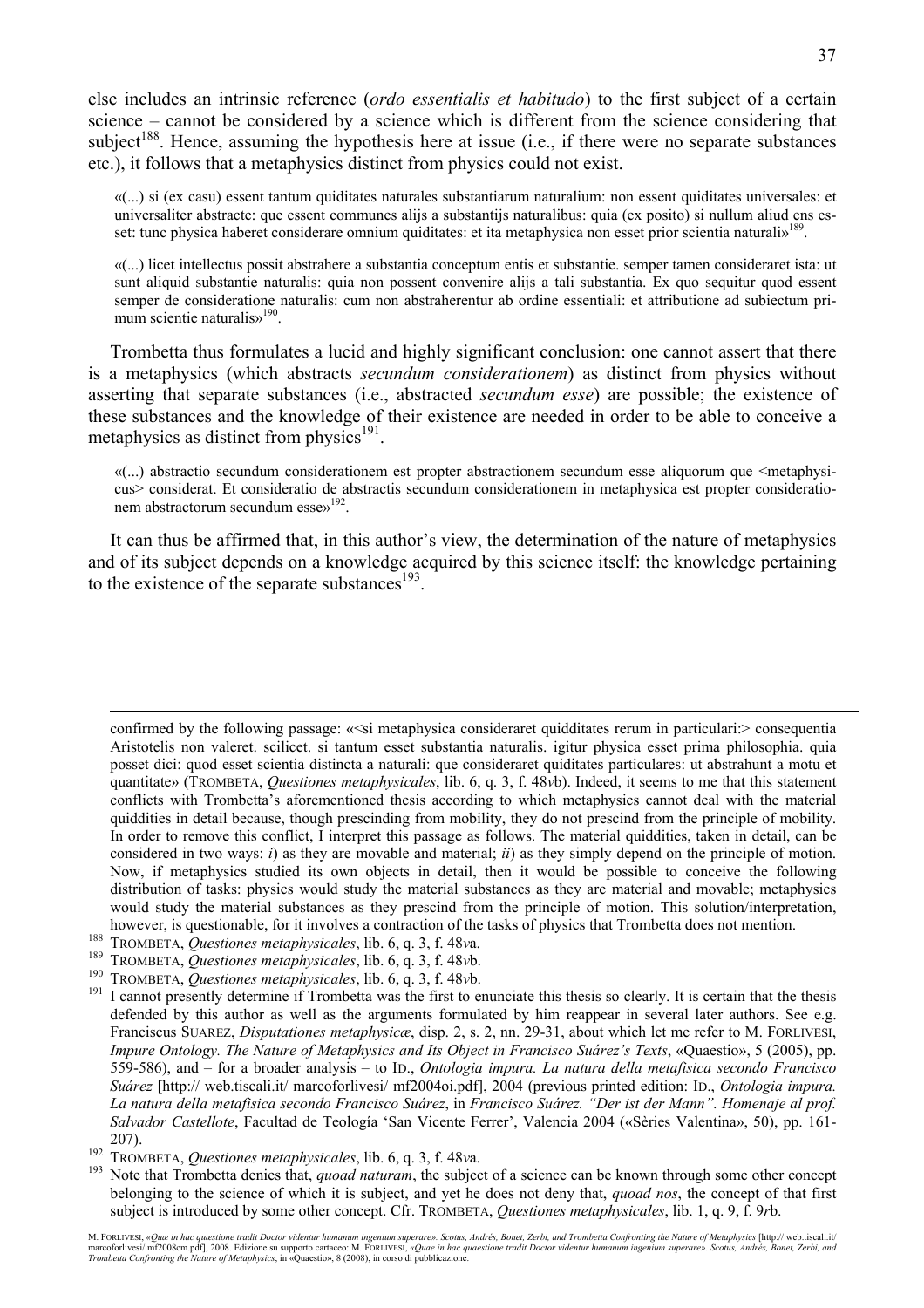else includes an intrinsic reference (*ordo essentialis et habitudo*) to the first subject of a certain science – cannot be considered by a science which is different from the science considering that subject[188]. Hence, assuming the hypothesis here at issue (i.e., if there were no separate substances etc.), it follows that a metaphysics distinct from physics could not exist.

> «(...) si (ex casu) essent tantum quiditates naturales substantiarum naturalium: non essent quiditates universales: et universaliter abstracte: que essent communes alijs a substantijs naturalibus: quia (ex posito) si nullum aliud ens esset: tunc physica haberet considerare omnium quiditates: et ita metaphysica non esset prior scientia naturali»[189].

> «(...) licet intellectus possit abstrahere a substantia conceptum entis et substantie. semper tamen consideraret ista: ut sunt aliquid substantie naturalis: quia non possent convenire alijs a tali substantia. Ex quo sequitur quod essent semper de consideratione naturalis: cum non abstraherentur ab ordine essentiali: et attributione ad subiectum primum scientie naturalis»[190].

Trombetta thus formulates a lucid and highly significant conclusion: one cannot assert that there is a metaphysics (which abstracts *secundum considerationem*) as distinct from physics without asserting that separate substances (i.e., abstracted *secundum esse*) are possible; the existence of these substances and the knowledge of their existence are needed in order to be able to conceive a metaphysics as distinct from physics[191].

> «(...) abstractio secundum considerationem est propter abstractionem secundum esse aliquorum que <metaphysicus> considerat. Et consideratio de abstractis secundum considerationem in metaphysica est propter considerationem abstractorum secundum esse»[192].

It can thus be affirmed that, in this author's view, the determination of the nature of metaphysics and of its subject depends on a knowledge acquired by this science itself: the knowledge pertaining to the existence of the separate substances[193].

---

confirmed by the following passage: «<si metaphysica consideraret quidditates rerum in particulari:> consequentia Aristotelis non valeret. scilicet. si tantum esset substantia naturalis. igitur physica esset prima philosophia. quia posset dici: quod esset scientia distincta a naturali: que consideraret quiditates particulares: ut abstrahunt a motu et quantitate» (TROMBETA, *Questiones metaphysicales*, lib. 6, q. 3, f. 48*v*b). Indeed, it seems to me that this statement conflicts with Trombetta's aforementioned thesis according to which metaphysics cannot deal with the material quiddities in detail because, though prescinding from mobility, they do not prescind from the principle of mobility. In order to remove this conflict, I interpret this passage as follows. The material quiddities, taken in detail, can be considered in two ways: *i*) as they are movable and material; *ii*) as they simply depend on the principle of motion. Now, if metaphysics studied its own objects in detail, then it would be possible to conceive the following distribution of tasks: physics would study the material substances as they are material and movable; metaphysics would study the material substances as they prescind from the principle of motion. This solution/interpretation, however, is questionable, for it involves a contraction of the tasks of physics that Trombetta does not mention.

[188] TROMBETA, *Questiones metaphysicales*, lib. 6, q. 3, f. 48*v*a.

[189] TROMBETA, *Questiones metaphysicales*, lib. 6, q. 3, f. 48*v*b.

[190] TROMBETA, *Questiones metaphysicales*, lib. 6, q. 3, f. 48*v*b.

[191] I cannot presently determine if Trombetta was the first to enunciate this thesis so clearly. It is certain that the thesis defended by this author as well as the arguments formulated by him reappear in several later authors. See e.g. Franciscus SUAREZ, *Disputationes metaphysicæ*, disp. 2, s. 2, nn. 29-31, about which let me refer to M. FORLIVESI, *Impure Ontology. The Nature of Metaphysics and Its Object in Francisco Suárez's Texts*, «Quaestio», 5 (2005), pp. 559-586), and – for a broader analysis – to ID., *Ontologia impura. La natura della metafisica secondo Francisco Suárez* [http:// web.tiscali.it/ marcoforlivesi/ mf2004oi.pdf], 2004 (previous printed edition: ID., *Ontologia impura. La natura della metafisica secondo Francisco Suárez*, in *Francisco Suárez. "Der ist der Mann". Homenaje al prof. Salvador Castellote*, Facultad de Teología 'San Vicente Ferrer', Valencia 2004 («Sèries Valentina», 50), pp. 161-207).

[192] TROMBETA, *Questiones metaphysicales*, lib. 6, q. 3, f. 48*v*a.

[193] Note that Trombetta denies that, *quoad naturam*, the subject of a science can be known through some other concept belonging to the science of which it is subject, and yet he does not deny that, *quoad nos*, the concept of that first subject is introduced by some other concept. Cfr. TROMBETA, *Questiones metaphysicales*, lib. 1, q. 9, f. 9*r*b.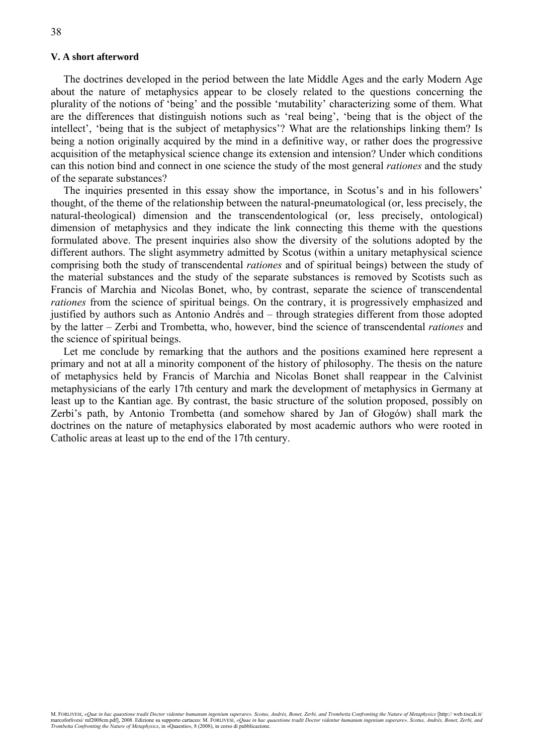### V. A short afterword

The doctrines developed in the period between the late Middle Ages and the early Modern Age about the nature of metaphysics appear to be closely related to the questions concerning the plurality of the notions of 'being' and the possible 'mutability' characterizing some of them. What are the differences that distinguish notions such as 'real being', 'being that is the object of the intellect', 'being that is the subject of metaphysics'? What are the relationships linking them? Is being a notion originally acquired by the mind in a definitive way, or rather does the progressive acquisition of the metaphysical science change its extension and intension? Under which conditions can this notion bind and connect in one science the study of the most general *rationes* and the study of the separate substances?

The inquiries presented in this essay show the importance, in Scotus's and in his followers' thought, of the theme of the relationship between the natural-pneumatological (or, less precisely, the natural-theological) dimension and the transcendentological (or, less precisely, ontological) dimension of metaphysics and they indicate the link connecting this theme with the questions formulated above. The present inquiries also show the diversity of the solutions adopted by the different authors. The slight asymmetry admitted by Scotus (within a unitary metaphysical science comprising both the study of transcendental *rationes* and of spiritual beings) between the study of the material substances and the study of the separate substances is removed by Scotists such as Francis of Marchia and Nicolas Bonet, who, by contrast, separate the science of transcendental *rationes* from the science of spiritual beings. On the contrary, it is progressively emphasized and justified by authors such as Antonio Andrés and – through strategies different from those adopted by the latter – Zerbi and Trombetta, who, however, bind the science of transcendental *rationes* and the science of spiritual beings.

Let me conclude by remarking that the authors and the positions examined here represent a primary and not at all a minority component of the history of philosophy. The thesis on the nature of metaphysics held by Francis of Marchia and Nicolas Bonet shall reappear in the Calvinist metaphysicians of the early 17th century and mark the development of metaphysics in Germany at least up to the Kantian age. By contrast, the basic structure of the solution proposed, possibly on Zerbi's path, by Antonio Trombetta (and somehow shared by Jan of Głogów) shall mark the doctrines on the nature of metaphysics elaborated by most academic authors who were rooted in Catholic areas at least up to the end of the 17th century.